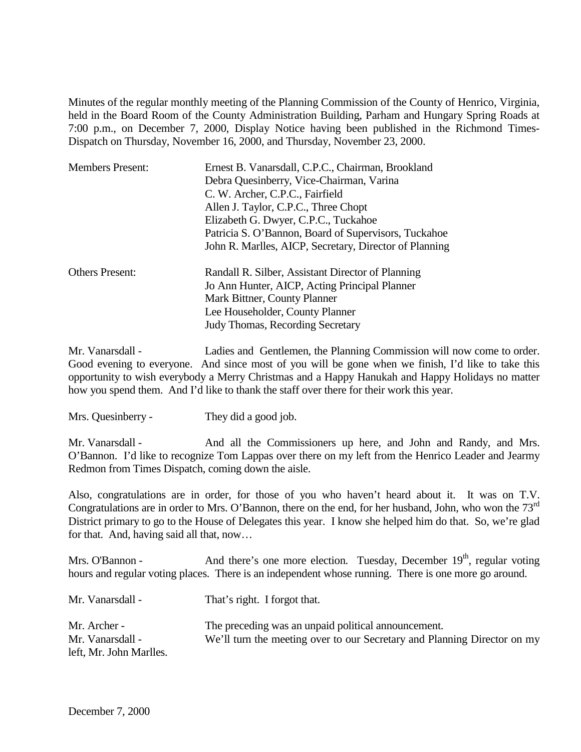Minutes of the regular monthly meeting of the Planning Commission of the County of Henrico, Virginia, held in the Board Room of the County Administration Building, Parham and Hungary Spring Roads at 7:00 p.m., on December 7, 2000, Display Notice having been published in the Richmond Times-Dispatch on Thursday, November 16, 2000, and Thursday, November 23, 2000.

| | |
|---|---|
| Members Present: | Ernest B. Vanarsdall, C.P.C., Chairman, Brookland |
| | Debra Quesinberry, Vice-Chairman, Varina |
| | C. W. Archer, C.P.C., Fairfield |
| | Allen J. Taylor, C.P.C., Three Chopt |
| | Elizabeth G. Dwyer, C.P.C., Tuckahoe |
| | Patricia S. O'Bannon, Board of Supervisors, Tuckahoe |
| | John R. Marlles, AICP, Secretary, Director of Planning |
| Others Present: | Randall R. Silber, Assistant Director of Planning |
| | Jo Ann Hunter, AICP, Acting Principal Planner |
| | Mark Bittner, County Planner |
| | Lee Householder, County Planner |
| | Judy Thomas, Recording Secretary |

Mr. Vanarsdall - Ladies and Gentlemen, the Planning Commission will now come to order. Good evening to everyone. And since most of you will be gone when we finish, I'd like to take this opportunity to wish everybody a Merry Christmas and a Happy Hanukah and Happy Holidays no matter how you spend them. And I'd like to thank the staff over there for their work this year.

Mrs. Quesinberry - They did a good job.

Mr. Vanarsdall - And all the Commissioners up here, and John and Randy, and Mrs. O'Bannon. I'd like to recognize Tom Lappas over there on my left from the Henrico Leader and Jearmy Redmon from Times Dispatch, coming down the aisle.

Also, congratulations are in order, for those of you who haven't heard about it. It was on T.V. Congratulations are in order to Mrs. O'Bannon, there on the end, for her husband, John, who won the 73rd District primary to go to the House of Delegates this year. I know she helped him do that. So, we're glad for that. And, having said all that, now…

Mrs. O'Bannon - And there's one more election. Tuesday, December 19th, regular voting hours and regular voting places. There is an independent whose running. There is one more go around.

Mr. Vanarsdall - That's right. I forgot that.

Mr. Archer - The preceding was an unpaid political announcement.

Mr. Vanarsdall - We'll turn the meeting over to our Secretary and Planning Director on my left, Mr. John Marlles.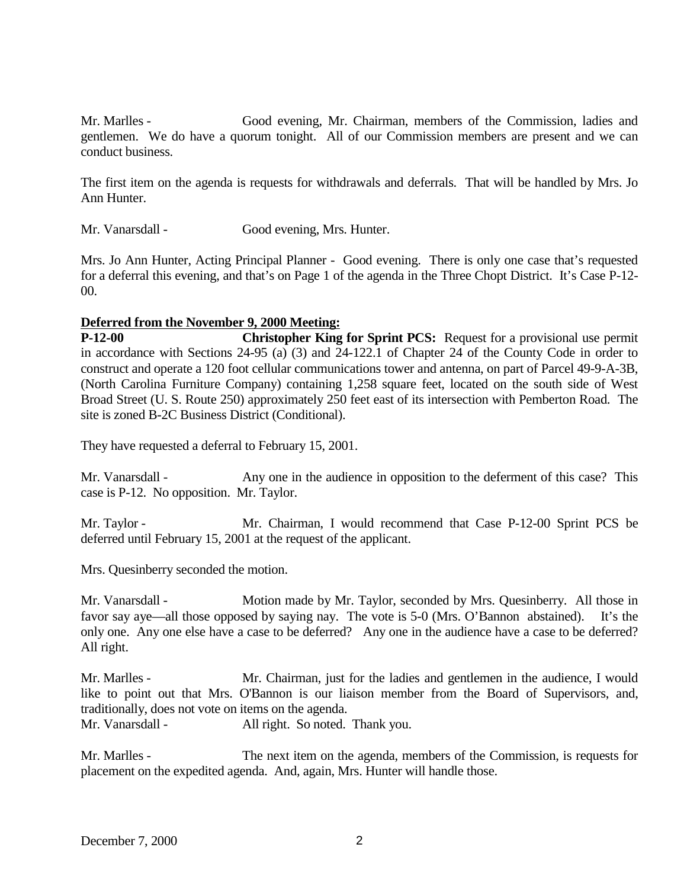Mr. Marlles - Good evening, Mr. Chairman, members of the Commission, ladies and gentlemen. We do have a quorum tonight. All of our Commission members are present and we can conduct business.

The first item on the agenda is requests for withdrawals and deferrals. That will be handled by Mrs. Jo Ann Hunter.

Mr. Vanarsdall - Good evening, Mrs. Hunter.

Mrs. Jo Ann Hunter, Acting Principal Planner - Good evening. There is only one case that's requested for a deferral this evening, and that's on Page 1 of the agenda in the Three Chopt District. It's Case P-12-00.

**Deferred from the November 9, 2000 Meeting:**

**P-12-00** **Christopher King for Sprint PCS:** Request for a provisional use permit in accordance with Sections 24-95 (a) (3) and 24-122.1 of Chapter 24 of the County Code in order to construct and operate a 120 foot cellular communications tower and antenna, on part of Parcel 49-9-A-3B, (North Carolina Furniture Company) containing 1,258 square feet, located on the south side of West Broad Street (U. S. Route 250) approximately 250 feet east of its intersection with Pemberton Road. The site is zoned B-2C Business District (Conditional).

They have requested a deferral to February 15, 2001.

Mr. Vanarsdall - Any one in the audience in opposition to the deferment of this case? This case is P-12. No opposition. Mr. Taylor.

Mr. Taylor - Mr. Chairman, I would recommend that Case P-12-00 Sprint PCS be deferred until February 15, 2001 at the request of the applicant.

Mrs. Quesinberry seconded the motion.

Mr. Vanarsdall - Motion made by Mr. Taylor, seconded by Mrs. Quesinberry. All those in favor say aye—all those opposed by saying nay. The vote is 5-0 (Mrs. O'Bannon abstained). It's the only one. Any one else have a case to be deferred? Any one in the audience have a case to be deferred? All right.

Mr. Marlles - Mr. Chairman, just for the ladies and gentlemen in the audience, I would like to point out that Mrs. O'Bannon is our liaison member from the Board of Supervisors, and, traditionally, does not vote on items on the agenda.

Mr. Vanarsdall - All right. So noted. Thank you.

Mr. Marlles - The next item on the agenda, members of the Commission, is requests for placement on the expedited agenda. And, again, Mrs. Hunter will handle those.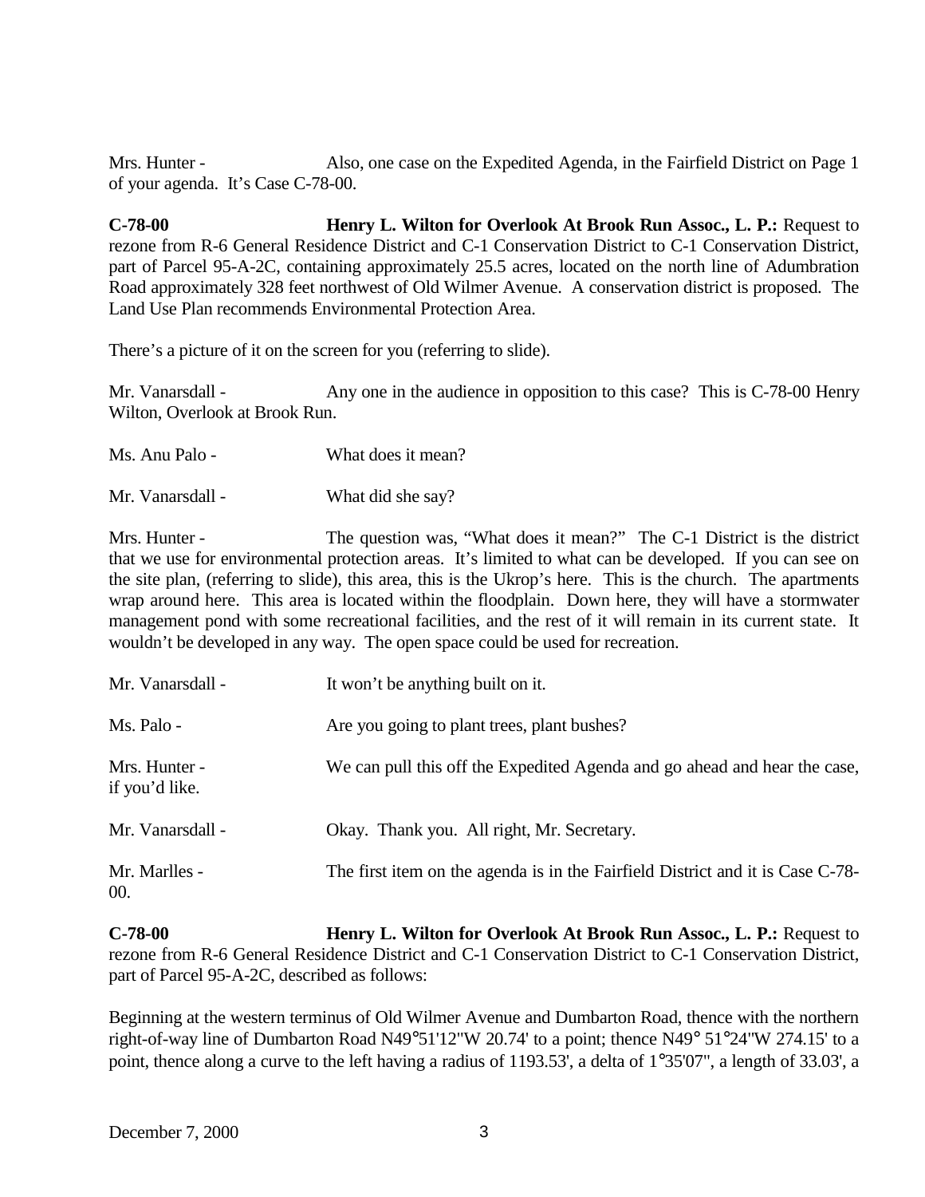Mrs. Hunter - Also, one case on the Expedited Agenda, in the Fairfield District on Page 1 of your agenda. It's Case C-78-00.

**C-78-00 Henry L. Wilton for Overlook At Brook Run Assoc., L. P.:** Request to rezone from R-6 General Residence District and C-1 Conservation District to C-1 Conservation District, part of Parcel 95-A-2C, containing approximately 25.5 acres, located on the north line of Adumbration Road approximately 328 feet northwest of Old Wilmer Avenue. A conservation district is proposed. The Land Use Plan recommends Environmental Protection Area.

There's a picture of it on the screen for you (referring to slide).

Mr. Vanarsdall - Any one in the audience in opposition to this case? This is C-78-00 Henry Wilton, Overlook at Brook Run.

Ms. Anu Palo - What does it mean?

Mr. Vanarsdall - What did she say?

Mrs. Hunter - The question was, "What does it mean?" The C-1 District is the district that we use for environmental protection areas. It's limited to what can be developed. If you can see on the site plan, (referring to slide), this area, this is the Ukrop's here. This is the church. The apartments wrap around here. This area is located within the floodplain. Down here, they will have a stormwater management pond with some recreational facilities, and the rest of it will remain in its current state. It wouldn't be developed in any way. The open space could be used for recreation.

Mr. Vanarsdall - It won't be anything built on it.

Ms. Palo - Are you going to plant trees, plant bushes?

Mrs. Hunter - We can pull this off the Expedited Agenda and go ahead and hear the case, if you'd like.

Mr. Vanarsdall - Okay. Thank you. All right, Mr. Secretary.

Mr. Marlles - The first item on the agenda is in the Fairfield District and it is Case C-78-00.

**C-78-00 Henry L. Wilton for Overlook At Brook Run Assoc., L. P.:** Request to rezone from R-6 General Residence District and C-1 Conservation District to C-1 Conservation District, part of Parcel 95-A-2C, described as follows:

Beginning at the western terminus of Old Wilmer Avenue and Dumbarton Road, thence with the northern right-of-way line of Dumbarton Road N49°51'12"W 20.74' to a point; thence N49° 51°24"W 274.15' to a point, thence along a curve to the left having a radius of 1193.53', a delta of 1°35'07", a length of 33.03', a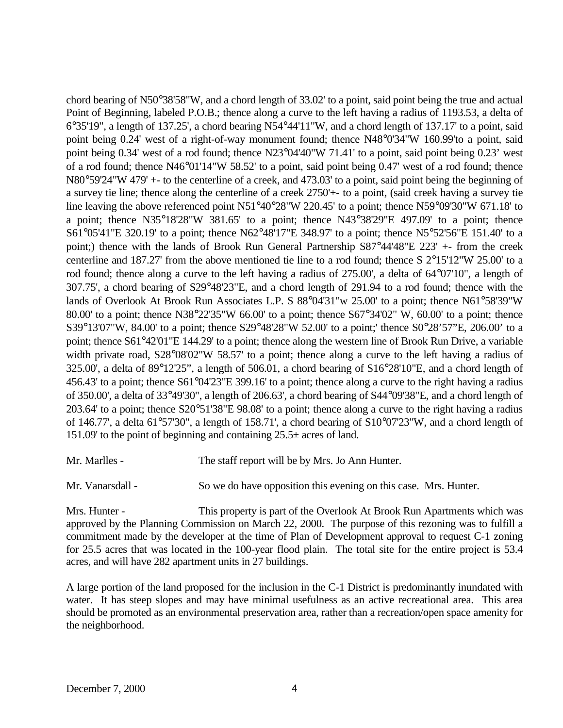chord bearing of N50°38'58"W, and a chord length of 33.02' to a point, said point being the true and actual Point of Beginning, labeled P.O.B.; thence along a curve to the left having a radius of 1193.53, a delta of 6°35'19", a length of 137.25', a chord bearing N54°44'11"W, and a chord length of 137.17' to a point, said point being 0.24' west of a right-of-way monument found; thence N48°0'34"W 160.99'to a point, said point being 0.34' west of a rod found; thence N23°04'40"W 71.41' to a point, said point being 0.23' west of a rod found; thence N46°01'14"W 58.52' to a point, said point being 0.47' west of a rod found; thence N80°59'24"W 479' +- to the centerline of a creek, and 473.03' to a point, said point being the beginning of a survey tie line; thence along the centerline of a creek 2750'+- to a point, (said creek having a survey tie line leaving the above referenced point N51°40°28"W 220.45' to a point; thence N59°09'30"W 671.18' to a point; thence N35°18'28"W 381.65' to a point; thence N43°38'29"E 497.09' to a point; thence S61°05'41"E 320.19' to a point; thence N62°48'17"E 348.97' to a point; thence N5°52'56"E 151.40' to a point;) thence with the lands of Brook Run General Partnership S87°44'48"E 223' +- from the creek centerline and 187.27' from the above mentioned tie line to a rod found; thence S 2°15'12"W 25.00' to a rod found; thence along a curve to the left having a radius of 275.00', a delta of 64°07'10", a length of 307.75', a chord bearing of S29°48'23"E, and a chord length of 291.94 to a rod found; thence with the lands of Overlook At Brook Run Associates L.P. S 88°04'31"w 25.00' to a point; thence N61°58'39"W 80.00' to a point; thence N38°22'35"W 66.00' to a point; thence S67°34'02" W, 60.00' to a point; thence S39°13'07"W, 84.00' to a point; thence S29°48'28"W 52.00' to a point;' thence S0°28'57"E, 206.00' to a point; thence S61°42'01"E 144.29' to a point; thence along the western line of Brook Run Drive, a variable width private road, S28°08'02"W 58.57' to a point; thence along a curve to the left having a radius of 325.00', a delta of 89°12'25", a length of 506.01, a chord bearing of S16°28'10"E, and a chord length of 456.43' to a point; thence S61°04'23"E 399.16' to a point; thence along a curve to the right having a radius of 350.00', a delta of 33°49'30", a length of 206.63', a chord bearing of S44°09'38"E, and a chord length of 203.64' to a point; thence S20°51'38"E 98.08' to a point; thence along a curve to the right having a radius of 146.77', a delta 61°57'30", a length of 158.71', a chord bearing of S10°07'23"W, and a chord length of 151.09' to the point of beginning and containing 25.5± acres of land.

Mr. Marlles - The staff report will be by Mrs. Jo Ann Hunter.

Mr. Vanarsdall - So we do have opposition this evening on this case. Mrs. Hunter.

Mrs. Hunter - This property is part of the Overlook At Brook Run Apartments which was approved by the Planning Commission on March 22, 2000. The purpose of this rezoning was to fulfill a commitment made by the developer at the time of Plan of Development approval to request C-1 zoning for 25.5 acres that was located in the 100-year flood plain. The total site for the entire project is 53.4 acres, and will have 282 apartment units in 27 buildings.

A large portion of the land proposed for the inclusion in the C-1 District is predominantly inundated with water. It has steep slopes and may have minimal usefulness as an active recreational area. This area should be promoted as an environmental preservation area, rather than a recreation/open space amenity for the neighborhood.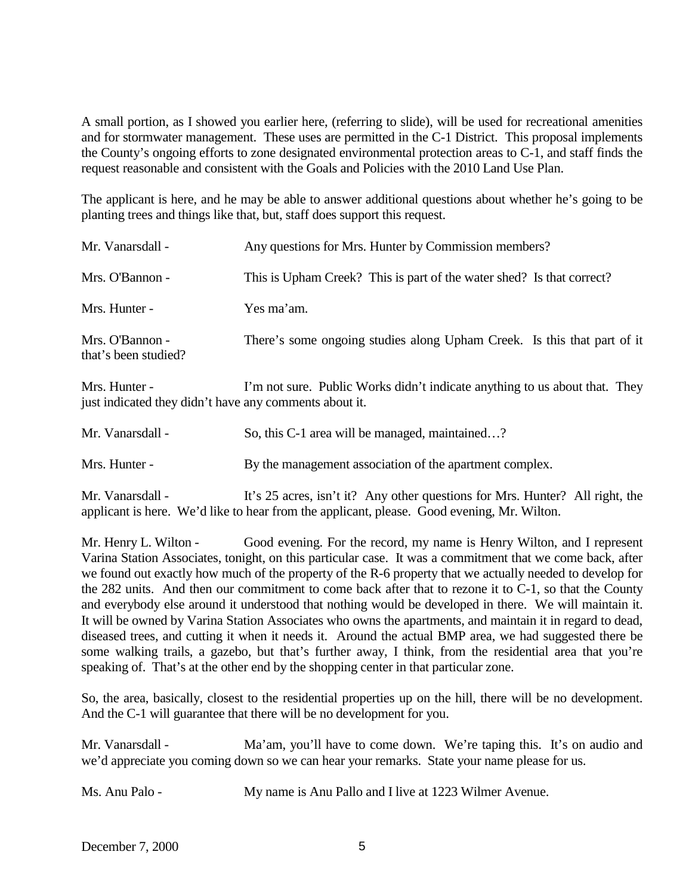A small portion, as I showed you earlier here, (referring to slide), will be used for recreational amenities and for stormwater management. These uses are permitted in the C-1 District. This proposal implements the County's ongoing efforts to zone designated environmental protection areas to C-1, and staff finds the request reasonable and consistent with the Goals and Policies with the 2010 Land Use Plan.

The applicant is here, and he may be able to answer additional questions about whether he's going to be planting trees and things like that, but, staff does support this request.

Mr. Vanarsdall - Any questions for Mrs. Hunter by Commission members?

Mrs. O'Bannon - This is Upham Creek? This is part of the water shed? Is that correct?

Mrs. Hunter - Yes ma'am.

Mrs. O'Bannon - There's some ongoing studies along Upham Creek. Is this that part of it that's been studied?

Mrs. Hunter - I'm not sure. Public Works didn't indicate anything to us about that. They just indicated they didn't have any comments about it.

Mr. Vanarsdall - So, this C-1 area will be managed, maintained…?

Mrs. Hunter - By the management association of the apartment complex.

Mr. Vanarsdall - It's 25 acres, isn't it? Any other questions for Mrs. Hunter? All right, the applicant is here. We'd like to hear from the applicant, please. Good evening, Mr. Wilton.

Mr. Henry L. Wilton - Good evening. For the record, my name is Henry Wilton, and I represent Varina Station Associates, tonight, on this particular case. It was a commitment that we come back, after we found out exactly how much of the property of the R-6 property that we actually needed to develop for the 282 units. And then our commitment to come back after that to rezone it to C-1, so that the County and everybody else around it understood that nothing would be developed in there. We will maintain it. It will be owned by Varina Station Associates who owns the apartments, and maintain it in regard to dead, diseased trees, and cutting it when it needs it. Around the actual BMP area, we had suggested there be some walking trails, a gazebo, but that's further away, I think, from the residential area that you're speaking of. That's at the other end by the shopping center in that particular zone.

So, the area, basically, closest to the residential properties up on the hill, there will be no development. And the C-1 will guarantee that there will be no development for you.

Mr. Vanarsdall - Ma'am, you'll have to come down. We're taping this. It's on audio and we'd appreciate you coming down so we can hear your remarks. State your name please for us.

Ms. Anu Palo - My name is Anu Pallo and I live at 1223 Wilmer Avenue.

December 7, 2000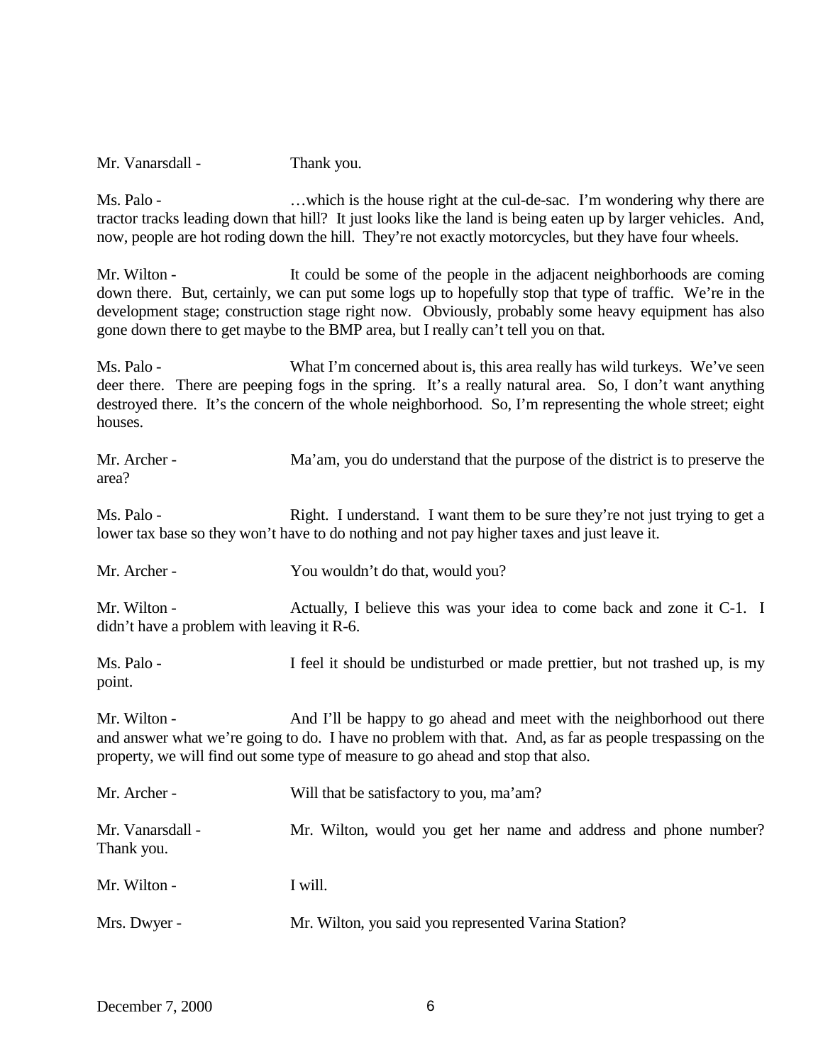Mr. Vanarsdall - Thank you.

Ms. Palo - …which is the house right at the cul-de-sac. I'm wondering why there are tractor tracks leading down that hill? It just looks like the land is being eaten up by larger vehicles. And, now, people are hot roding down the hill. They're not exactly motorcycles, but they have four wheels.

Mr. Wilton - It could be some of the people in the adjacent neighborhoods are coming down there. But, certainly, we can put some logs up to hopefully stop that type of traffic. We're in the development stage; construction stage right now. Obviously, probably some heavy equipment has also gone down there to get maybe to the BMP area, but I really can't tell you on that.

Ms. Palo - What I'm concerned about is, this area really has wild turkeys. We've seen deer there. There are peeping fogs in the spring. It's a really natural area. So, I don't want anything destroyed there. It's the concern of the whole neighborhood. So, I'm representing the whole street; eight houses.

Mr. Archer - Ma'am, you do understand that the purpose of the district is to preserve the area?

Ms. Palo - Right. I understand. I want them to be sure they're not just trying to get a lower tax base so they won't have to do nothing and not pay higher taxes and just leave it.

Mr. Archer - You wouldn't do that, would you?

Mr. Wilton - Actually, I believe this was your idea to come back and zone it C-1. I didn't have a problem with leaving it R-6.

Ms. Palo - I feel it should be undisturbed or made prettier, but not trashed up, is my point.

Mr. Wilton - And I'll be happy to go ahead and meet with the neighborhood out there and answer what we're going to do. I have no problem with that. And, as far as people trespassing on the property, we will find out some type of measure to go ahead and stop that also.

Mr. Archer - Will that be satisfactory to you, ma'am?

Mr. Vanarsdall - Mr. Wilton, would you get her name and address and phone number? Thank you.

Mr. Wilton - I will.

Mrs. Dwyer - Mr. Wilton, you said you represented Varina Station?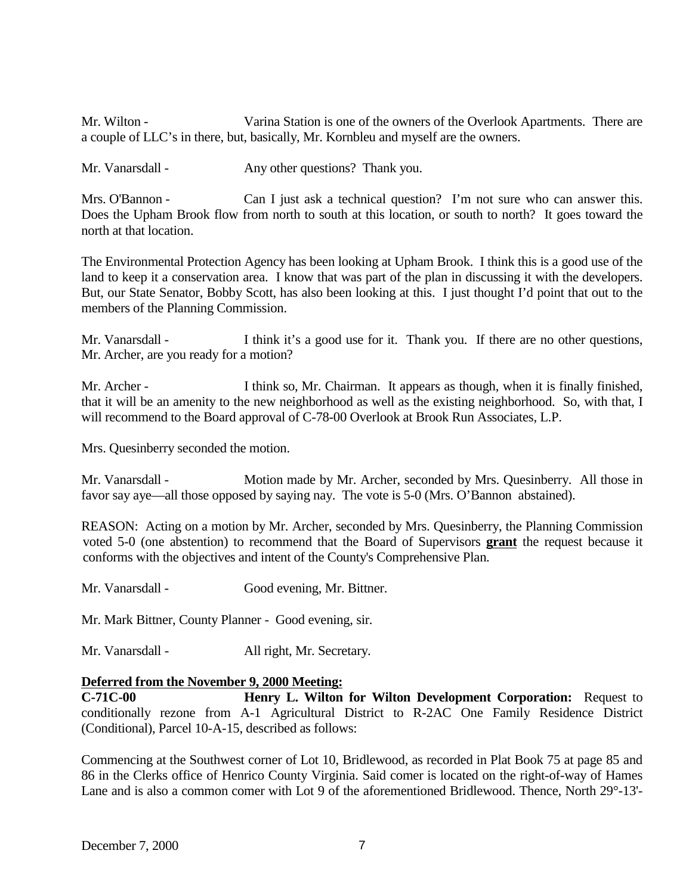Mr. Wilton - Varina Station is one of the owners of the Overlook Apartments. There are a couple of LLC's in there, but, basically, Mr. Kornbleu and myself are the owners.

Mr. Vanarsdall - Any other questions? Thank you.

Mrs. O'Bannon - Can I just ask a technical question? I'm not sure who can answer this. Does the Upham Brook flow from north to south at this location, or south to north? It goes toward the north at that location.

The Environmental Protection Agency has been looking at Upham Brook. I think this is a good use of the land to keep it a conservation area. I know that was part of the plan in discussing it with the developers. But, our State Senator, Bobby Scott, has also been looking at this. I just thought I'd point that out to the members of the Planning Commission.

Mr. Vanarsdall - I think it's a good use for it. Thank you. If there are no other questions, Mr. Archer, are you ready for a motion?

Mr. Archer - I think so, Mr. Chairman. It appears as though, when it is finally finished, that it will be an amenity to the new neighborhood as well as the existing neighborhood. So, with that, I will recommend to the Board approval of C-78-00 Overlook at Brook Run Associates, L.P.

Mrs. Quesinberry seconded the motion.

Mr. Vanarsdall - Motion made by Mr. Archer, seconded by Mrs. Quesinberry. All those in favor say aye—all those opposed by saying nay. The vote is 5-0 (Mrs. O'Bannon abstained).

REASON: Acting on a motion by Mr. Archer, seconded by Mrs. Quesinberry, the Planning Commission voted 5-0 (one abstention) to recommend that the Board of Supervisors **grant** the request because it conforms with the objectives and intent of the County's Comprehensive Plan.

Mr. Vanarsdall - Good evening, Mr. Bittner.

Mr. Mark Bittner, County Planner - Good evening, sir.

Mr. Vanarsdall - All right, Mr. Secretary.

**Deferred from the November 9, 2000 Meeting:**
**C-71C-00 Henry L. Wilton for Wilton Development Corporation:** Request to conditionally rezone from A-1 Agricultural District to R-2AC One Family Residence District (Conditional), Parcel 10-A-15, described as follows:

Commencing at the Southwest corner of Lot 10, Bridlewood, as recorded in Plat Book 75 at page 85 and 86 in the Clerks office of Henrico County Virginia. Said comer is located on the right-of-way of Hames Lane and is also a common comer with Lot 9 of the aforementioned Bridlewood. Thence, North 29°-13'-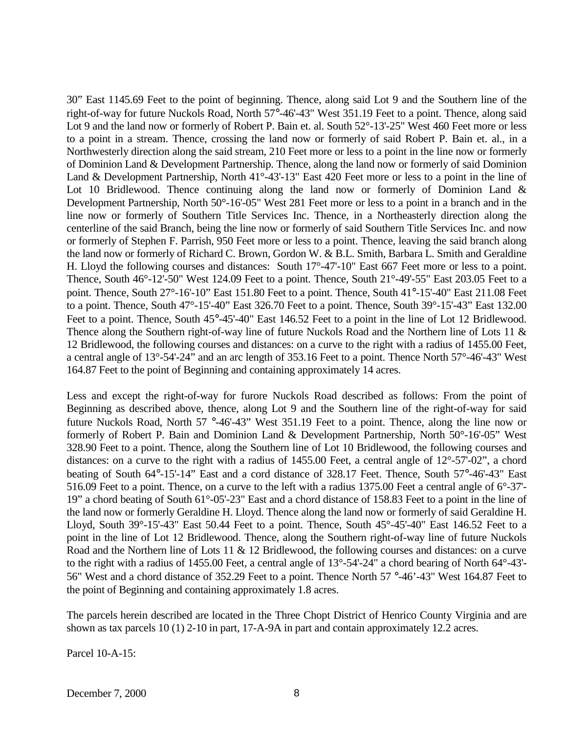30" East 1145.69 Feet to the point of beginning. Thence, along said Lot 9 and the Southern line of the right-of-way for future Nuckols Road, North 57°-46'-43" West 351.19 Feet to a point. Thence, along said Lot 9 and the land now or formerly of Robert P. Bain et. al. South 52°-13'-25" West 460 Feet more or less to a point in a stream. Thence, crossing the land now or formerly of said Robert P. Bain et. al., in a Northwesterly direction along the said stream, 210 Feet more or less to a point in the line now or formerly of Dominion Land & Development Partnership. Thence, along the land now or formerly of said Dominion Land & Development Partnership, North 41°-43'-13" East 420 Feet more or less to a point in the line of Lot 10 Bridlewood. Thence continuing along the land now or formerly of Dominion Land & Development Partnership, North 50°-16'-05" West 281 Feet more or less to a point in a branch and in the line now or formerly of Southern Title Services Inc. Thence, in a Northeasterly direction along the centerline of the said Branch, being the line now or formerly of said Southern Title Services Inc. and now or formerly of Stephen F. Parrish, 950 Feet more or less to a point. Thence, leaving the said branch along the land now or formerly of Richard C. Brown, Gordon W. & B.L. Smith, Barbara L. Smith and Geraldine H. Lloyd the following courses and distances: South 17°-47'-10" East 667 Feet more or less to a point. Thence, South 46°-12'-50" West 124.09 Feet to a point. Thence, South 21°-49'-55" East 203.05 Feet to a point. Thence, South 27°-16'-10" East 151.80 Feet to a point. Thence, South 41°-15'-40" East 211.08 Feet to a point. Thence, South 47°-15'-40" East 326.70 Feet to a point. Thence, South 39°-15'-43" East 132.00 Feet to a point. Thence, South 45°-45'-40" East 146.52 Feet to a point in the line of Lot 12 Bridlewood. Thence along the Southern right-of-way line of future Nuckols Road and the Northern line of Lots 11 & 12 Bridlewood, the following courses and distances: on a curve to the right with a radius of 1455.00 Feet, a central angle of 13°-54'-24" and an arc length of 353.16 Feet to a point. Thence North 57°-46'-43" West 164.87 Feet to the point of Beginning and containing approximately 14 acres.

Less and except the right-of-way for furore Nuckols Road described as follows: From the point of Beginning as described above, thence, along Lot 9 and the Southern line of the right-of-way for said future Nuckols Road, North 57 °-46'-43" West 351.19 Feet to a point. Thence, along the line now or formerly of Robert P. Bain and Dominion Land & Development Partnership, North 50°-16'-05" West 328.90 Feet to a point. Thence, along the Southern line of Lot 10 Bridlewood, the following courses and distances: on a curve to the right with a radius of 1455.00 Feet, a central angle of 12°-57'-02", a chord beating of South 64°-15'-14" East and a cord distance of 328.17 Feet. Thence, South 57°-46'-43" East 516.09 Feet to a point. Thence, on a curve to the left with a radius 1375.00 Feet a central angle of 6°-37'-19" a chord beating of South 61°-05'-23" East and a chord distance of 158.83 Feet to a point in the line of the land now or formerly Geraldine H. Lloyd. Thence along the land now or formerly of said Geraldine H. Lloyd, South 39°-15'-43" East 50.44 Feet to a point. Thence, South 45°-45'-40" East 146.52 Feet to a point in the line of Lot 12 Bridlewood. Thence, along the Southern right-of-way line of future Nuckols Road and the Northern line of Lots 11 & 12 Bridlewood, the following courses and distances: on a curve to the right with a radius of 1455.00 Feet, a central angle of 13°-54'-24" a chord bearing of North 64°-43'-56" West and a chord distance of 352.29 Feet to a point. Thence North 57 °-46'-43" West 164.87 Feet to the point of Beginning and containing approximately 1.8 acres.

The parcels herein described are located in the Three Chopt District of Henrico County Virginia and are shown as tax parcels 10 (1) 2-10 in part, 17-A-9A in part and contain approximately 12.2 acres.

Parcel 10-A-15:

December 7, 2000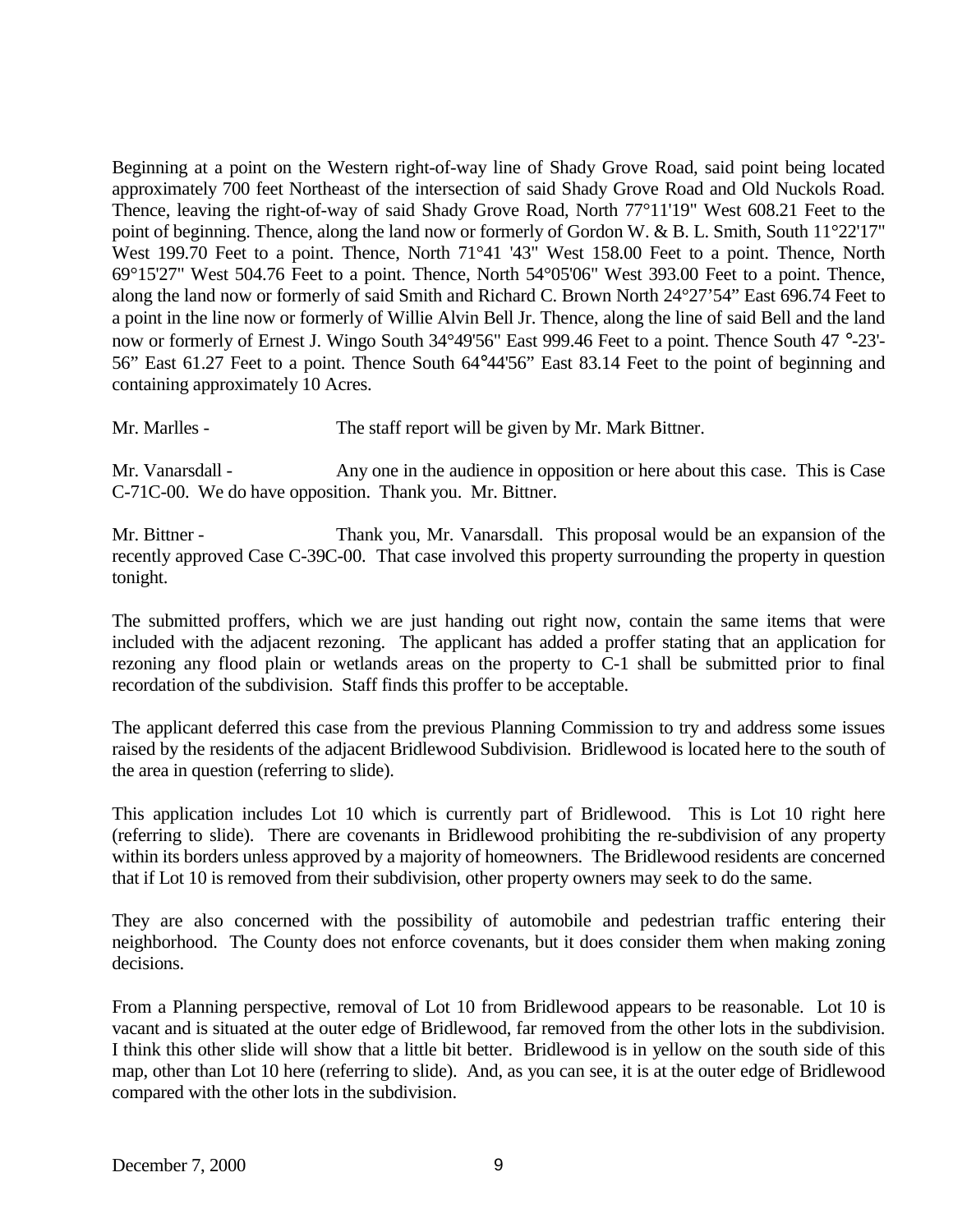Beginning at a point on the Western right-of-way line of Shady Grove Road, said point being located approximately 700 feet Northeast of the intersection of said Shady Grove Road and Old Nuckols Road. Thence, leaving the right-of-way of said Shady Grove Road, North 77°11'19" West 608.21 Feet to the point of beginning. Thence, along the land now or formerly of Gordon W. & B. L. Smith, South 11°22'17" West 199.70 Feet to a point. Thence, North 71°41 '43" West 158.00 Feet to a point. Thence, North 69°15'27" West 504.76 Feet to a point. Thence, North 54°05'06" West 393.00 Feet to a point. Thence, along the land now or formerly of said Smith and Richard C. Brown North 24°27'54" East 696.74 Feet to a point in the line now or formerly of Willie Alvin Bell Jr. Thence, along the line of said Bell and the land now or formerly of Ernest J. Wingo South 34°49'56" East 999.46 Feet to a point. Thence South 47 °-23'-56" East 61.27 Feet to a point. Thence South 64°44'56" East 83.14 Feet to the point of beginning and containing approximately 10 Acres.

Mr. Marlles - The staff report will be given by Mr. Mark Bittner.

Mr. Vanarsdall - Any one in the audience in opposition or here about this case. This is Case C-71C-00. We do have opposition. Thank you. Mr. Bittner.

Mr. Bittner - Thank you, Mr. Vanarsdall. This proposal would be an expansion of the recently approved Case C-39C-00. That case involved this property surrounding the property in question tonight.

The submitted proffers, which we are just handing out right now, contain the same items that were included with the adjacent rezoning. The applicant has added a proffer stating that an application for rezoning any flood plain or wetlands areas on the property to C-1 shall be submitted prior to final recordation of the subdivision. Staff finds this proffer to be acceptable.

The applicant deferred this case from the previous Planning Commission to try and address some issues raised by the residents of the adjacent Bridlewood Subdivision. Bridlewood is located here to the south of the area in question (referring to slide).

This application includes Lot 10 which is currently part of Bridlewood. This is Lot 10 right here (referring to slide). There are covenants in Bridlewood prohibiting the re-subdivision of any property within its borders unless approved by a majority of homeowners. The Bridlewood residents are concerned that if Lot 10 is removed from their subdivision, other property owners may seek to do the same.

They are also concerned with the possibility of automobile and pedestrian traffic entering their neighborhood. The County does not enforce covenants, but it does consider them when making zoning decisions.

From a Planning perspective, removal of Lot 10 from Bridlewood appears to be reasonable. Lot 10 is vacant and is situated at the outer edge of Bridlewood, far removed from the other lots in the subdivision. I think this other slide will show that a little bit better. Bridlewood is in yellow on the south side of this map, other than Lot 10 here (referring to slide). And, as you can see, it is at the outer edge of Bridlewood compared with the other lots in the subdivision.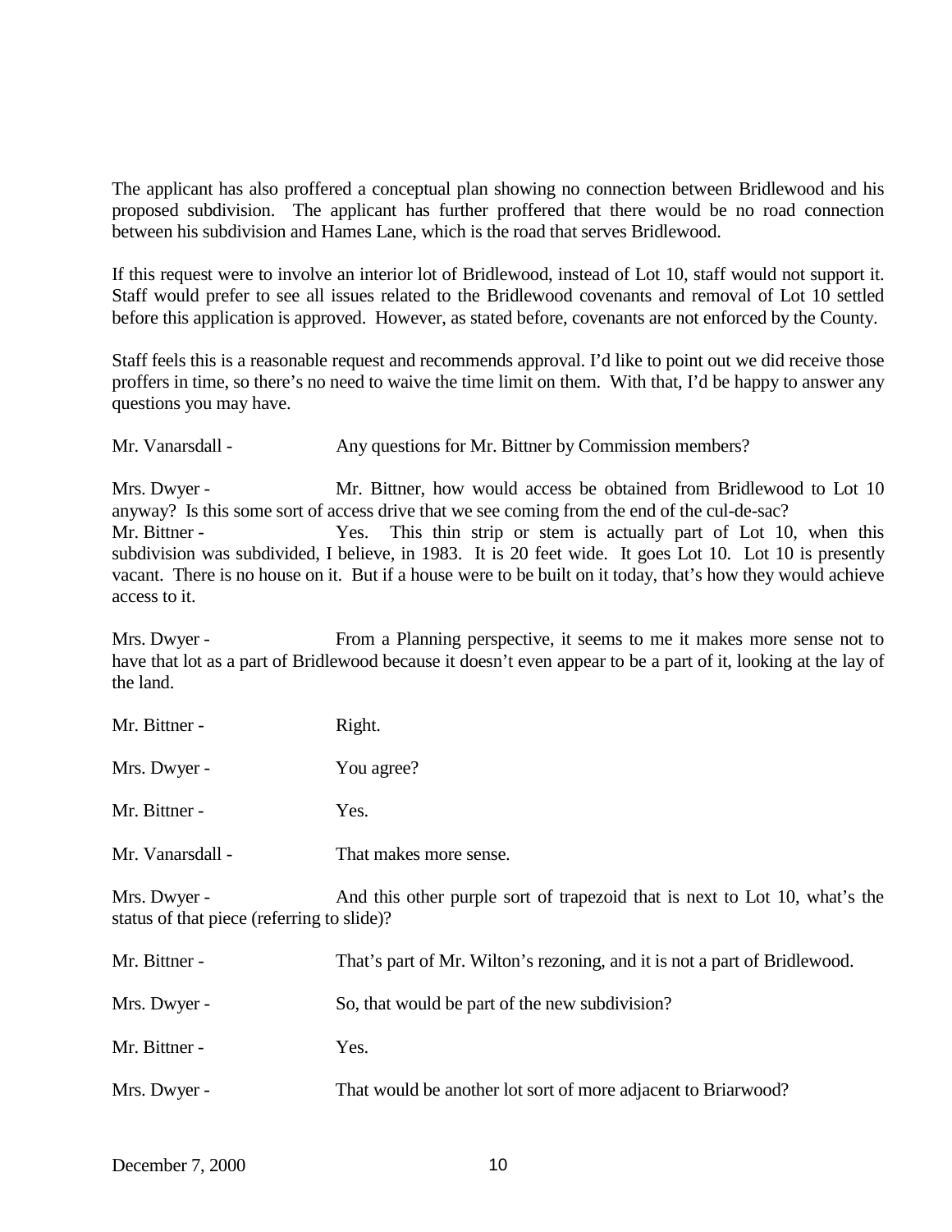The applicant has also proffered a conceptual plan showing no connection between Bridlewood and his proposed subdivision. The applicant has further proffered that there would be no road connection between his subdivision and Hames Lane, which is the road that serves Bridlewood.

If this request were to involve an interior lot of Bridlewood, instead of Lot 10, staff would not support it. Staff would prefer to see all issues related to the Bridlewood covenants and removal of Lot 10 settled before this application is approved. However, as stated before, covenants are not enforced by the County.

Staff feels this is a reasonable request and recommends approval. I'd like to point out we did receive those proffers in time, so there's no need to waive the time limit on them. With that, I'd be happy to answer any questions you may have.

Mr. Vanarsdall - Any questions for Mr. Bittner by Commission members?

Mrs. Dwyer - Mr. Bittner, how would access be obtained from Bridlewood to Lot 10 anyway? Is this some sort of access drive that we see coming from the end of the cul-de-sac?

Mr. Bittner - Yes. This thin strip or stem is actually part of Lot 10, when this subdivision was subdivided, I believe, in 1983. It is 20 feet wide. It goes Lot 10. Lot 10 is presently vacant. There is no house on it. But if a house were to be built on it today, that's how they would achieve access to it.

Mrs. Dwyer - From a Planning perspective, it seems to me it makes more sense not to have that lot as a part of Bridlewood because it doesn't even appear to be a part of it, looking at the lay of the land.

Mr. Bittner - Right.

Mrs. Dwyer - You agree?

Mr. Bittner - Yes.

Mr. Vanarsdall - That makes more sense.

Mrs. Dwyer - And this other purple sort of trapezoid that is next to Lot 10, what's the status of that piece (referring to slide)?

Mr. Bittner - That's part of Mr. Wilton's rezoning, and it is not a part of Bridlewood.

Mrs. Dwyer - So, that would be part of the new subdivision?

Mr. Bittner - Yes.

Mrs. Dwyer - That would be another lot sort of more adjacent to Briarwood?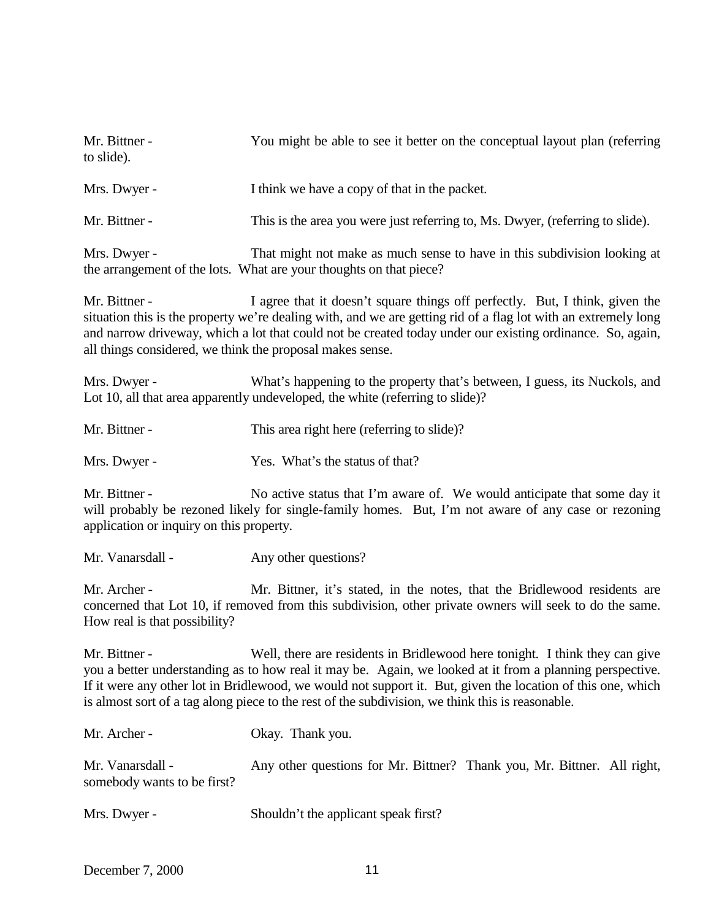Mr. Bittner - You might be able to see it better on the conceptual layout plan (referring to slide).

Mrs. Dwyer - I think we have a copy of that in the packet.

Mr. Bittner - This is the area you were just referring to, Ms. Dwyer, (referring to slide).

Mrs. Dwyer - That might not make as much sense to have in this subdivision looking at the arrangement of the lots. What are your thoughts on that piece?

Mr. Bittner - I agree that it doesn't square things off perfectly. But, I think, given the situation this is the property we're dealing with, and we are getting rid of a flag lot with an extremely long and narrow driveway, which a lot that could not be created today under our existing ordinance. So, again, all things considered, we think the proposal makes sense.

Mrs. Dwyer - What's happening to the property that's between, I guess, its Nuckols, and Lot 10, all that area apparently undeveloped, the white (referring to slide)?

Mr. Bittner - This area right here (referring to slide)?

Mrs. Dwyer - Yes. What's the status of that?

Mr. Bittner - No active status that I'm aware of. We would anticipate that some day it will probably be rezoned likely for single-family homes. But, I'm not aware of any case or rezoning application or inquiry on this property.

Mr. Vanarsdall - Any other questions?

Mr. Archer - Mr. Bittner, it's stated, in the notes, that the Bridlewood residents are concerned that Lot 10, if removed from this subdivision, other private owners will seek to do the same. How real is that possibility?

Mr. Bittner - Well, there are residents in Bridlewood here tonight. I think they can give you a better understanding as to how real it may be. Again, we looked at it from a planning perspective. If it were any other lot in Bridlewood, we would not support it. But, given the location of this one, which is almost sort of a tag along piece to the rest of the subdivision, we think this is reasonable.

Mr. Archer - Okay. Thank you.

Mr. Vanarsdall - Any other questions for Mr. Bittner? Thank you, Mr. Bittner. All right, somebody wants to be first?

Mrs. Dwyer - Shouldn't the applicant speak first?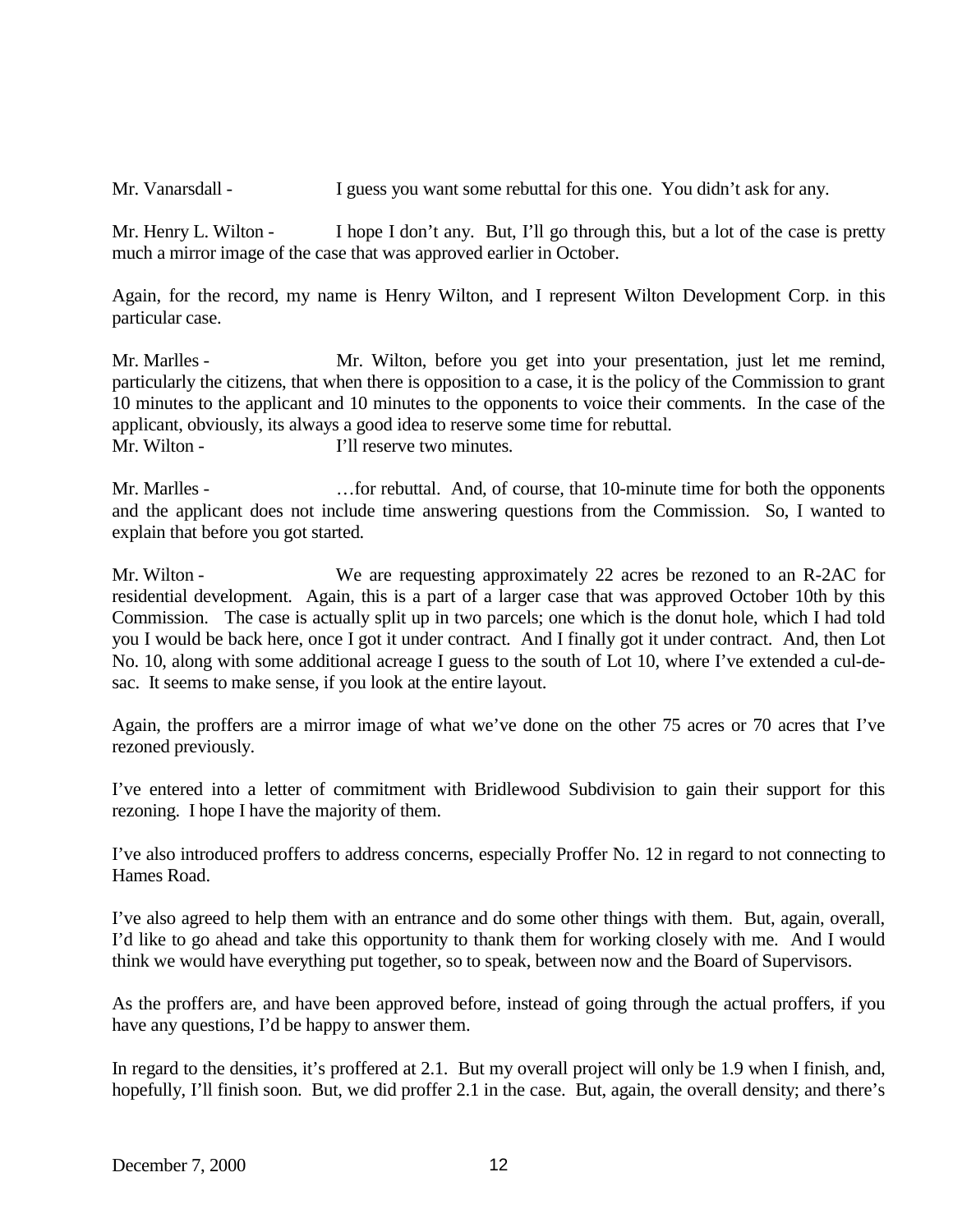Mr. Vanarsdall - I guess you want some rebuttal for this one. You didn't ask for any.

Mr. Henry L. Wilton - I hope I don't any. But, I'll go through this, but a lot of the case is pretty much a mirror image of the case that was approved earlier in October.

Again, for the record, my name is Henry Wilton, and I represent Wilton Development Corp. in this particular case.

Mr. Marlles - Mr. Wilton, before you get into your presentation, just let me remind, particularly the citizens, that when there is opposition to a case, it is the policy of the Commission to grant 10 minutes to the applicant and 10 minutes to the opponents to voice their comments. In the case of the applicant, obviously, its always a good idea to reserve some time for rebuttal.

Mr. Wilton - I'll reserve two minutes.

Mr. Marlles - …for rebuttal. And, of course, that 10-minute time for both the opponents and the applicant does not include time answering questions from the Commission. So, I wanted to explain that before you got started.

Mr. Wilton - We are requesting approximately 22 acres be rezoned to an R-2AC for residential development. Again, this is a part of a larger case that was approved October 10th by this Commission. The case is actually split up in two parcels; one which is the donut hole, which I had told you I would be back here, once I got it under contract. And I finally got it under contract. And, then Lot No. 10, along with some additional acreage I guess to the south of Lot 10, where I've extended a cul-de-sac. It seems to make sense, if you look at the entire layout.

Again, the proffers are a mirror image of what we've done on the other 75 acres or 70 acres that I've rezoned previously.

I've entered into a letter of commitment with Bridlewood Subdivision to gain their support for this rezoning. I hope I have the majority of them.

I've also introduced proffers to address concerns, especially Proffer No. 12 in regard to not connecting to Hames Road.

I've also agreed to help them with an entrance and do some other things with them. But, again, overall, I'd like to go ahead and take this opportunity to thank them for working closely with me. And I would think we would have everything put together, so to speak, between now and the Board of Supervisors.

As the proffers are, and have been approved before, instead of going through the actual proffers, if you have any questions, I'd be happy to answer them.

In regard to the densities, it's proffered at 2.1. But my overall project will only be 1.9 when I finish, and, hopefully, I'll finish soon. But, we did proffer 2.1 in the case. But, again, the overall density; and there's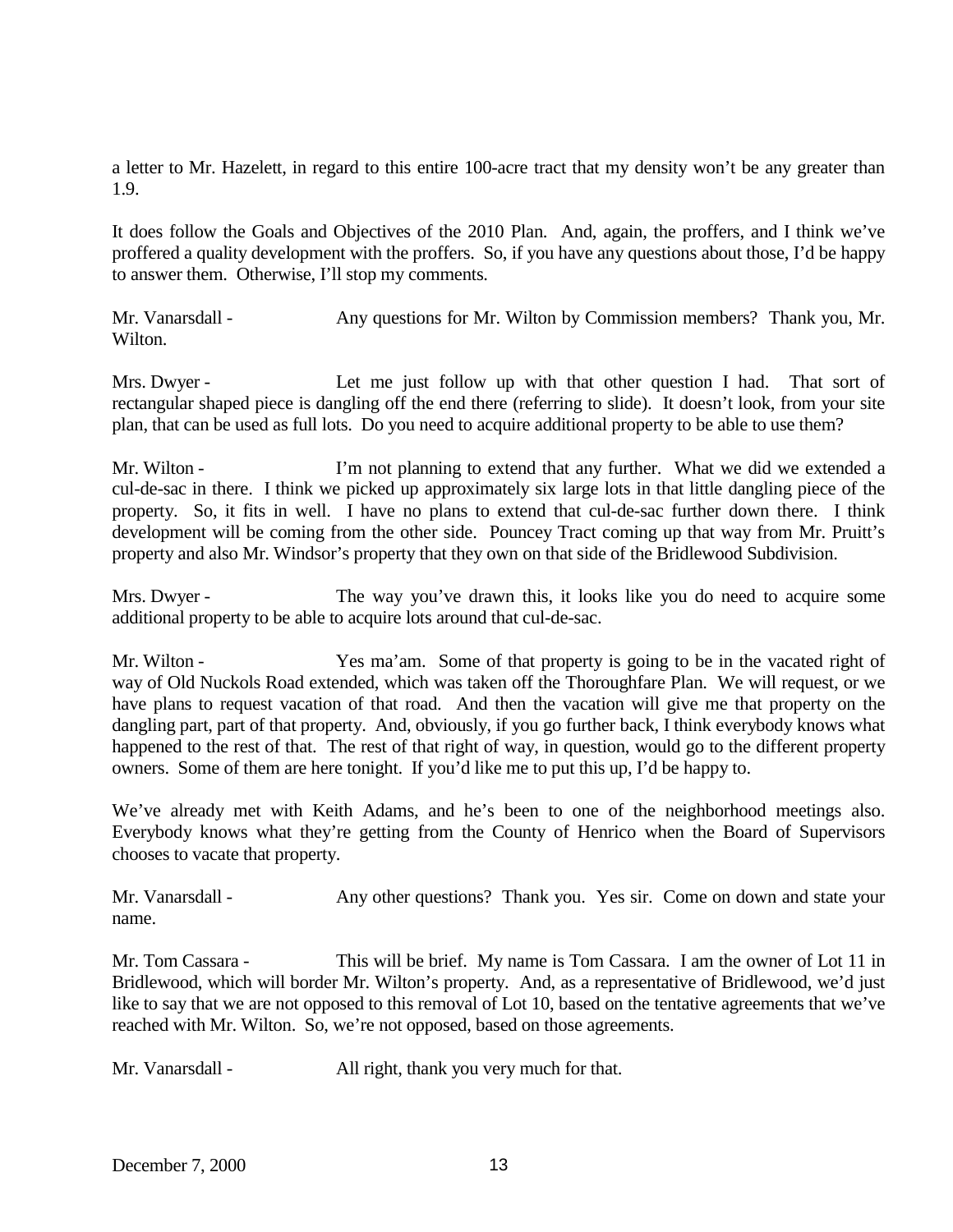a letter to Mr. Hazelett, in regard to this entire 100-acre tract that my density won't be any greater than 1.9.

It does follow the Goals and Objectives of the 2010 Plan. And, again, the proffers, and I think we've proffered a quality development with the proffers. So, if you have any questions about those, I'd be happy to answer them. Otherwise, I'll stop my comments.

Mr. Vanarsdall - Any questions for Mr. Wilton by Commission members? Thank you, Mr. Wilton.

Mrs. Dwyer - Let me just follow up with that other question I had. That sort of rectangular shaped piece is dangling off the end there (referring to slide). It doesn't look, from your site plan, that can be used as full lots. Do you need to acquire additional property to be able to use them?

Mr. Wilton - I'm not planning to extend that any further. What we did we extended a cul-de-sac in there. I think we picked up approximately six large lots in that little dangling piece of the property. So, it fits in well. I have no plans to extend that cul-de-sac further down there. I think development will be coming from the other side. Pouncey Tract coming up that way from Mr. Pruitt's property and also Mr. Windsor's property that they own on that side of the Bridlewood Subdivision.

Mrs. Dwyer - The way you've drawn this, it looks like you do need to acquire some additional property to be able to acquire lots around that cul-de-sac.

Mr. Wilton - Yes ma'am. Some of that property is going to be in the vacated right of way of Old Nuckols Road extended, which was taken off the Thoroughfare Plan. We will request, or we have plans to request vacation of that road. And then the vacation will give me that property on the dangling part, part of that property. And, obviously, if you go further back, I think everybody knows what happened to the rest of that. The rest of that right of way, in question, would go to the different property owners. Some of them are here tonight. If you'd like me to put this up, I'd be happy to.

We've already met with Keith Adams, and he's been to one of the neighborhood meetings also. Everybody knows what they're getting from the County of Henrico when the Board of Supervisors chooses to vacate that property.

Mr. Vanarsdall - Any other questions? Thank you. Yes sir. Come on down and state your name.

Mr. Tom Cassara - This will be brief. My name is Tom Cassara. I am the owner of Lot 11 in Bridlewood, which will border Mr. Wilton's property. And, as a representative of Bridlewood, we'd just like to say that we are not opposed to this removal of Lot 10, based on the tentative agreements that we've reached with Mr. Wilton. So, we're not opposed, based on those agreements.

Mr. Vanarsdall - All right, thank you very much for that.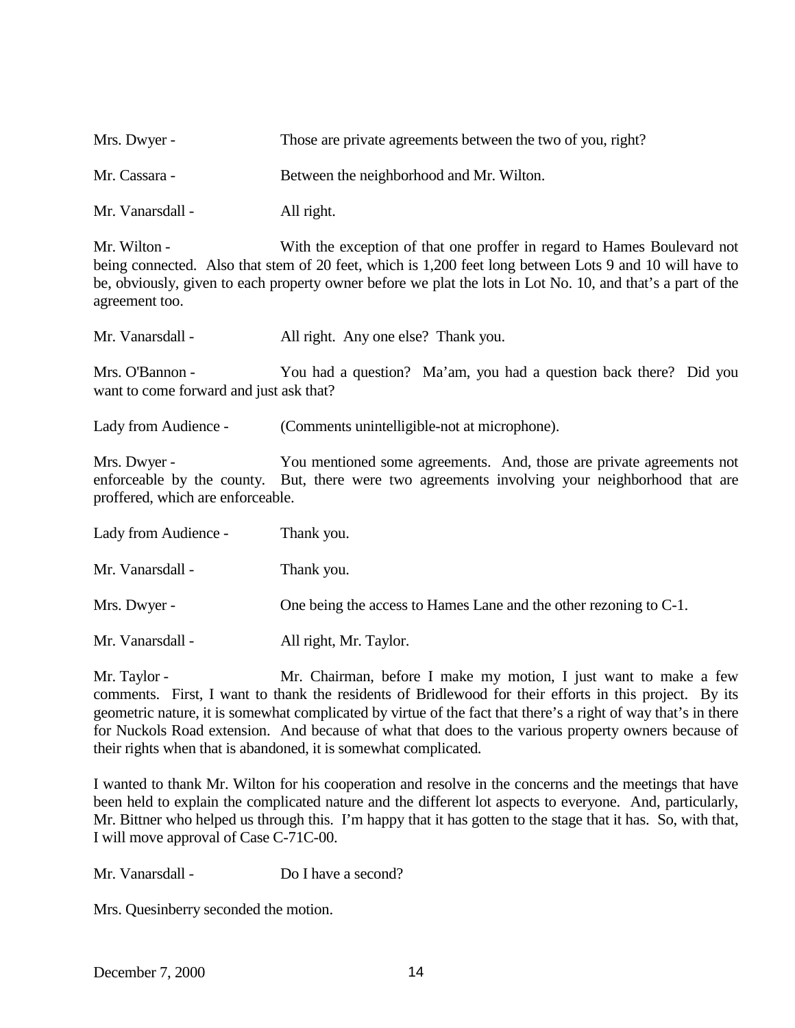Mrs. Dwyer - Those are private agreements between the two of you, right?

Mr. Cassara - Between the neighborhood and Mr. Wilton.

Mr. Vanarsdall - All right.

Mr. Wilton - With the exception of that one proffer in regard to Hames Boulevard not being connected. Also that stem of 20 feet, which is 1,200 feet long between Lots 9 and 10 will have to be, obviously, given to each property owner before we plat the lots in Lot No. 10, and that's a part of the agreement too.

Mr. Vanarsdall - All right. Any one else? Thank you.

Mrs. O'Bannon - You had a question? Ma'am, you had a question back there? Did you want to come forward and just ask that?

Lady from Audience - (Comments unintelligible-not at microphone).

Mrs. Dwyer - You mentioned some agreements. And, those are private agreements not enforceable by the county. But, there were two agreements involving your neighborhood that are proffered, which are enforceable.

Lady from Audience - Thank you.

Mr. Vanarsdall - Thank you.

Mrs. Dwyer - One being the access to Hames Lane and the other rezoning to C-1.

Mr. Vanarsdall - All right, Mr. Taylor.

Mr. Taylor - Mr. Chairman, before I make my motion, I just want to make a few comments. First, I want to thank the residents of Bridlewood for their efforts in this project. By its geometric nature, it is somewhat complicated by virtue of the fact that there's a right of way that's in there for Nuckols Road extension. And because of what that does to the various property owners because of their rights when that is abandoned, it is somewhat complicated.

I wanted to thank Mr. Wilton for his cooperation and resolve in the concerns and the meetings that have been held to explain the complicated nature and the different lot aspects to everyone. And, particularly, Mr. Bittner who helped us through this. I'm happy that it has gotten to the stage that it has. So, with that, I will move approval of Case C-71C-00.

Mr. Vanarsdall - Do I have a second?

Mrs. Quesinberry seconded the motion.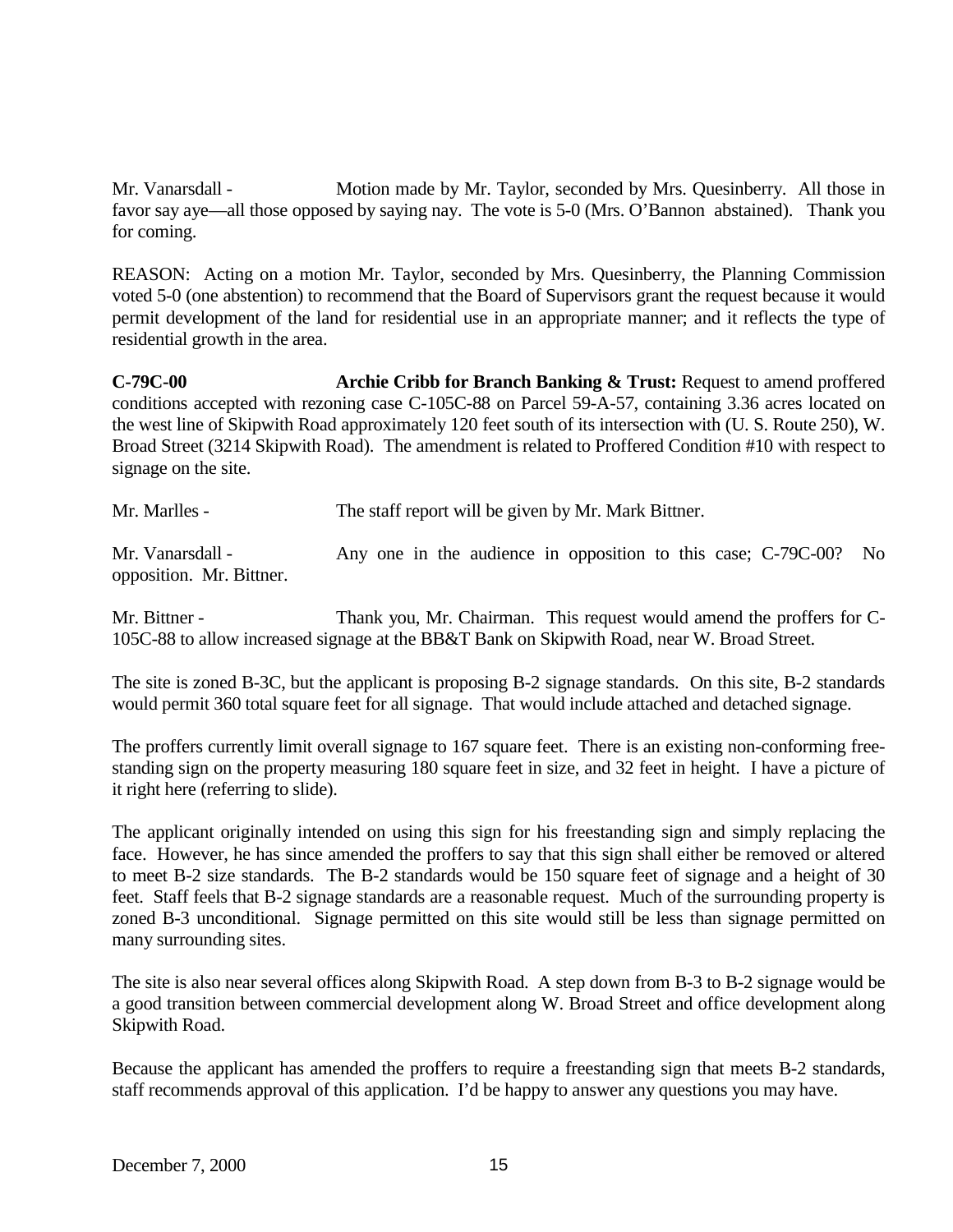Mr. Vanarsdall - Motion made by Mr. Taylor, seconded by Mrs. Quesinberry. All those in favor say aye—all those opposed by saying nay. The vote is 5-0 (Mrs. O'Bannon abstained). Thank you for coming.

REASON: Acting on a motion Mr. Taylor, seconded by Mrs. Quesinberry, the Planning Commission voted 5-0 (one abstention) to recommend that the Board of Supervisors grant the request because it would permit development of the land for residential use in an appropriate manner; and it reflects the type of residential growth in the area.

**C-79C-00** **Archie Cribb for Branch Banking & Trust:** Request to amend proffered conditions accepted with rezoning case C-105C-88 on Parcel 59-A-57, containing 3.36 acres located on the west line of Skipwith Road approximately 120 feet south of its intersection with (U. S. Route 250), W. Broad Street (3214 Skipwith Road). The amendment is related to Proffered Condition #10 with respect to signage on the site.

Mr. Marlles - The staff report will be given by Mr. Mark Bittner.

Mr. Vanarsdall - Any one in the audience in opposition to this case; C-79C-00? No opposition. Mr. Bittner.

Mr. Bittner - Thank you, Mr. Chairman. This request would amend the proffers for C-105C-88 to allow increased signage at the BB&T Bank on Skipwith Road, near W. Broad Street.

The site is zoned B-3C, but the applicant is proposing B-2 signage standards. On this site, B-2 standards would permit 360 total square feet for all signage. That would include attached and detached signage.

The proffers currently limit overall signage to 167 square feet. There is an existing non-conforming free-standing sign on the property measuring 180 square feet in size, and 32 feet in height. I have a picture of it right here (referring to slide).

The applicant originally intended on using this sign for his freestanding sign and simply replacing the face. However, he has since amended the proffers to say that this sign shall either be removed or altered to meet B-2 size standards. The B-2 standards would be 150 square feet of signage and a height of 30 feet. Staff feels that B-2 signage standards are a reasonable request. Much of the surrounding property is zoned B-3 unconditional. Signage permitted on this site would still be less than signage permitted on many surrounding sites.

The site is also near several offices along Skipwith Road. A step down from B-3 to B-2 signage would be a good transition between commercial development along W. Broad Street and office development along Skipwith Road.

Because the applicant has amended the proffers to require a freestanding sign that meets B-2 standards, staff recommends approval of this application. I'd be happy to answer any questions you may have.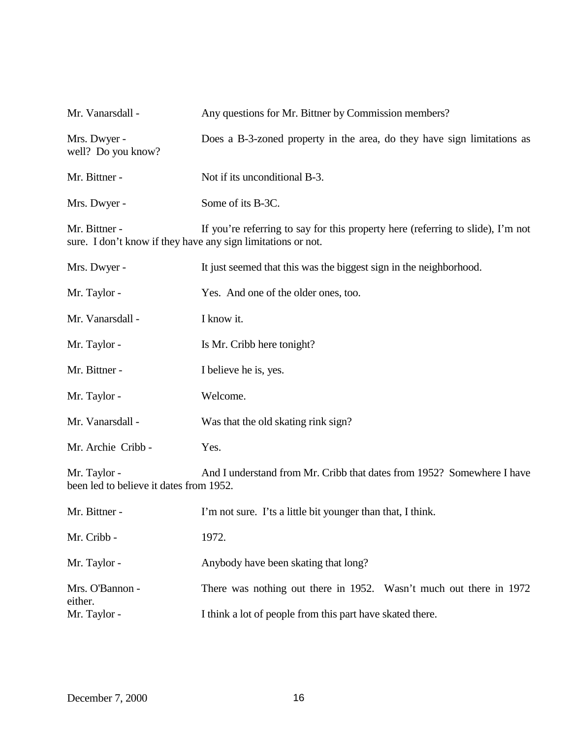Mr. Vanarsdall - Any questions for Mr. Bittner by Commission members?

Mrs. Dwyer - Does a B-3-zoned property in the area, do they have sign limitations as well? Do you know?

Mr. Bittner - Not if its unconditional B-3.

Mrs. Dwyer - Some of its B-3C.

Mr. Bittner - If you're referring to say for this property here (referring to slide), I'm not sure. I don't know if they have any sign limitations or not.

Mrs. Dwyer - It just seemed that this was the biggest sign in the neighborhood.

Mr. Taylor - Yes. And one of the older ones, too.

Mr. Vanarsdall - I know it.

Mr. Taylor - Is Mr. Cribb here tonight?

Mr. Bittner - I believe he is, yes.

Mr. Taylor - Welcome.

Mr. Vanarsdall - Was that the old skating rink sign?

Mr. Archie Cribb - Yes.

Mr. Taylor - And I understand from Mr. Cribb that dates from 1952? Somewhere I have been led to believe it dates from 1952.

Mr. Bittner - I'm not sure. I'ts a little bit younger than that, I think.

Mr. Cribb - 1972.

Mr. Taylor - Anybody have been skating that long?

Mrs. O'Bannon - There was nothing out there in 1952. Wasn't much out there in 1972 either.

Mr. Taylor - I think a lot of people from this part have skated there.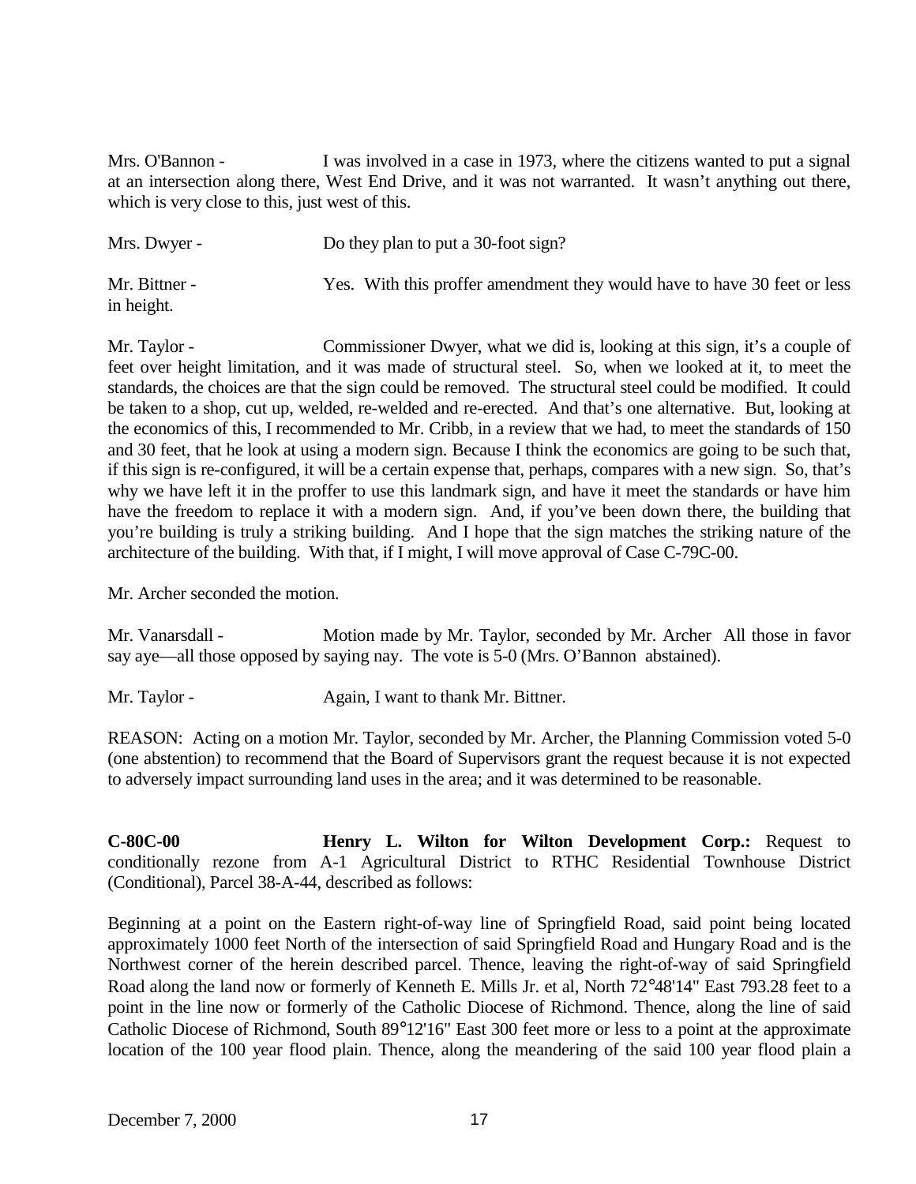Mrs. O'Bannon - I was involved in a case in 1973, where the citizens wanted to put a signal at an intersection along there, West End Drive, and it was not warranted. It wasn't anything out there, which is very close to this, just west of this.

Mrs. Dwyer - Do they plan to put a 30-foot sign?

Mr. Bittner - Yes. With this proffer amendment they would have to have 30 feet or less in height.

Mr. Taylor - Commissioner Dwyer, what we did is, looking at this sign, it's a couple of feet over height limitation, and it was made of structural steel. So, when we looked at it, to meet the standards, the choices are that the sign could be removed. The structural steel could be modified. It could be taken to a shop, cut up, welded, re-welded and re-erected. And that's one alternative. But, looking at the economics of this, I recommended to Mr. Cribb, in a review that we had, to meet the standards of 150 and 30 feet, that he look at using a modern sign. Because I think the economics are going to be such that, if this sign is re-configured, it will be a certain expense that, perhaps, compares with a new sign. So, that's why we have left it in the proffer to use this landmark sign, and have it meet the standards or have him have the freedom to replace it with a modern sign. And, if you've been down there, the building that you're building is truly a striking building. And I hope that the sign matches the striking nature of the architecture of the building. With that, if I might, I will move approval of Case C-79C-00.

Mr. Archer seconded the motion.

Mr. Vanarsdall - Motion made by Mr. Taylor, seconded by Mr. Archer All those in favor say aye—all those opposed by saying nay. The vote is 5-0 (Mrs. O'Bannon abstained).

Mr. Taylor - Again, I want to thank Mr. Bittner.

REASON: Acting on a motion Mr. Taylor, seconded by Mr. Archer, the Planning Commission voted 5-0 (one abstention) to recommend that the Board of Supervisors grant the request because it is not expected to adversely impact surrounding land uses in the area; and it was determined to be reasonable.

**C-80C-00** **Henry L. Wilton for Wilton Development Corp.:** Request to conditionally rezone from A-1 Agricultural District to RTHC Residential Townhouse District (Conditional), Parcel 38-A-44, described as follows:

Beginning at a point on the Eastern right-of-way line of Springfield Road, said point being located approximately 1000 feet North of the intersection of said Springfield Road and Hungary Road and is the Northwest corner of the herein described parcel. Thence, leaving the right-of-way of said Springfield Road along the land now or formerly of Kenneth E. Mills Jr. et al, North 72°48'14" East 793.28 feet to a point in the line now or formerly of the Catholic Diocese of Richmond. Thence, along the line of said Catholic Diocese of Richmond, South 89°12'16" East 300 feet more or less to a point at the approximate location of the 100 year flood plain. Thence, along the meandering of the said 100 year flood plain a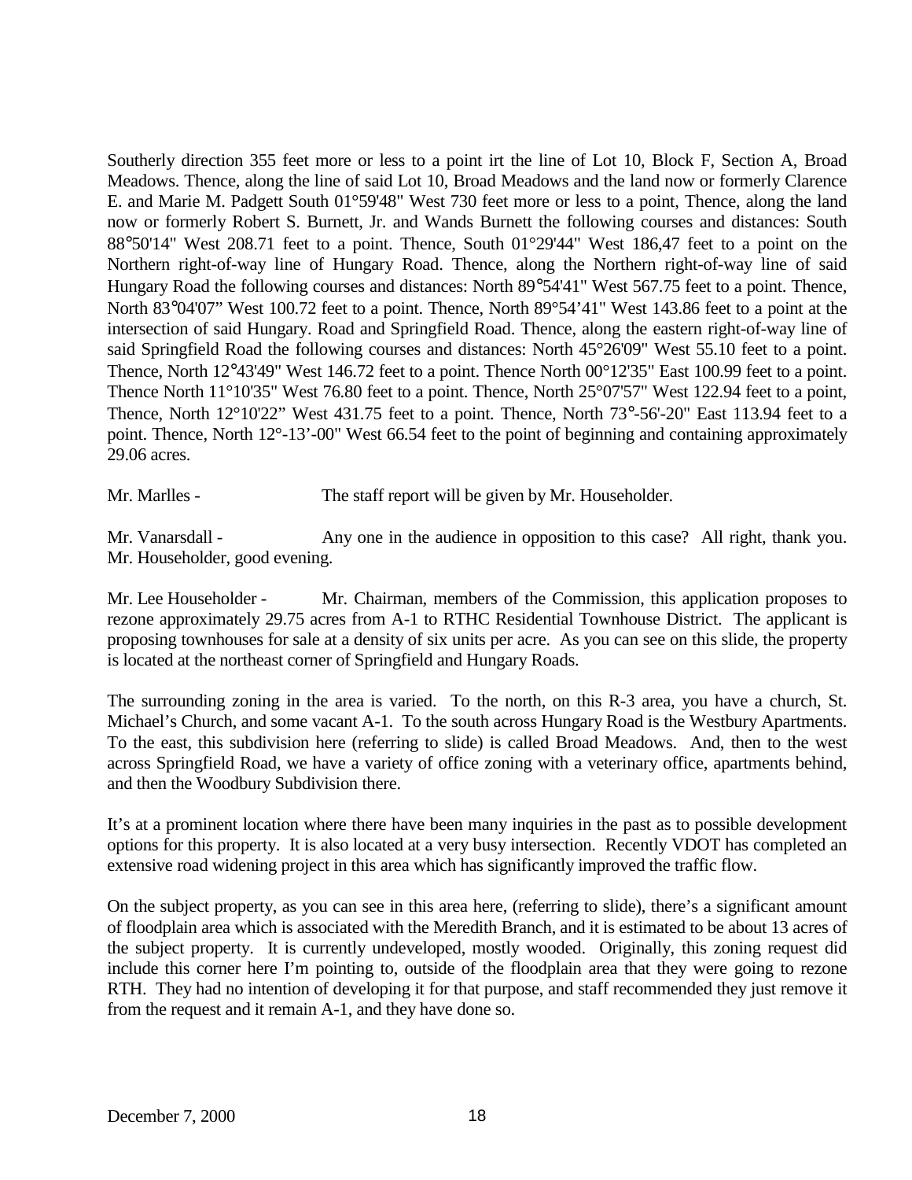Southerly direction 355 feet more or less to a point irt the line of Lot 10, Block F, Section A, Broad Meadows. Thence, along the line of said Lot 10, Broad Meadows and the land now or formerly Clarence E. and Marie M. Padgett South 01°59'48" West 730 feet more or less to a point, Thence, along the land now or formerly Robert S. Burnett, Jr. and Wands Burnett the following courses and distances: South 88°50'14" West 208.71 feet to a point. Thence, South 01°29'44" West 186,47 feet to a point on the Northern right-of-way line of Hungary Road. Thence, along the Northern right-of-way line of said Hungary Road the following courses and distances: North 89°54'41" West 567.75 feet to a point. Thence, North 83°04'07" West 100.72 feet to a point. Thence, North 89°54'41" West 143.86 feet to a point at the intersection of said Hungary. Road and Springfield Road. Thence, along the eastern right-of-way line of said Springfield Road the following courses and distances: North 45°26'09" West 55.10 feet to a point. Thence, North 12°43'49" West 146.72 feet to a point. Thence North 00°12'35" East 100.99 feet to a point. Thence North 11°10'35" West 76.80 feet to a point. Thence, North 25°07'57" West 122.94 feet to a point, Thence, North 12°10'22" West 431.75 feet to a point. Thence, North 73°-56'-20" East 113.94 feet to a point. Thence, North 12°-13'-00" West 66.54 feet to the point of beginning and containing approximately 29.06 acres.

Mr. Marlles - The staff report will be given by Mr. Householder.

Mr. Vanarsdall - Any one in the audience in opposition to this case? All right, thank you. Mr. Householder, good evening.

Mr. Lee Householder - Mr. Chairman, members of the Commission, this application proposes to rezone approximately 29.75 acres from A-1 to RTHC Residential Townhouse District. The applicant is proposing townhouses for sale at a density of six units per acre. As you can see on this slide, the property is located at the northeast corner of Springfield and Hungary Roads.

The surrounding zoning in the area is varied. To the north, on this R-3 area, you have a church, St. Michael's Church, and some vacant A-1. To the south across Hungary Road is the Westbury Apartments. To the east, this subdivision here (referring to slide) is called Broad Meadows. And, then to the west across Springfield Road, we have a variety of office zoning with a veterinary office, apartments behind, and then the Woodbury Subdivision there.

It's at a prominent location where there have been many inquiries in the past as to possible development options for this property. It is also located at a very busy intersection. Recently VDOT has completed an extensive road widening project in this area which has significantly improved the traffic flow.

On the subject property, as you can see in this area here, (referring to slide), there's a significant amount of floodplain area which is associated with the Meredith Branch, and it is estimated to be about 13 acres of the subject property. It is currently undeveloped, mostly wooded. Originally, this zoning request did include this corner here I'm pointing to, outside of the floodplain area that they were going to rezone RTH. They had no intention of developing it for that purpose, and staff recommended they just remove it from the request and it remain A-1, and they have done so.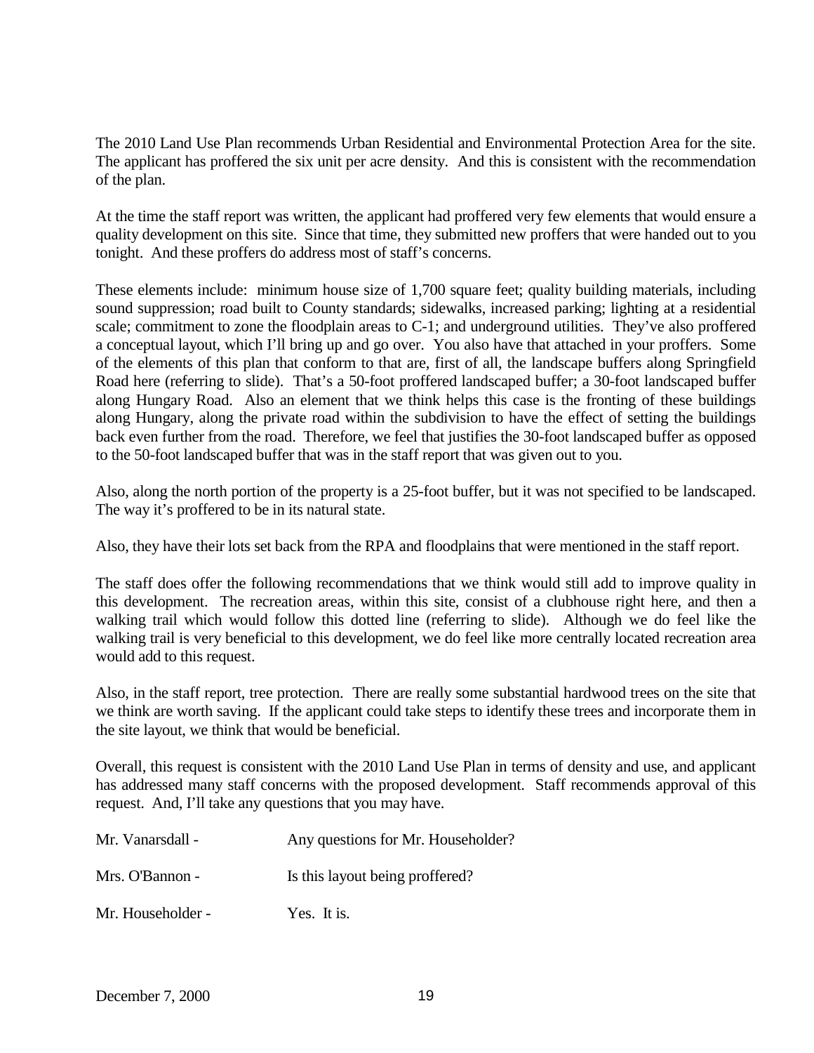The 2010 Land Use Plan recommends Urban Residential and Environmental Protection Area for the site. The applicant has proffered the six unit per acre density. And this is consistent with the recommendation of the plan.

At the time the staff report was written, the applicant had proffered very few elements that would ensure a quality development on this site. Since that time, they submitted new proffers that were handed out to you tonight. And these proffers do address most of staff's concerns.

These elements include: minimum house size of 1,700 square feet; quality building materials, including sound suppression; road built to County standards; sidewalks, increased parking; lighting at a residential scale; commitment to zone the floodplain areas to C-1; and underground utilities. They've also proffered a conceptual layout, which I'll bring up and go over. You also have that attached in your proffers. Some of the elements of this plan that conform to that are, first of all, the landscape buffers along Springfield Road here (referring to slide). That's a 50-foot proffered landscaped buffer; a 30-foot landscaped buffer along Hungary Road. Also an element that we think helps this case is the fronting of these buildings along Hungary, along the private road within the subdivision to have the effect of setting the buildings back even further from the road. Therefore, we feel that justifies the 30-foot landscaped buffer as opposed to the 50-foot landscaped buffer that was in the staff report that was given out to you.

Also, along the north portion of the property is a 25-foot buffer, but it was not specified to be landscaped. The way it's proffered to be in its natural state.

Also, they have their lots set back from the RPA and floodplains that were mentioned in the staff report.

The staff does offer the following recommendations that we think would still add to improve quality in this development. The recreation areas, within this site, consist of a clubhouse right here, and then a walking trail which would follow this dotted line (referring to slide). Although we do feel like the walking trail is very beneficial to this development, we do feel like more centrally located recreation area would add to this request.

Also, in the staff report, tree protection. There are really some substantial hardwood trees on the site that we think are worth saving. If the applicant could take steps to identify these trees and incorporate them in the site layout, we think that would be beneficial.

Overall, this request is consistent with the 2010 Land Use Plan in terms of density and use, and applicant has addressed many staff concerns with the proposed development. Staff recommends approval of this request. And, I'll take any questions that you may have.

Mr. Vanarsdall - Any questions for Mr. Householder?

Mrs. O'Bannon - Is this layout being proffered?

Mr. Householder - Yes. It is.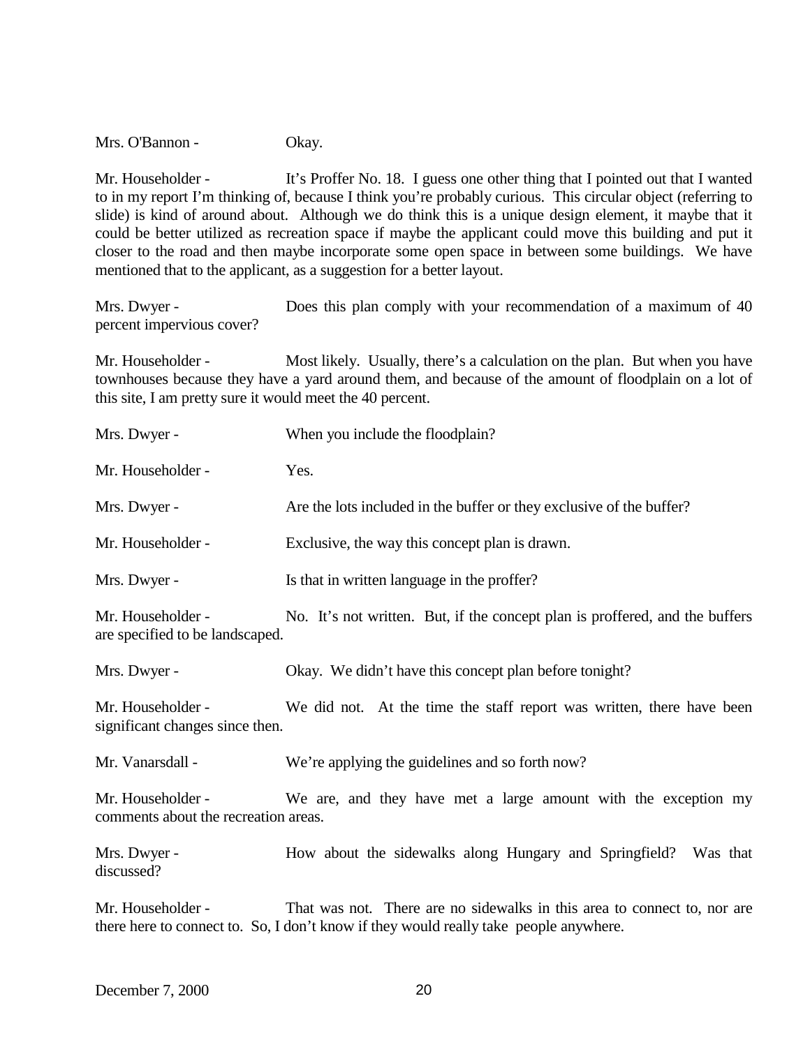Mrs. O'Bannon - Okay.

Mr. Householder - It's Proffer No. 18. I guess one other thing that I pointed out that I wanted to in my report I'm thinking of, because I think you're probably curious. This circular object (referring to slide) is kind of around about. Although we do think this is a unique design element, it maybe that it could be better utilized as recreation space if maybe the applicant could move this building and put it closer to the road and then maybe incorporate some open space in between some buildings. We have mentioned that to the applicant, as a suggestion for a better layout.

Mrs. Dwyer - Does this plan comply with your recommendation of a maximum of 40 percent impervious cover?

Mr. Householder - Most likely. Usually, there's a calculation on the plan. But when you have townhouses because they have a yard around them, and because of the amount of floodplain on a lot of this site, I am pretty sure it would meet the 40 percent.

Mrs. Dwyer - When you include the floodplain?

Mr. Householder - Yes.

Mrs. Dwyer - Are the lots included in the buffer or they exclusive of the buffer?

Mr. Householder - Exclusive, the way this concept plan is drawn.

Mrs. Dwyer - Is that in written language in the proffer?

Mr. Householder - No. It's not written. But, if the concept plan is proffered, and the buffers are specified to be landscaped.

Mrs. Dwyer - Okay. We didn't have this concept plan before tonight?

Mr. Householder - We did not. At the time the staff report was written, there have been significant changes since then.

Mr. Vanarsdall - We're applying the guidelines and so forth now?

Mr. Householder - We are, and they have met a large amount with the exception my comments about the recreation areas.

Mrs. Dwyer - How about the sidewalks along Hungary and Springfield? Was that discussed?

Mr. Householder - That was not. There are no sidewalks in this area to connect to, nor are there here to connect to. So, I don't know if they would really take people anywhere.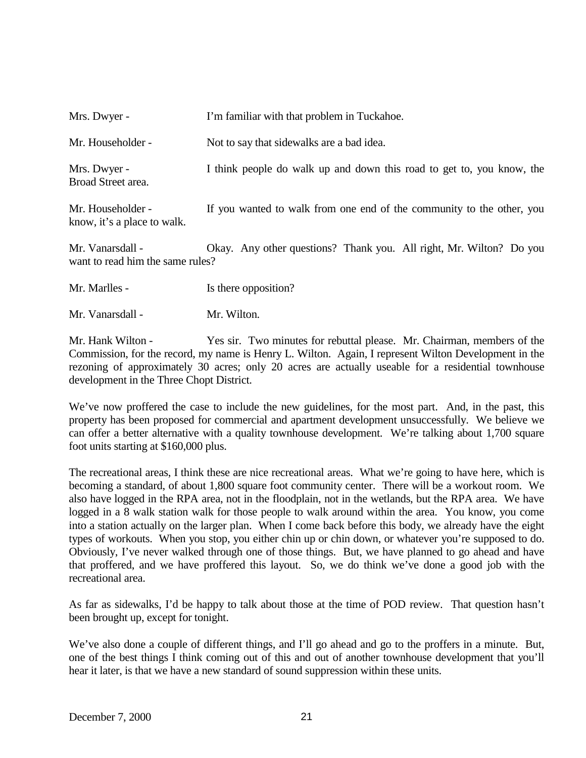Mrs. Dwyer - I'm familiar with that problem in Tuckahoe.

Mr. Householder - Not to say that sidewalks are a bad idea.

Mrs. Dwyer - I think people do walk up and down this road to get to, you know, the Broad Street area.

Mr. Householder - If you wanted to walk from one end of the community to the other, you know, it's a place to walk.

Mr. Vanarsdall - Okay. Any other questions? Thank you. All right, Mr. Wilton? Do you want to read him the same rules?

Mr. Marlles - Is there opposition?

Mr. Vanarsdall - Mr. Wilton.

Mr. Hank Wilton - Yes sir. Two minutes for rebuttal please. Mr. Chairman, members of the Commission, for the record, my name is Henry L. Wilton. Again, I represent Wilton Development in the rezoning of approximately 30 acres; only 20 acres are actually useable for a residential townhouse development in the Three Chopt District.

We've now proffered the case to include the new guidelines, for the most part. And, in the past, this property has been proposed for commercial and apartment development unsuccessfully. We believe we can offer a better alternative with a quality townhouse development. We're talking about 1,700 square foot units starting at $160,000 plus.

The recreational areas, I think these are nice recreational areas. What we're going to have here, which is becoming a standard, of about 1,800 square foot community center. There will be a workout room. We also have logged in the RPA area, not in the floodplain, not in the wetlands, but the RPA area. We have logged in a 8 walk station walk for those people to walk around within the area. You know, you come into a station actually on the larger plan. When I come back before this body, we already have the eight types of workouts. When you stop, you either chin up or chin down, or whatever you're supposed to do. Obviously, I've never walked through one of those things. But, we have planned to go ahead and have that proffered, and we have proffered this layout. So, we do think we've done a good job with the recreational area.

As far as sidewalks, I'd be happy to talk about those at the time of POD review. That question hasn't been brought up, except for tonight.

We've also done a couple of different things, and I'll go ahead and go to the proffers in a minute. But, one of the best things I think coming out of this and out of another townhouse development that you'll hear it later, is that we have a new standard of sound suppression within these units.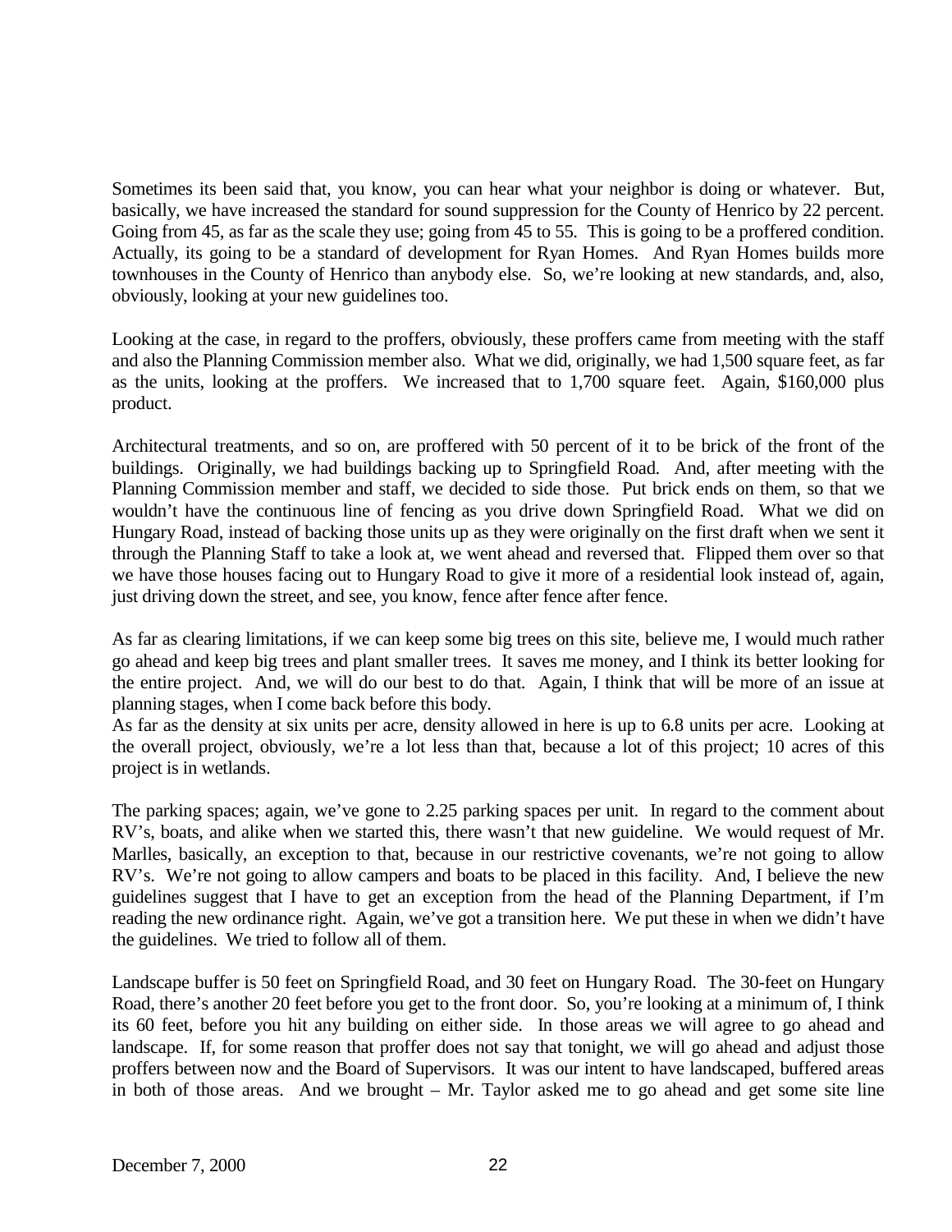Sometimes its been said that, you know, you can hear what your neighbor is doing or whatever. But, basically, we have increased the standard for sound suppression for the County of Henrico by 22 percent. Going from 45, as far as the scale they use; going from 45 to 55. This is going to be a proffered condition. Actually, its going to be a standard of development for Ryan Homes. And Ryan Homes builds more townhouses in the County of Henrico than anybody else. So, we're looking at new standards, and, also, obviously, looking at your new guidelines too.

Looking at the case, in regard to the proffers, obviously, these proffers came from meeting with the staff and also the Planning Commission member also. What we did, originally, we had 1,500 square feet, as far as the units, looking at the proffers. We increased that to 1,700 square feet. Again, $160,000 plus product.

Architectural treatments, and so on, are proffered with 50 percent of it to be brick of the front of the buildings. Originally, we had buildings backing up to Springfield Road. And, after meeting with the Planning Commission member and staff, we decided to side those. Put brick ends on them, so that we wouldn't have the continuous line of fencing as you drive down Springfield Road. What we did on Hungary Road, instead of backing those units up as they were originally on the first draft when we sent it through the Planning Staff to take a look at, we went ahead and reversed that. Flipped them over so that we have those houses facing out to Hungary Road to give it more of a residential look instead of, again, just driving down the street, and see, you know, fence after fence after fence.

As far as clearing limitations, if we can keep some big trees on this site, believe me, I would much rather go ahead and keep big trees and plant smaller trees. It saves me money, and I think its better looking for the entire project. And, we will do our best to do that. Again, I think that will be more of an issue at planning stages, when I come back before this body.
As far as the density at six units per acre, density allowed in here is up to 6.8 units per acre. Looking at the overall project, obviously, we're a lot less than that, because a lot of this project; 10 acres of this project is in wetlands.

The parking spaces; again, we've gone to 2.25 parking spaces per unit. In regard to the comment about RV's, boats, and alike when we started this, there wasn't that new guideline. We would request of Mr. Marlles, basically, an exception to that, because in our restrictive covenants, we're not going to allow RV's. We're not going to allow campers and boats to be placed in this facility. And, I believe the new guidelines suggest that I have to get an exception from the head of the Planning Department, if I'm reading the new ordinance right. Again, we've got a transition here. We put these in when we didn't have the guidelines. We tried to follow all of them.

Landscape buffer is 50 feet on Springfield Road, and 30 feet on Hungary Road. The 30-feet on Hungary Road, there's another 20 feet before you get to the front door. So, you're looking at a minimum of, I think its 60 feet, before you hit any building on either side. In those areas we will agree to go ahead and landscape. If, for some reason that proffer does not say that tonight, we will go ahead and adjust those proffers between now and the Board of Supervisors. It was our intent to have landscaped, buffered areas in both of those areas. And we brought – Mr. Taylor asked me to go ahead and get some site line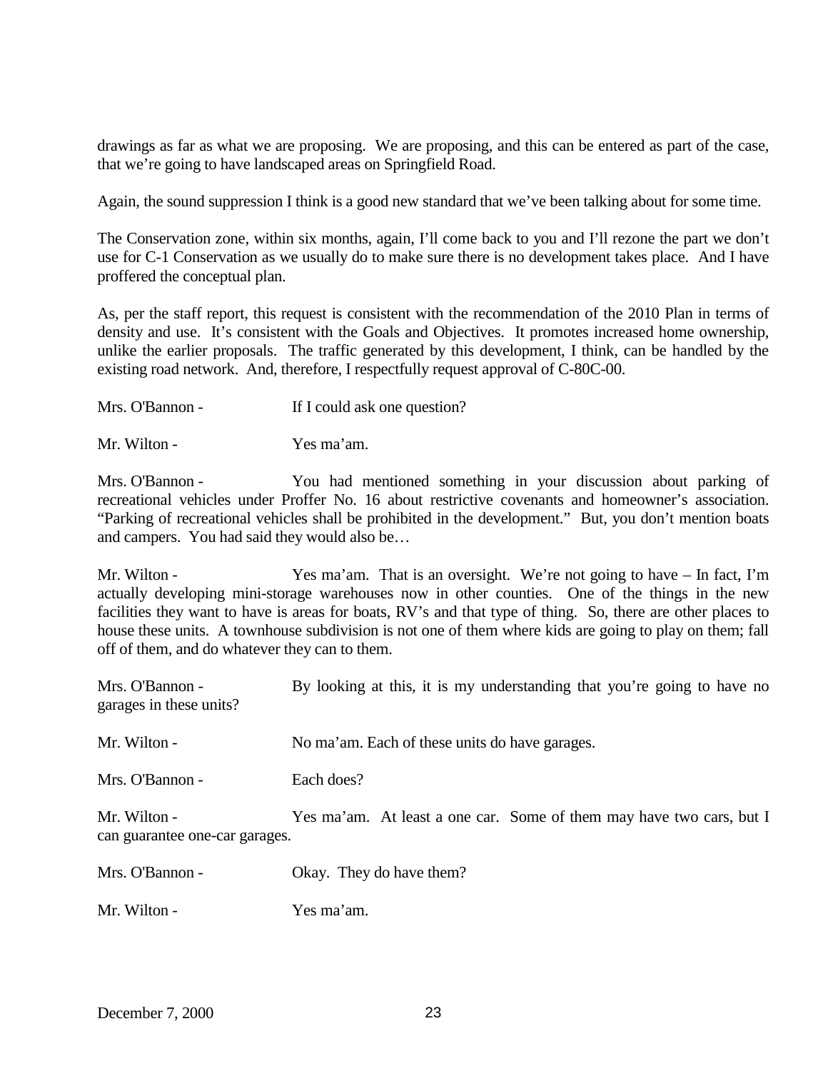drawings as far as what we are proposing. We are proposing, and this can be entered as part of the case, that we're going to have landscaped areas on Springfield Road.

Again, the sound suppression I think is a good new standard that we've been talking about for some time.

The Conservation zone, within six months, again, I'll come back to you and I'll rezone the part we don't use for C-1 Conservation as we usually do to make sure there is no development takes place. And I have proffered the conceptual plan.

As, per the staff report, this request is consistent with the recommendation of the 2010 Plan in terms of density and use. It's consistent with the Goals and Objectives. It promotes increased home ownership, unlike the earlier proposals. The traffic generated by this development, I think, can be handled by the existing road network. And, therefore, I respectfully request approval of C-80C-00.

Mrs. O'Bannon - If I could ask one question?

Mr. Wilton - Yes ma'am.

Mrs. O'Bannon - You had mentioned something in your discussion about parking of recreational vehicles under Proffer No. 16 about restrictive covenants and homeowner's association. "Parking of recreational vehicles shall be prohibited in the development." But, you don't mention boats and campers. You had said they would also be…

Mr. Wilton - Yes ma'am. That is an oversight. We're not going to have – In fact, I'm actually developing mini-storage warehouses now in other counties. One of the things in the new facilities they want to have is areas for boats, RV's and that type of thing. So, there are other places to house these units. A townhouse subdivision is not one of them where kids are going to play on them; fall off of them, and do whatever they can to them.

Mrs. O'Bannon - By looking at this, it is my understanding that you're going to have no garages in these units?

Mr. Wilton - No ma'am. Each of these units do have garages.

Mrs. O'Bannon - Each does?

Mr. Wilton - Yes ma'am. At least a one car. Some of them may have two cars, but I can guarantee one-car garages.

Mrs. O'Bannon - Okay. They do have them?

Mr. Wilton - Yes ma'am.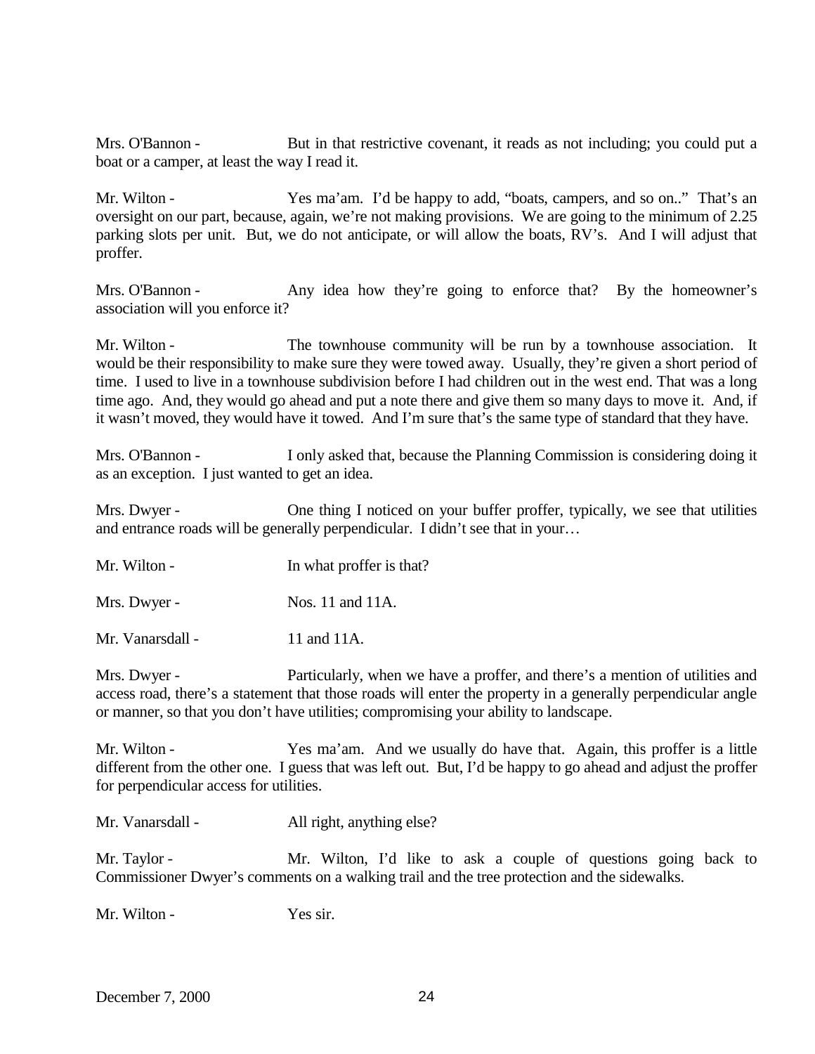Mrs. O'Bannon - But in that restrictive covenant, it reads as not including; you could put a boat or a camper, at least the way I read it.

Mr. Wilton - Yes ma'am. I'd be happy to add, "boats, campers, and so on.." That's an oversight on our part, because, again, we're not making provisions. We are going to the minimum of 2.25 parking slots per unit. But, we do not anticipate, or will allow the boats, RV's. And I will adjust that proffer.

Mrs. O'Bannon - Any idea how they're going to enforce that? By the homeowner's association will you enforce it?

Mr. Wilton - The townhouse community will be run by a townhouse association. It would be their responsibility to make sure they were towed away. Usually, they're given a short period of time. I used to live in a townhouse subdivision before I had children out in the west end. That was a long time ago. And, they would go ahead and put a note there and give them so many days to move it. And, if it wasn't moved, they would have it towed. And I'm sure that's the same type of standard that they have.

Mrs. O'Bannon - I only asked that, because the Planning Commission is considering doing it as an exception. I just wanted to get an idea.

Mrs. Dwyer - One thing I noticed on your buffer proffer, typically, we see that utilities and entrance roads will be generally perpendicular. I didn't see that in your…

Mr. Wilton - In what proffer is that?

Mrs. Dwyer - Nos. 11 and 11A.

Mr. Vanarsdall - 11 and 11A.

Mrs. Dwyer - Particularly, when we have a proffer, and there's a mention of utilities and access road, there's a statement that those roads will enter the property in a generally perpendicular angle or manner, so that you don't have utilities; compromising your ability to landscape.

Mr. Wilton - Yes ma'am. And we usually do have that. Again, this proffer is a little different from the other one. I guess that was left out. But, I'd be happy to go ahead and adjust the proffer for perpendicular access for utilities.

Mr. Vanarsdall - All right, anything else?

Mr. Taylor - Mr. Wilton, I'd like to ask a couple of questions going back to Commissioner Dwyer's comments on a walking trail and the tree protection and the sidewalks.

Mr. Wilton - Yes sir.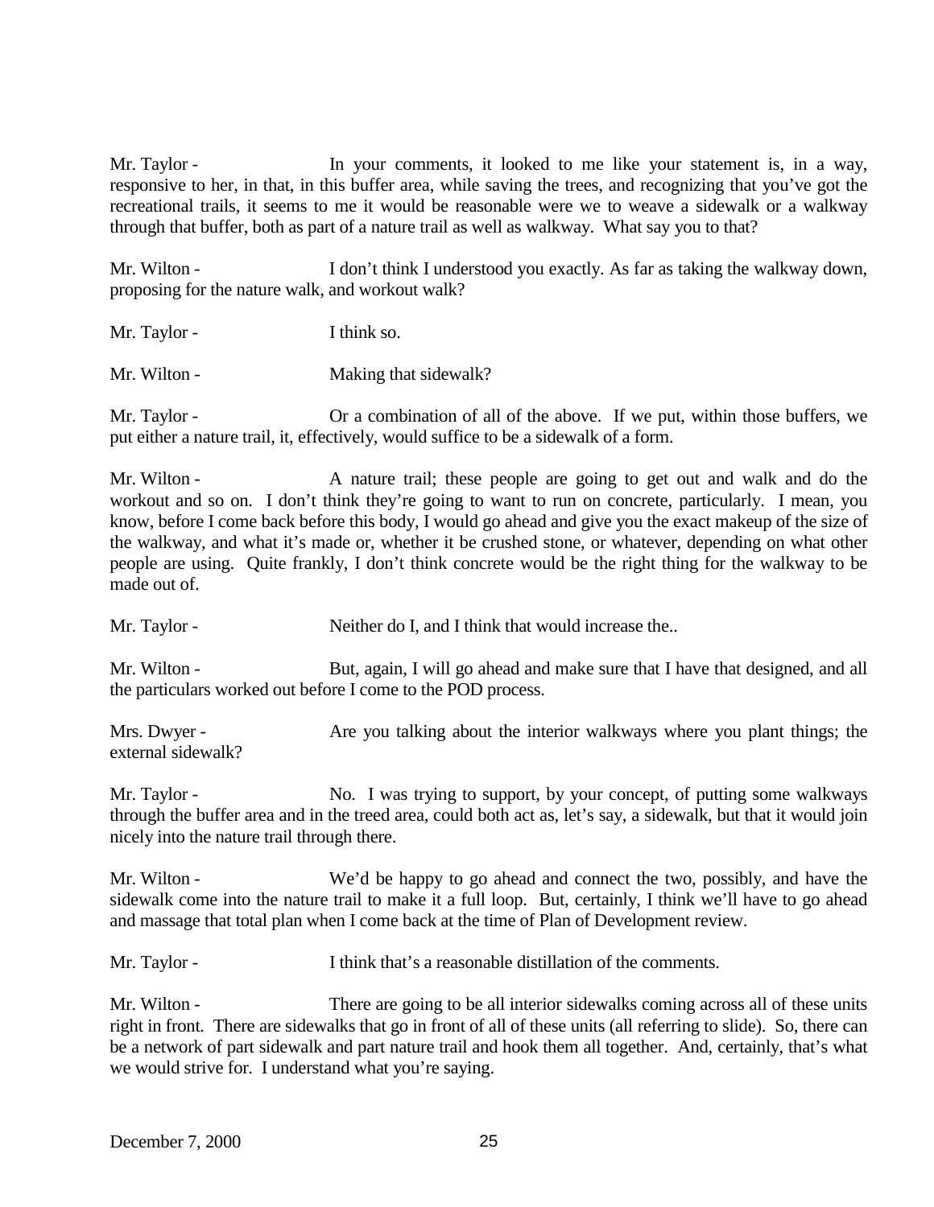Mr. Taylor - In your comments, it looked to me like your statement is, in a way, responsive to her, in that, in this buffer area, while saving the trees, and recognizing that you've got the recreational trails, it seems to me it would be reasonable were we to weave a sidewalk or a walkway through that buffer, both as part of a nature trail as well as walkway. What say you to that?

Mr. Wilton - I don't think I understood you exactly. As far as taking the walkway down, proposing for the nature walk, and workout walk?

Mr. Taylor - I think so.

Mr. Wilton - Making that sidewalk?

Mr. Taylor - Or a combination of all of the above. If we put, within those buffers, we put either a nature trail, it, effectively, would suffice to be a sidewalk of a form.

Mr. Wilton - A nature trail; these people are going to get out and walk and do the workout and so on. I don't think they're going to want to run on concrete, particularly. I mean, you know, before I come back before this body, I would go ahead and give you the exact makeup of the size of the walkway, and what it's made or, whether it be crushed stone, or whatever, depending on what other people are using. Quite frankly, I don't think concrete would be the right thing for the walkway to be made out of.

Mr. Taylor - Neither do I, and I think that would increase the..

Mr. Wilton - But, again, I will go ahead and make sure that I have that designed, and all the particulars worked out before I come to the POD process.

Mrs. Dwyer - Are you talking about the interior walkways where you plant things; the external sidewalk?

Mr. Taylor - No. I was trying to support, by your concept, of putting some walkways through the buffer area and in the treed area, could both act as, let's say, a sidewalk, but that it would join nicely into the nature trail through there.

Mr. Wilton - We'd be happy to go ahead and connect the two, possibly, and have the sidewalk come into the nature trail to make it a full loop. But, certainly, I think we'll have to go ahead and massage that total plan when I come back at the time of Plan of Development review.

Mr. Taylor - I think that's a reasonable distillation of the comments.

Mr. Wilton - There are going to be all interior sidewalks coming across all of these units right in front. There are sidewalks that go in front of all of these units (all referring to slide). So, there can be a network of part sidewalk and part nature trail and hook them all together. And, certainly, that's what we would strive for. I understand what you're saying.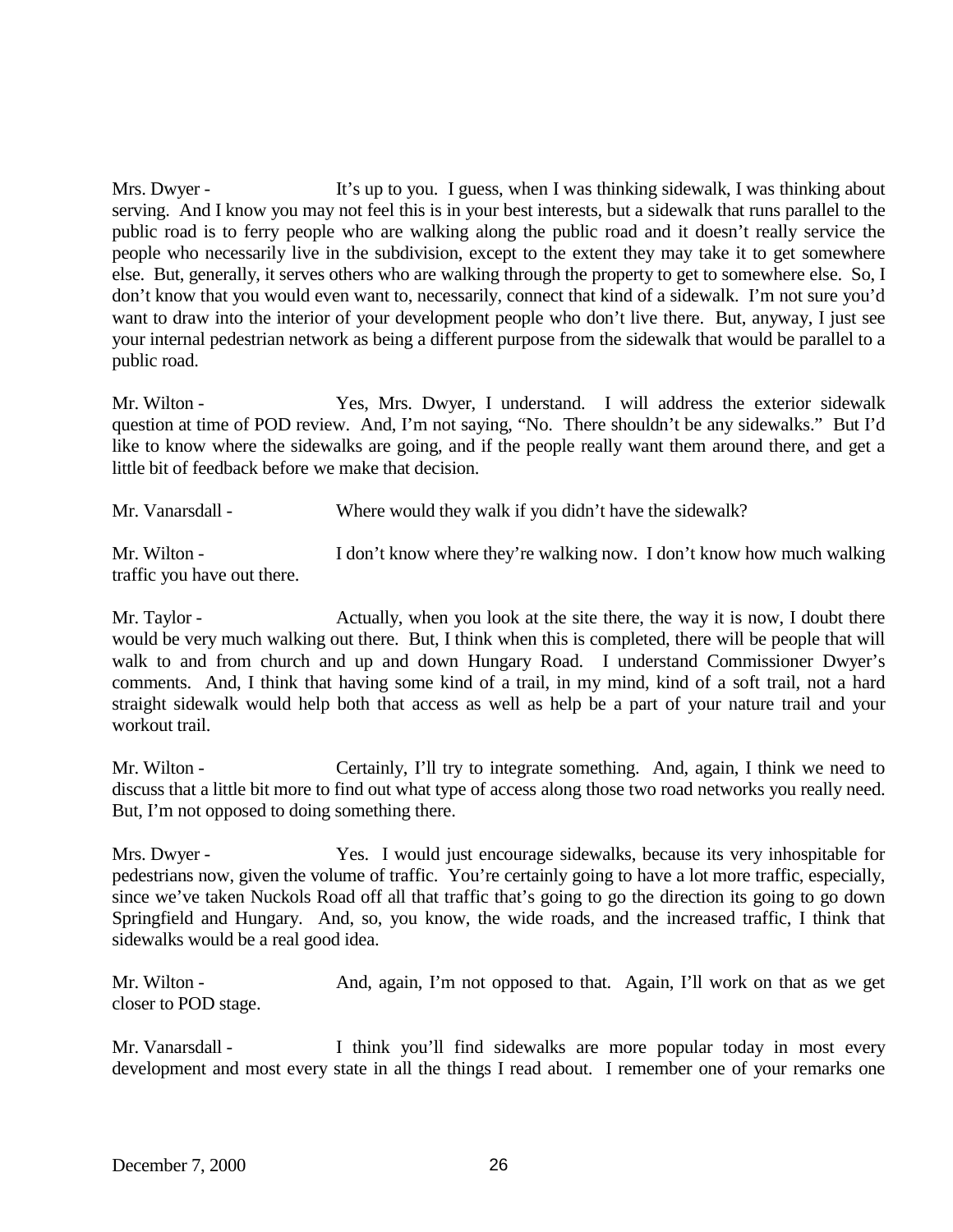Mrs. Dwyer - It's up to you. I guess, when I was thinking sidewalk, I was thinking about serving. And I know you may not feel this is in your best interests, but a sidewalk that runs parallel to the public road is to ferry people who are walking along the public road and it doesn't really service the people who necessarily live in the subdivision, except to the extent they may take it to get somewhere else. But, generally, it serves others who are walking through the property to get to somewhere else. So, I don't know that you would even want to, necessarily, connect that kind of a sidewalk. I'm not sure you'd want to draw into the interior of your development people who don't live there. But, anyway, I just see your internal pedestrian network as being a different purpose from the sidewalk that would be parallel to a public road.

Mr. Wilton - Yes, Mrs. Dwyer, I understand. I will address the exterior sidewalk question at time of POD review. And, I'm not saying, "No. There shouldn't be any sidewalks." But I'd like to know where the sidewalks are going, and if the people really want them around there, and get a little bit of feedback before we make that decision.

Mr. Vanarsdall - Where would they walk if you didn't have the sidewalk?

Mr. Wilton - I don't know where they're walking now. I don't know how much walking traffic you have out there.

Mr. Taylor - Actually, when you look at the site there, the way it is now, I doubt there would be very much walking out there. But, I think when this is completed, there will be people that will walk to and from church and up and down Hungary Road. I understand Commissioner Dwyer's comments. And, I think that having some kind of a trail, in my mind, kind of a soft trail, not a hard straight sidewalk would help both that access as well as help be a part of your nature trail and your workout trail.

Mr. Wilton - Certainly, I'll try to integrate something. And, again, I think we need to discuss that a little bit more to find out what type of access along those two road networks you really need. But, I'm not opposed to doing something there.

Mrs. Dwyer - Yes. I would just encourage sidewalks, because its very inhospitable for pedestrians now, given the volume of traffic. You're certainly going to have a lot more traffic, especially, since we've taken Nuckols Road off all that traffic that's going to go the direction its going to go down Springfield and Hungary. And, so, you know, the wide roads, and the increased traffic, I think that sidewalks would be a real good idea.

Mr. Wilton - And, again, I'm not opposed to that. Again, I'll work on that as we get closer to POD stage.

Mr. Vanarsdall - I think you'll find sidewalks are more popular today in most every development and most every state in all the things I read about. I remember one of your remarks one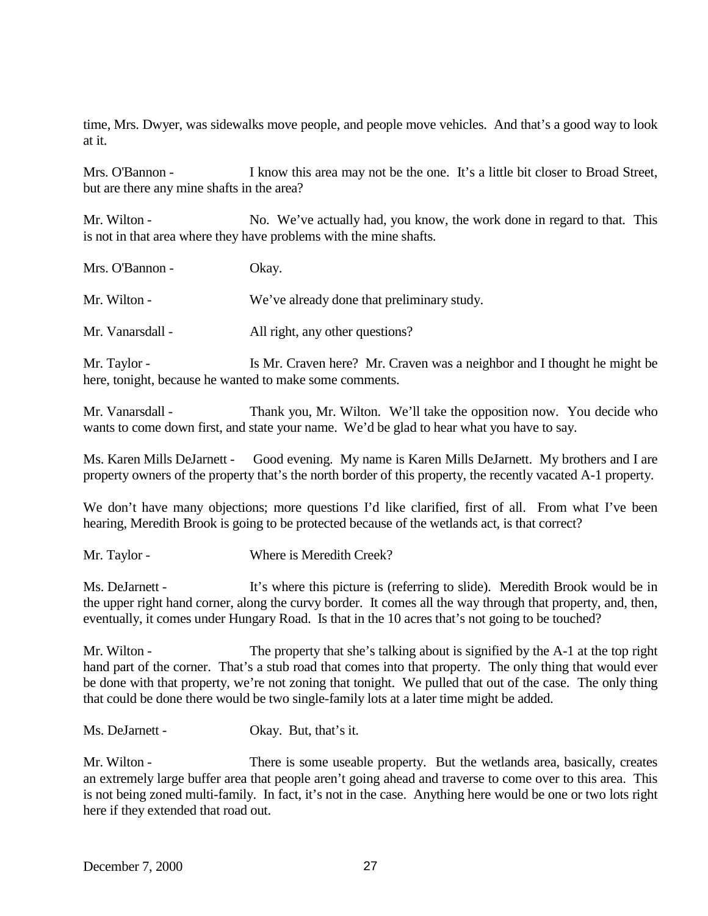time, Mrs. Dwyer, was sidewalks move people, and people move vehicles. And that's a good way to look at it.

Mrs. O'Bannon - I know this area may not be the one. It's a little bit closer to Broad Street, but are there any mine shafts in the area?

Mr. Wilton - No. We've actually had, you know, the work done in regard to that. This is not in that area where they have problems with the mine shafts.

Mrs. O'Bannon - Okay.

Mr. Wilton - We've already done that preliminary study.

Mr. Vanarsdall - All right, any other questions?

Mr. Taylor - Is Mr. Craven here? Mr. Craven was a neighbor and I thought he might be here, tonight, because he wanted to make some comments.

Mr. Vanarsdall - Thank you, Mr. Wilton. We'll take the opposition now. You decide who wants to come down first, and state your name. We'd be glad to hear what you have to say.

Ms. Karen Mills DeJarnett - Good evening. My name is Karen Mills DeJarnett. My brothers and I are property owners of the property that's the north border of this property, the recently vacated A-1 property.

We don't have many objections; more questions I'd like clarified, first of all. From what I've been hearing, Meredith Brook is going to be protected because of the wetlands act, is that correct?

Mr. Taylor - Where is Meredith Creek?

Ms. DeJarnett - It's where this picture is (referring to slide). Meredith Brook would be in the upper right hand corner, along the curvy border. It comes all the way through that property, and, then, eventually, it comes under Hungary Road. Is that in the 10 acres that's not going to be touched?

Mr. Wilton - The property that she's talking about is signified by the A-1 at the top right hand part of the corner. That's a stub road that comes into that property. The only thing that would ever be done with that property, we're not zoning that tonight. We pulled that out of the case. The only thing that could be done there would be two single-family lots at a later time might be added.

Ms. DeJarnett - Okay. But, that's it.

Mr. Wilton - There is some useable property. But the wetlands area, basically, creates an extremely large buffer area that people aren't going ahead and traverse to come over to this area. This is not being zoned multi-family. In fact, it's not in the case. Anything here would be one or two lots right here if they extended that road out.

December 7, 2000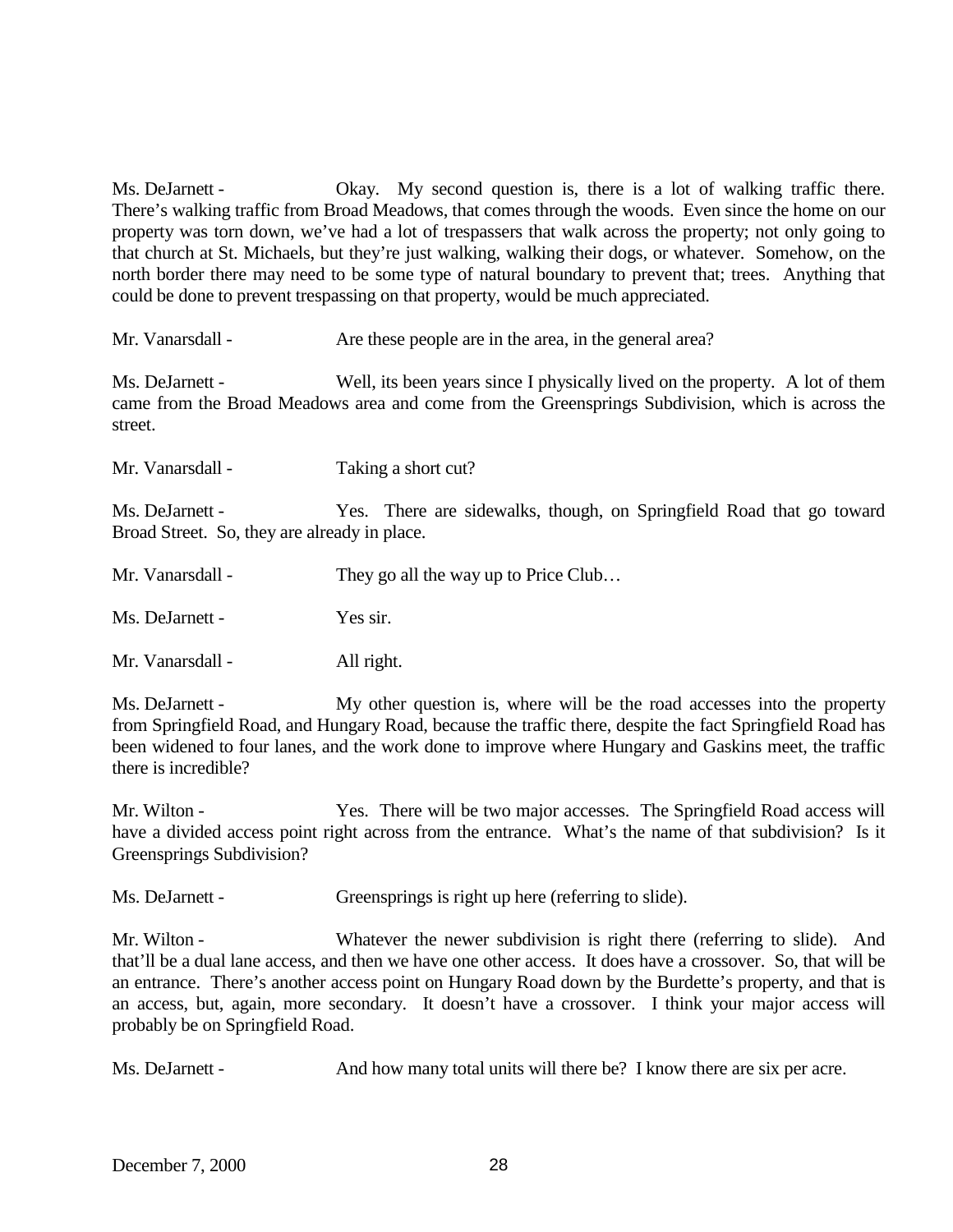Ms. DeJarnett - Okay. My second question is, there is a lot of walking traffic there. There's walking traffic from Broad Meadows, that comes through the woods. Even since the home on our property was torn down, we've had a lot of trespassers that walk across the property; not only going to that church at St. Michaels, but they're just walking, walking their dogs, or whatever. Somehow, on the north border there may need to be some type of natural boundary to prevent that; trees. Anything that could be done to prevent trespassing on that property, would be much appreciated.

Mr. Vanarsdall - Are these people are in the area, in the general area?

Ms. DeJarnett - Well, its been years since I physically lived on the property. A lot of them came from the Broad Meadows area and come from the Greensprings Subdivision, which is across the street.

Mr. Vanarsdall - Taking a short cut?

Ms. DeJarnett - Yes. There are sidewalks, though, on Springfield Road that go toward Broad Street. So, they are already in place.

Mr. Vanarsdall - They go all the way up to Price Club…

Ms. DeJarnett - Yes sir.

Mr. Vanarsdall - All right.

Ms. DeJarnett - My other question is, where will be the road accesses into the property from Springfield Road, and Hungary Road, because the traffic there, despite the fact Springfield Road has been widened to four lanes, and the work done to improve where Hungary and Gaskins meet, the traffic there is incredible?

Mr. Wilton - Yes. There will be two major accesses. The Springfield Road access will have a divided access point right across from the entrance. What's the name of that subdivision? Is it Greensprings Subdivision?

Ms. DeJarnett - Greensprings is right up here (referring to slide).

Mr. Wilton - Whatever the newer subdivision is right there (referring to slide). And that'll be a dual lane access, and then we have one other access. It does have a crossover. So, that will be an entrance. There's another access point on Hungary Road down by the Burdette's property, and that is an access, but, again, more secondary. It doesn't have a crossover. I think your major access will probably be on Springfield Road.

Ms. DeJarnett - And how many total units will there be? I know there are six per acre.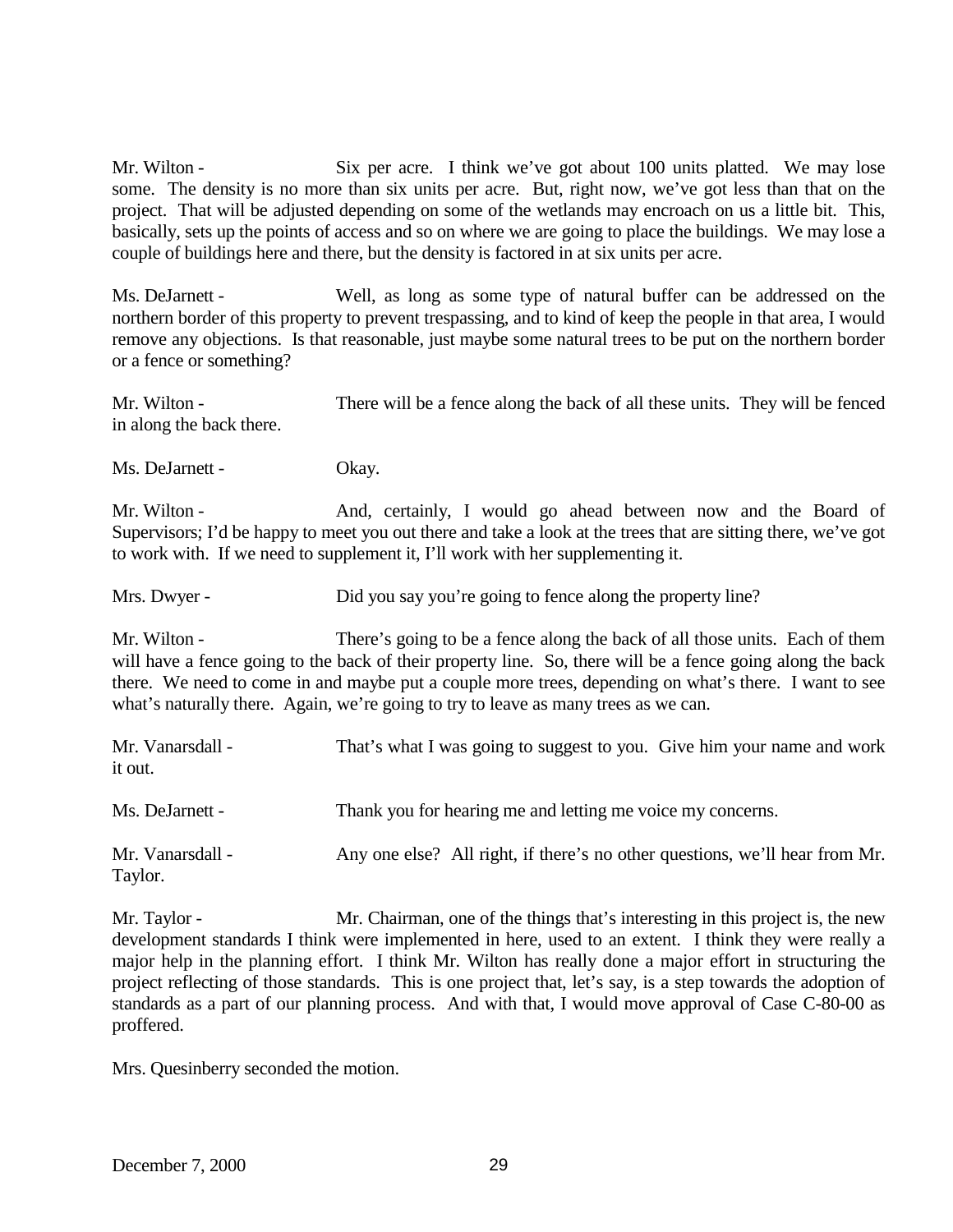Mr. Wilton - Six per acre. I think we've got about 100 units platted. We may lose some. The density is no more than six units per acre. But, right now, we've got less than that on the project. That will be adjusted depending on some of the wetlands may encroach on us a little bit. This, basically, sets up the points of access and so on where we are going to place the buildings. We may lose a couple of buildings here and there, but the density is factored in at six units per acre.

Ms. DeJarnett - Well, as long as some type of natural buffer can be addressed on the northern border of this property to prevent trespassing, and to kind of keep the people in that area, I would remove any objections. Is that reasonable, just maybe some natural trees to be put on the northern border or a fence or something?

Mr. Wilton - There will be a fence along the back of all these units. They will be fenced in along the back there.

Ms. DeJarnett - Okay.

Mr. Wilton - And, certainly, I would go ahead between now and the Board of Supervisors; I'd be happy to meet you out there and take a look at the trees that are sitting there, we've got to work with. If we need to supplement it, I'll work with her supplementing it.

Mrs. Dwyer - Did you say you're going to fence along the property line?

Mr. Wilton - There's going to be a fence along the back of all those units. Each of them will have a fence going to the back of their property line. So, there will be a fence going along the back there. We need to come in and maybe put a couple more trees, depending on what's there. I want to see what's naturally there. Again, we're going to try to leave as many trees as we can.

Mr. Vanarsdall - That's what I was going to suggest to you. Give him your name and work it out.

Ms. DeJarnett - Thank you for hearing me and letting me voice my concerns.

Mr. Vanarsdall - Any one else? All right, if there's no other questions, we'll hear from Mr. Taylor.

Mr. Taylor - Mr. Chairman, one of the things that's interesting in this project is, the new development standards I think were implemented in here, used to an extent. I think they were really a major help in the planning effort. I think Mr. Wilton has really done a major effort in structuring the project reflecting of those standards. This is one project that, let's say, is a step towards the adoption of standards as a part of our planning process. And with that, I would move approval of Case C-80-00 as proffered.

Mrs. Quesinberry seconded the motion.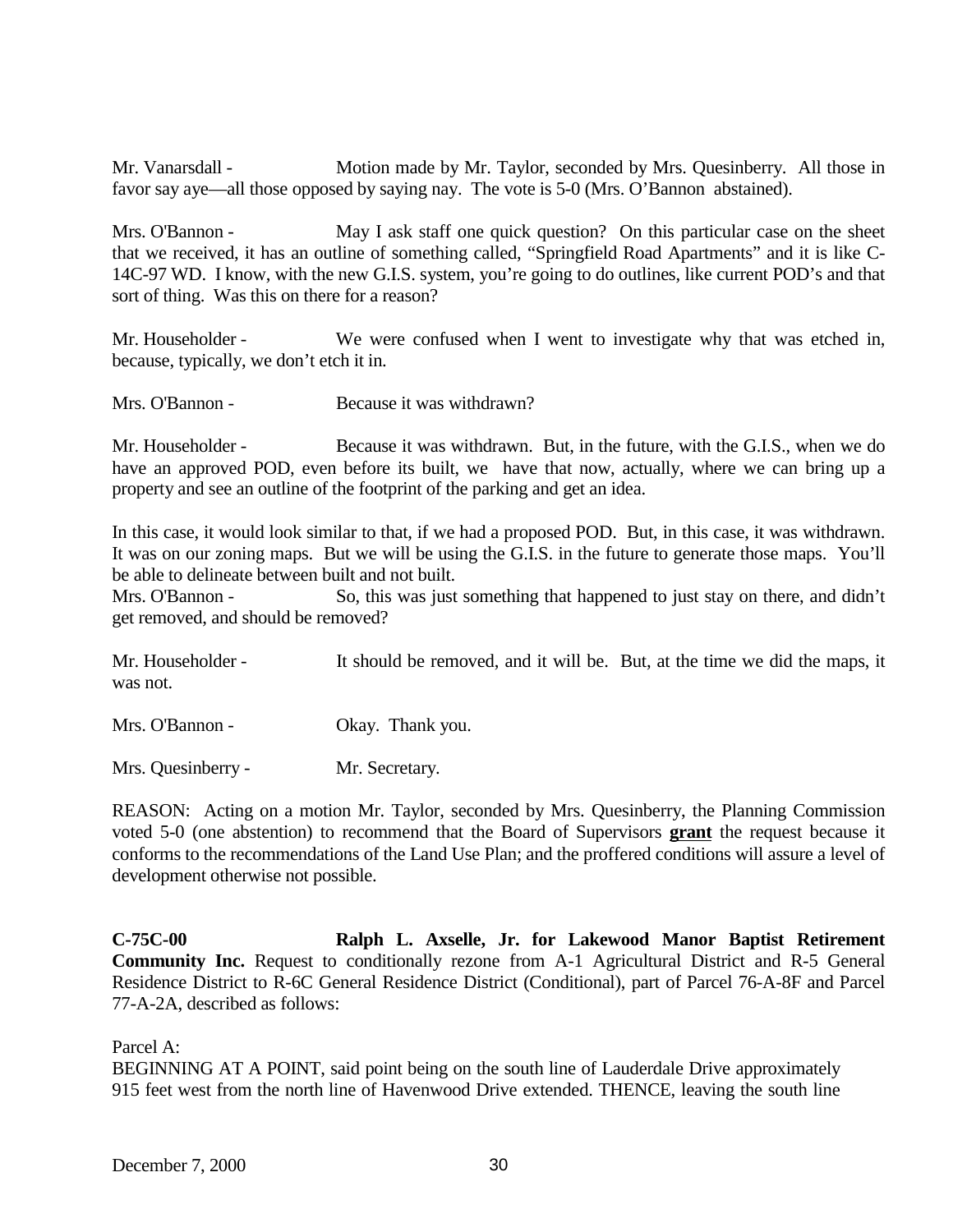Mr. Vanarsdall - Motion made by Mr. Taylor, seconded by Mrs. Quesinberry. All those in favor say aye—all those opposed by saying nay. The vote is 5-0 (Mrs. O'Bannon abstained).

Mrs. O'Bannon - May I ask staff one quick question? On this particular case on the sheet that we received, it has an outline of something called, "Springfield Road Apartments" and it is like C-14C-97 WD. I know, with the new G.I.S. system, you're going to do outlines, like current POD's and that sort of thing. Was this on there for a reason?

Mr. Householder - We were confused when I went to investigate why that was etched in, because, typically, we don't etch it in.

Mrs. O'Bannon - Because it was withdrawn?

Mr. Householder - Because it was withdrawn. But, in the future, with the G.I.S., when we do have an approved POD, even before its built, we have that now, actually, where we can bring up a property and see an outline of the footprint of the parking and get an idea.

In this case, it would look similar to that, if we had a proposed POD. But, in this case, it was withdrawn. It was on our zoning maps. But we will be using the G.I.S. in the future to generate those maps. You'll be able to delineate between built and not built.

Mrs. O'Bannon - So, this was just something that happened to just stay on there, and didn't get removed, and should be removed?

Mr. Householder - It should be removed, and it will be. But, at the time we did the maps, it was not.

Mrs. O'Bannon - Okay. Thank you.

Mrs. Quesinberry - Mr. Secretary.

REASON: Acting on a motion Mr. Taylor, seconded by Mrs. Quesinberry, the Planning Commission voted 5-0 (one abstention) to recommend that the Board of Supervisors **grant** the request because it conforms to the recommendations of the Land Use Plan; and the proffered conditions will assure a level of development otherwise not possible.

**C-75C-00 Ralph L. Axselle, Jr. for Lakewood Manor Baptist Retirement Community Inc.** Request to conditionally rezone from A-1 Agricultural District and R-5 General Residence District to R-6C General Residence District (Conditional), part of Parcel 76-A-8F and Parcel 77-A-2A, described as follows:

Parcel A:
BEGINNING AT A POINT, said point being on the south line of Lauderdale Drive approximately 915 feet west from the north line of Havenwood Drive extended. THENCE, leaving the south line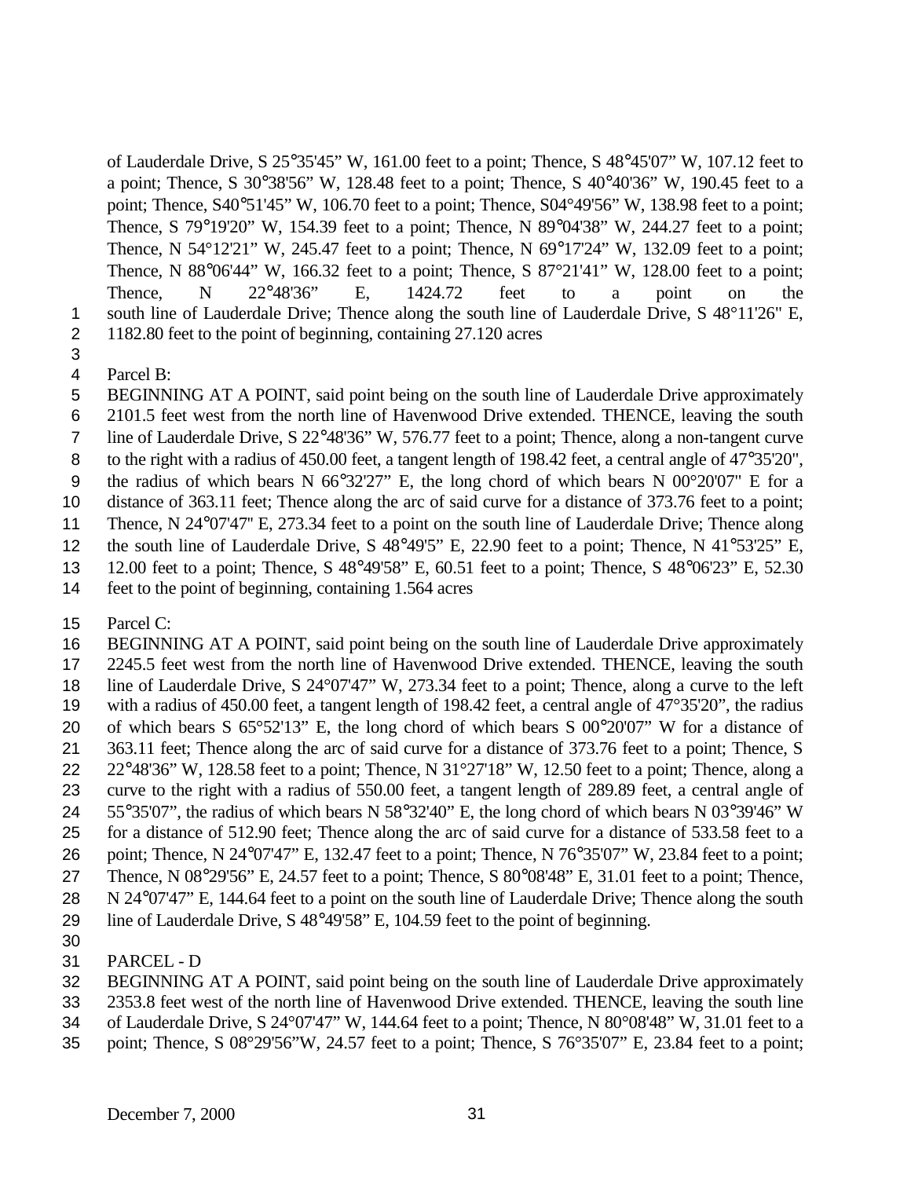of Lauderdale Drive, S 25°35'45" W, 161.00 feet to a point; Thence, S 48°45'07" W, 107.12 feet to a point; Thence, S 30°38'56" W, 128.48 feet to a point; Thence, S 40°40'36" W, 190.45 feet to a point; Thence, S40°51'45" W, 106.70 feet to a point; Thence, S04°49'56" W, 138.98 feet to a point; Thence, S 79°19'20" W, 154.39 feet to a point; Thence, N 89°04'38" W, 244.27 feet to a point; Thence, N 54°12'21" W, 245.47 feet to a point; Thence, N 69°17'24" W, 132.09 feet to a point; Thence, N 88°06'44" W, 166.32 feet to a point; Thence, S 87°21'41" W, 128.00 feet to a point; Thence, N 22°48'36" E, 1424.72 feet to a point on the south line of Lauderdale Drive; Thence along the south line of Lauderdale Drive, S 48°11'26" E, 1182.80 feet to the point of beginning, containing 27.120 acres

Parcel B:
BEGINNING AT A POINT, said point being on the south line of Lauderdale Drive approximately 2101.5 feet west from the north line of Havenwood Drive extended. THENCE, leaving the south line of Lauderdale Drive, S 22°48'36" W, 576.77 feet to a point; Thence, along a non-tangent curve to the right with a radius of 450.00 feet, a tangent length of 198.42 feet, a central angle of 47°35'20", the radius of which bears N 66°32'27" E, the long chord of which bears N 00°20'07" E for a distance of 363.11 feet; Thence along the arc of said curve for a distance of 373.76 feet to a point; Thence, N 24°07'47" E, 273.34 feet to a point on the south line of Lauderdale Drive; Thence along the south line of Lauderdale Drive, S 48°49'5" E, 22.90 feet to a point; Thence, N 41°53'25" E, 12.00 feet to a point; Thence, S 48°49'58" E, 60.51 feet to a point; Thence, S 48°06'23" E, 52.30 feet to the point of beginning, containing 1.564 acres

Parcel C:
BEGINNING AT A POINT, said point being on the south line of Lauderdale Drive approximately 2245.5 feet west from the north line of Havenwood Drive extended. THENCE, leaving the south line of Lauderdale Drive, S 24°07'47" W, 273.34 feet to a point; Thence, along a curve to the left with a radius of 450.00 feet, a tangent length of 198.42 feet, a central angle of 47°35'20", the radius of which bears S 65°52'13" E, the long chord of which bears S 00°20'07" W for a distance of 363.11 feet; Thence along the arc of said curve for a distance of 373.76 feet to a point; Thence, S 22°48'36" W, 128.58 feet to a point; Thence, N 31°27'18" W, 12.50 feet to a point; Thence, along a curve to the right with a radius of 550.00 feet, a tangent length of 289.89 feet, a central angle of 55°35'07", the radius of which bears N 58°32'40" E, the long chord of which bears N 03°39'46" W for a distance of 512.90 feet; Thence along the arc of said curve for a distance of 533.58 feet to a point; Thence, N 24°07'47" E, 132.47 feet to a point; Thence, N 76°35'07" W, 23.84 feet to a point; Thence, N 08°29'56" E, 24.57 feet to a point; Thence, S 80°08'48" E, 31.01 feet to a point; Thence, N 24°07'47" E, 144.64 feet to a point on the south line of Lauderdale Drive; Thence along the south line of Lauderdale Drive, S 48°49'58" E, 104.59 feet to the point of beginning.

PARCEL - D
BEGINNING AT A POINT, said point being on the south line of Lauderdale Drive approximately 2353.8 feet west of the north line of Havenwood Drive extended. THENCE, leaving the south line of Lauderdale Drive, S 24°07'47" W, 144.64 feet to a point; Thence, N 80°08'48" W, 31.01 feet to a point; Thence, S 08°29'56"W, 24.57 feet to a point; Thence, S 76°35'07" E, 23.84 feet to a point;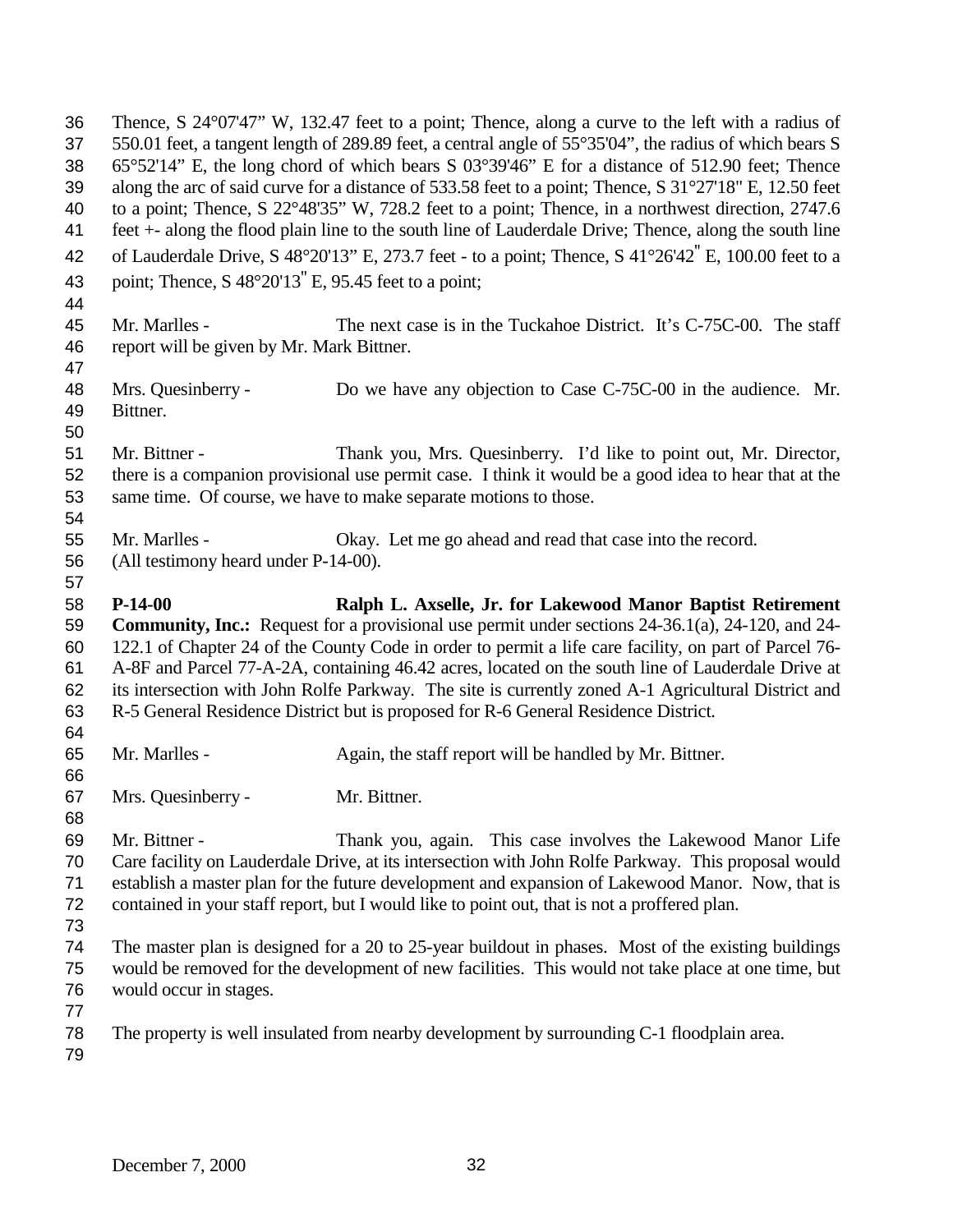Thence, S 24°07'47" W, 132.47 feet to a point; Thence, along a curve to the left with a radius of 550.01 feet, a tangent length of 289.89 feet, a central angle of 55°35'04", the radius of which bears S 65°52'14" E, the long chord of which bears S 03°39'46" E for a distance of 512.90 feet; Thence along the arc of said curve for a distance of 533.58 feet to a point; Thence, S 31°27'18" E, 12.50 feet to a point; Thence, S 22°48'35" W, 728.2 feet to a point; Thence, in a northwest direction, 2747.6 feet +- along the flood plain line to the south line of Lauderdale Drive; Thence, along the south line of Lauderdale Drive, S 48°20'13" E, 273.7 feet - to a point; Thence, S 41°26'42" E, 100.00 feet to a point; Thence, S 48°20'13" E, 95.45 feet to a point;

Mr. Marlles - The next case is in the Tuckahoe District. It's C-75C-00. The staff report will be given by Mr. Mark Bittner.

Mrs. Quesinberry - Do we have any objection to Case C-75C-00 in the audience. Mr. Bittner.

Mr. Bittner - Thank you, Mrs. Quesinberry. I'd like to point out, Mr. Director, there is a companion provisional use permit case. I think it would be a good idea to hear that at the same time. Of course, we have to make separate motions to those.

Mr. Marlles - Okay. Let me go ahead and read that case into the record. (All testimony heard under P-14-00).

**P-14-00 Ralph L. Axselle, Jr. for Lakewood Manor Baptist Retirement Community, Inc.:** Request for a provisional use permit under sections 24-36.1(a), 24-120, and 24-122.1 of Chapter 24 of the County Code in order to permit a life care facility, on part of Parcel 76-A-8F and Parcel 77-A-2A, containing 46.42 acres, located on the south line of Lauderdale Drive at its intersection with John Rolfe Parkway. The site is currently zoned A-1 Agricultural District and R-5 General Residence District but is proposed for R-6 General Residence District.

Mr. Marlles - Again, the staff report will be handled by Mr. Bittner.

Mrs. Quesinberry - Mr. Bittner.

Mr. Bittner - Thank you, again. This case involves the Lakewood Manor Life Care facility on Lauderdale Drive, at its intersection with John Rolfe Parkway. This proposal would establish a master plan for the future development and expansion of Lakewood Manor. Now, that is contained in your staff report, but I would like to point out, that is not a proffered plan.

The master plan is designed for a 20 to 25-year buildout in phases. Most of the existing buildings would be removed for the development of new facilities. This would not take place at one time, but would occur in stages.

The property is well insulated from nearby development by surrounding C-1 floodplain area.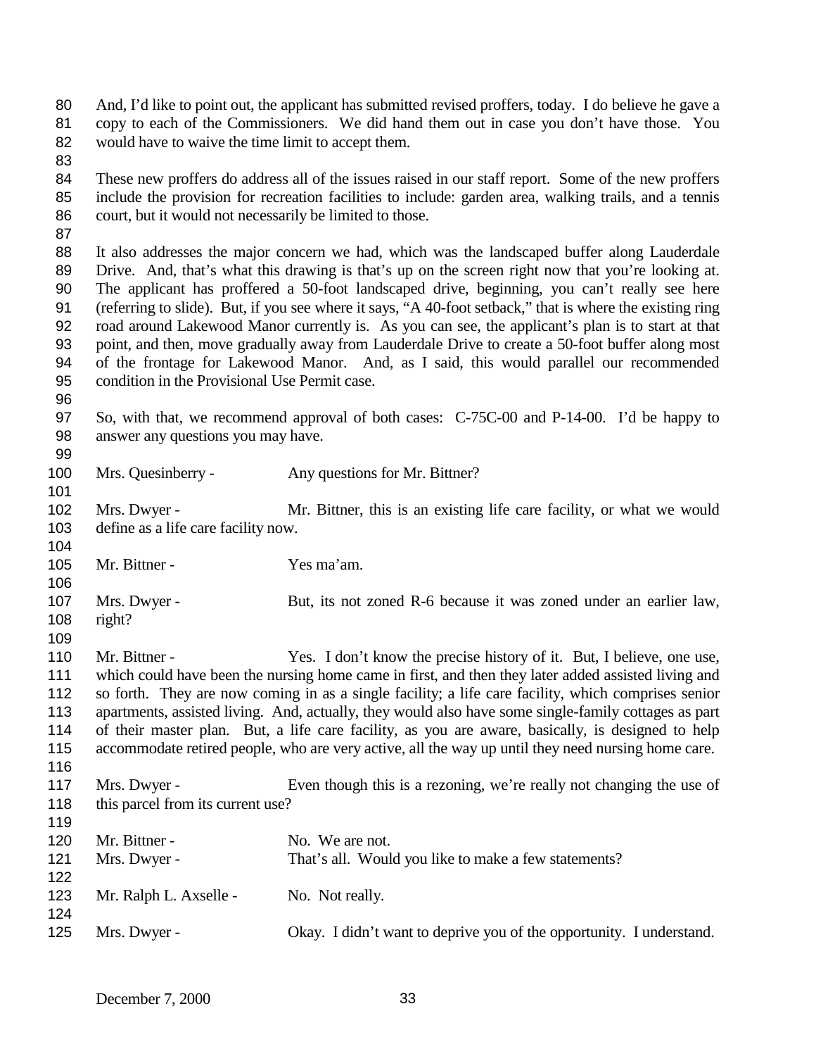And, I'd like to point out, the applicant has submitted revised proffers, today. I do believe he gave a copy to each of the Commissioners. We did hand them out in case you don't have those. You would have to waive the time limit to accept them.

These new proffers do address all of the issues raised in our staff report. Some of the new proffers include the provision for recreation facilities to include: garden area, walking trails, and a tennis court, but it would not necessarily be limited to those.

It also addresses the major concern we had, which was the landscaped buffer along Lauderdale Drive. And, that's what this drawing is that's up on the screen right now that you're looking at. The applicant has proffered a 50-foot landscaped drive, beginning, you can't really see here (referring to slide). But, if you see where it says, "A 40-foot setback," that is where the existing ring road around Lakewood Manor currently is. As you can see, the applicant's plan is to start at that point, and then, move gradually away from Lauderdale Drive to create a 50-foot buffer along most of the frontage for Lakewood Manor. And, as I said, this would parallel our recommended condition in the Provisional Use Permit case.

So, with that, we recommend approval of both cases: C-75C-00 and P-14-00. I'd be happy to answer any questions you may have.

Mrs. Quesinberry - Any questions for Mr. Bittner?

Mrs. Dwyer - Mr. Bittner, this is an existing life care facility, or what we would define as a life care facility now.

Mr. Bittner - Yes ma'am.

Mrs. Dwyer - But, its not zoned R-6 because it was zoned under an earlier law, right?

Mr. Bittner - Yes. I don't know the precise history of it. But, I believe, one use, which could have been the nursing home came in first, and then they later added assisted living and so forth. They are now coming in as a single facility; a life care facility, which comprises senior apartments, assisted living. And, actually, they would also have some single-family cottages as part of their master plan. But, a life care facility, as you are aware, basically, is designed to help accommodate retired people, who are very active, all the way up until they need nursing home care.

Mrs. Dwyer - Even though this is a rezoning, we're really not changing the use of this parcel from its current use?

Mr. Bittner - No. We are not.

Mrs. Dwyer - That's all. Would you like to make a few statements?

Mr. Ralph L. Axselle - No. Not really.

Mrs. Dwyer - Okay. I didn't want to deprive you of the opportunity. I understand.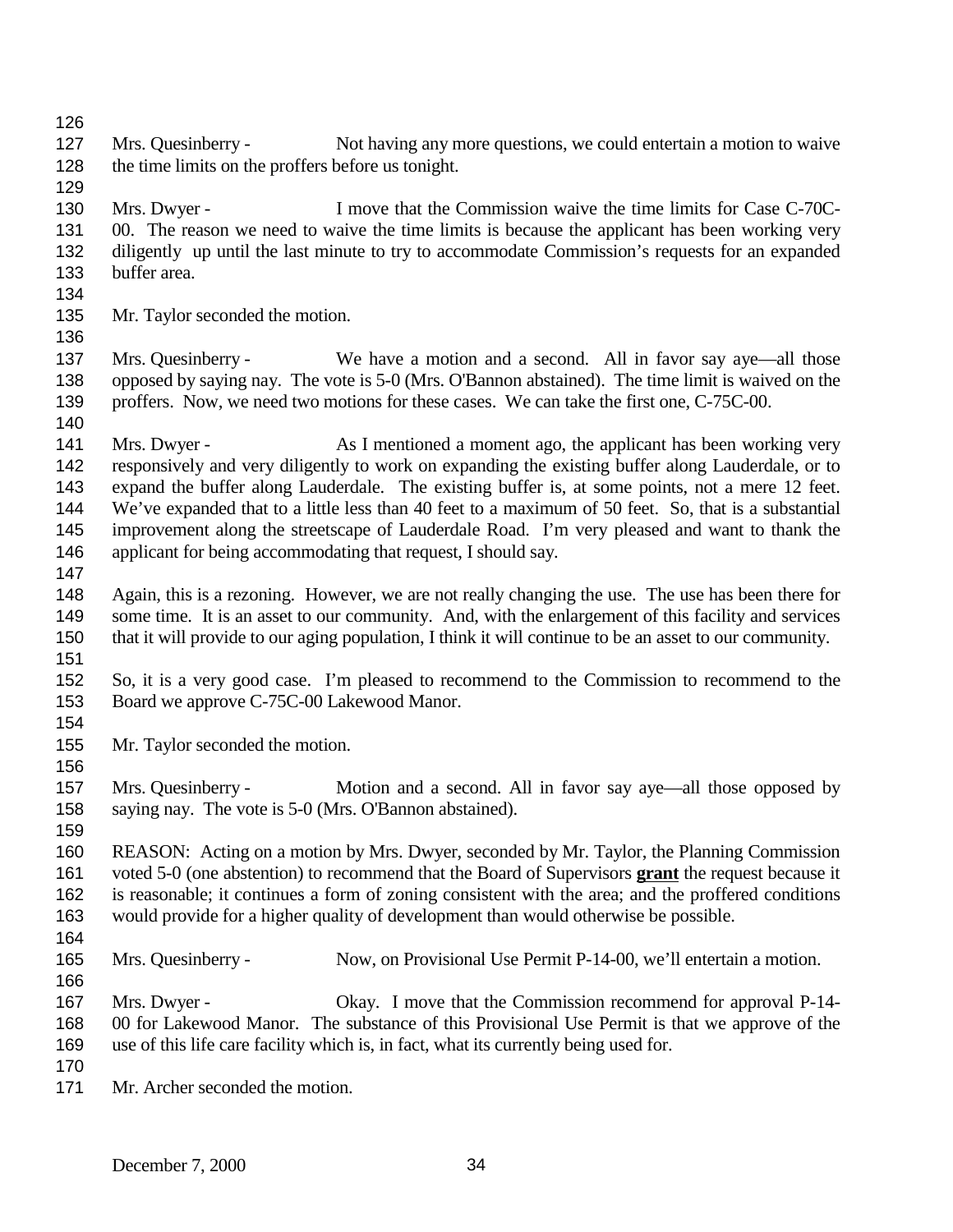Mrs. Quesinberry - Not having any more questions, we could entertain a motion to waive the time limits on the proffers before us tonight.

Mrs. Dwyer - I move that the Commission waive the time limits for Case C-70C-00. The reason we need to waive the time limits is because the applicant has been working very diligently up until the last minute to try to accommodate Commission's requests for an expanded buffer area.

Mr. Taylor seconded the motion.

Mrs. Quesinberry - We have a motion and a second. All in favor say aye—all those opposed by saying nay. The vote is 5-0 (Mrs. O'Bannon abstained). The time limit is waived on the proffers. Now, we need two motions for these cases. We can take the first one, C-75C-00.

Mrs. Dwyer - As I mentioned a moment ago, the applicant has been working very responsively and very diligently to work on expanding the existing buffer along Lauderdale, or to expand the buffer along Lauderdale. The existing buffer is, at some points, not a mere 12 feet. We've expanded that to a little less than 40 feet to a maximum of 50 feet. So, that is a substantial improvement along the streetscape of Lauderdale Road. I'm very pleased and want to thank the applicant for being accommodating that request, I should say.

Again, this is a rezoning. However, we are not really changing the use. The use has been there for some time. It is an asset to our community. And, with the enlargement of this facility and services that it will provide to our aging population, I think it will continue to be an asset to our community.

So, it is a very good case. I'm pleased to recommend to the Commission to recommend to the Board we approve C-75C-00 Lakewood Manor.

Mr. Taylor seconded the motion.

Mrs. Quesinberry - Motion and a second. All in favor say aye—all those opposed by saying nay. The vote is 5-0 (Mrs. O'Bannon abstained).

REASON: Acting on a motion by Mrs. Dwyer, seconded by Mr. Taylor, the Planning Commission voted 5-0 (one abstention) to recommend that the Board of Supervisors **grant** the request because it is reasonable; it continues a form of zoning consistent with the area; and the proffered conditions would provide for a higher quality of development than would otherwise be possible.

Mrs. Quesinberry - Now, on Provisional Use Permit P-14-00, we'll entertain a motion.

Mrs. Dwyer - Okay. I move that the Commission recommend for approval P-14-00 for Lakewood Manor. The substance of this Provisional Use Permit is that we approve of the use of this life care facility which is, in fact, what its currently being used for.

Mr. Archer seconded the motion.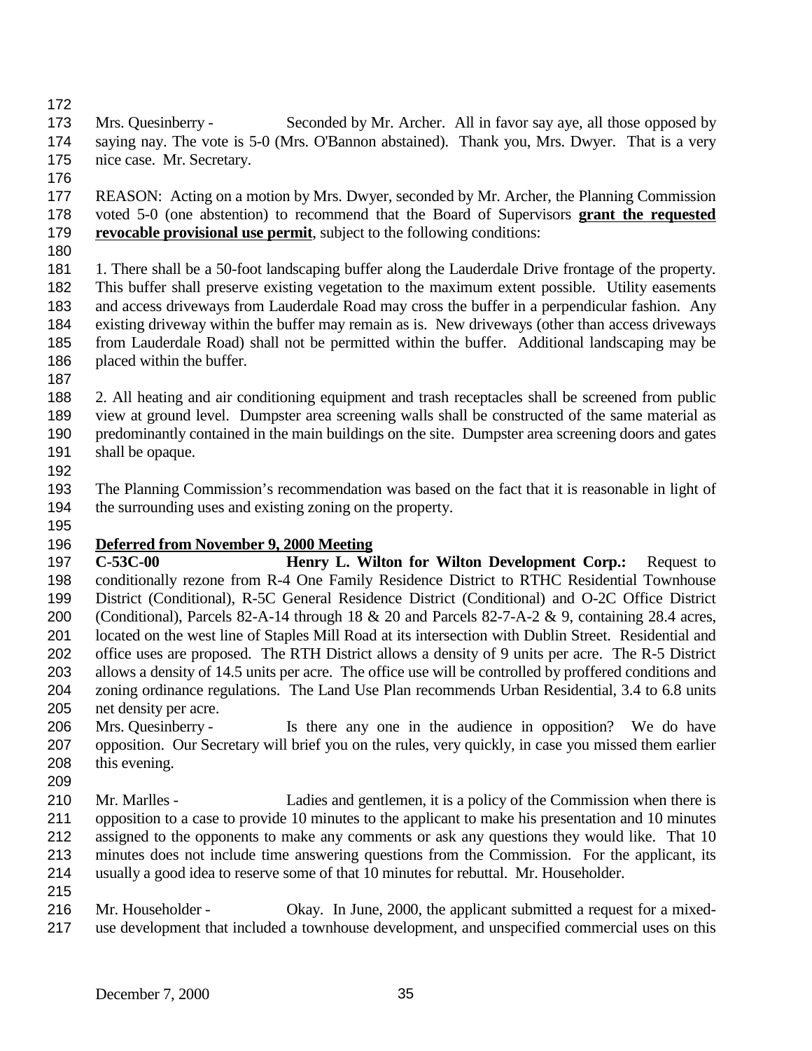Mrs. Quesinberry - Seconded by Mr. Archer. All in favor say aye, all those opposed by saying nay. The vote is 5-0 (Mrs. O'Bannon abstained). Thank you, Mrs. Dwyer. That is a very nice case. Mr. Secretary.

REASON: Acting on a motion by Mrs. Dwyer, seconded by Mr. Archer, the Planning Commission voted 5-0 (one abstention) to recommend that the Board of Supervisors **grant the requested revocable provisional use permit**, subject to the following conditions:

1. There shall be a 50-foot landscaping buffer along the Lauderdale Drive frontage of the property. This buffer shall preserve existing vegetation to the maximum extent possible. Utility easements and access driveways from Lauderdale Road may cross the buffer in a perpendicular fashion. Any existing driveway within the buffer may remain as is. New driveways (other than access driveways from Lauderdale Road) shall not be permitted within the buffer. Additional landscaping may be placed within the buffer.

2. All heating and air conditioning equipment and trash receptacles shall be screened from public view at ground level. Dumpster area screening walls shall be constructed of the same material as predominantly contained in the main buildings on the site. Dumpster area screening doors and gates shall be opaque.

The Planning Commission's recommendation was based on the fact that it is reasonable in light of the surrounding uses and existing zoning on the property.

**Deferred from November 9, 2000 Meeting**

**C-53C-00 Henry L. Wilton for Wilton Development Corp.:** Request to conditionally rezone from R-4 One Family Residence District to RTHC Residential Townhouse District (Conditional), R-5C General Residence District (Conditional) and O-2C Office District (Conditional), Parcels 82-A-14 through 18 & 20 and Parcels 82-7-A-2 & 9, containing 28.4 acres, located on the west line of Staples Mill Road at its intersection with Dublin Street. Residential and office uses are proposed. The RTH District allows a density of 9 units per acre. The R-5 District allows a density of 14.5 units per acre. The office use will be controlled by proffered conditions and zoning ordinance regulations. The Land Use Plan recommends Urban Residential, 3.4 to 6.8 units net density per acre.

Mrs. Quesinberry - Is there any one in the audience in opposition? We do have opposition. Our Secretary will brief you on the rules, very quickly, in case you missed them earlier this evening.

Mr. Marlles - Ladies and gentlemen, it is a policy of the Commission when there is opposition to a case to provide 10 minutes to the applicant to make his presentation and 10 minutes assigned to the opponents to make any comments or ask any questions they would like. That 10 minutes does not include time answering questions from the Commission. For the applicant, its usually a good idea to reserve some of that 10 minutes for rebuttal. Mr. Householder.

Mr. Householder - Okay. In June, 2000, the applicant submitted a request for a mixed-use development that included a townhouse development, and unspecified commercial uses on this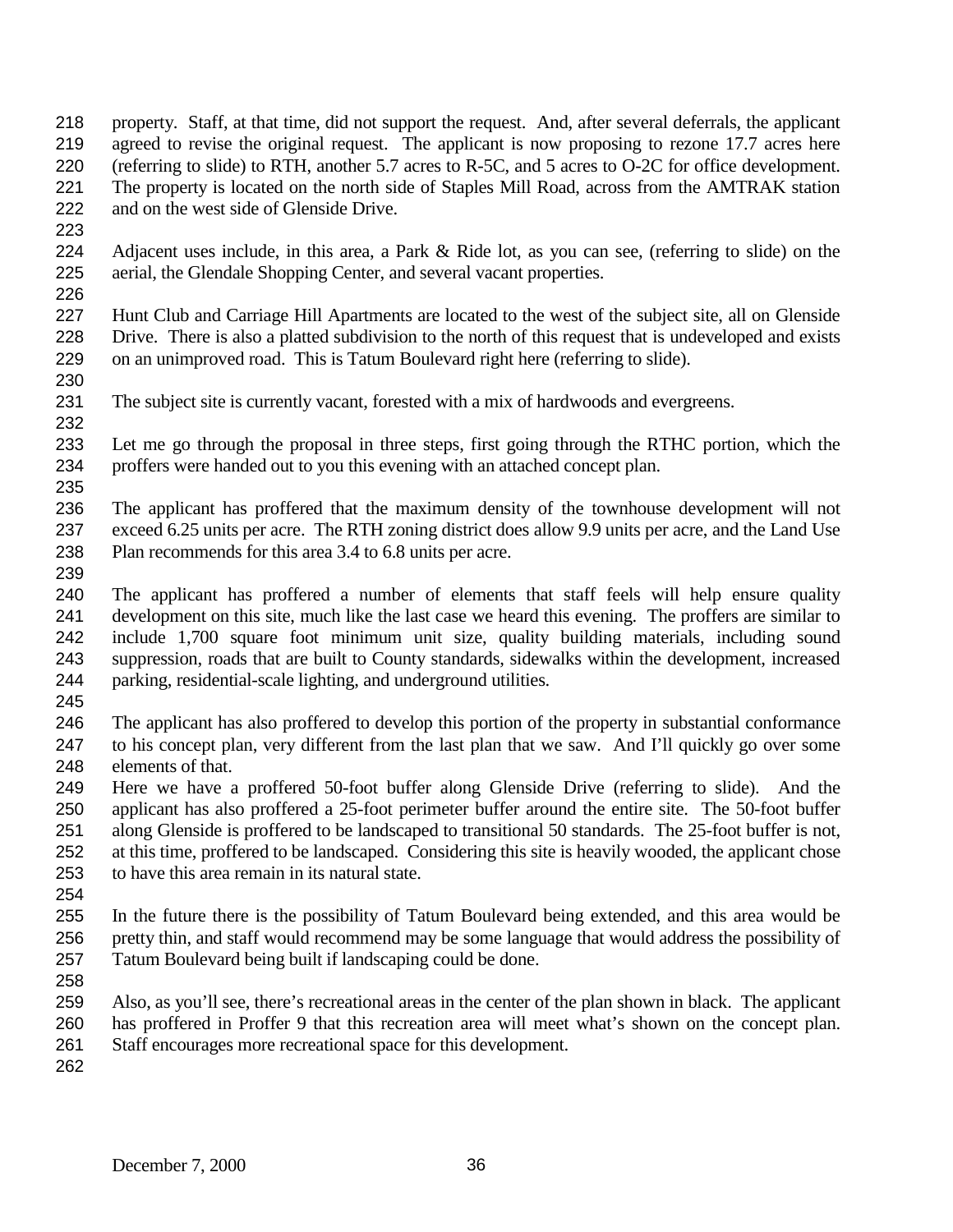property. Staff, at that time, did not support the request. And, after several deferrals, the applicant agreed to revise the original request. The applicant is now proposing to rezone 17.7 acres here (referring to slide) to RTH, another 5.7 acres to R-5C, and 5 acres to O-2C for office development. The property is located on the north side of Staples Mill Road, across from the AMTRAK station and on the west side of Glenside Drive.

Adjacent uses include, in this area, a Park & Ride lot, as you can see, (referring to slide) on the aerial, the Glendale Shopping Center, and several vacant properties.

Hunt Club and Carriage Hill Apartments are located to the west of the subject site, all on Glenside Drive. There is also a platted subdivision to the north of this request that is undeveloped and exists on an unimproved road. This is Tatum Boulevard right here (referring to slide).

The subject site is currently vacant, forested with a mix of hardwoods and evergreens.

Let me go through the proposal in three steps, first going through the RTHC portion, which the proffers were handed out to you this evening with an attached concept plan.

The applicant has proffered that the maximum density of the townhouse development will not exceed 6.25 units per acre. The RTH zoning district does allow 9.9 units per acre, and the Land Use Plan recommends for this area 3.4 to 6.8 units per acre.

The applicant has proffered a number of elements that staff feels will help ensure quality development on this site, much like the last case we heard this evening. The proffers are similar to include 1,700 square foot minimum unit size, quality building materials, including sound suppression, roads that are built to County standards, sidewalks within the development, increased parking, residential-scale lighting, and underground utilities.

The applicant has also proffered to develop this portion of the property in substantial conformance to his concept plan, very different from the last plan that we saw. And I'll quickly go over some elements of that.
Here we have a proffered 50-foot buffer along Glenside Drive (referring to slide). And the applicant has also proffered a 25-foot perimeter buffer around the entire site. The 50-foot buffer along Glenside is proffered to be landscaped to transitional 50 standards. The 25-foot buffer is not, at this time, proffered to be landscaped. Considering this site is heavily wooded, the applicant chose to have this area remain in its natural state.

In the future there is the possibility of Tatum Boulevard being extended, and this area would be pretty thin, and staff would recommend may be some language that would address the possibility of Tatum Boulevard being built if landscaping could be done.

Also, as you'll see, there's recreational areas in the center of the plan shown in black. The applicant has proffered in Proffer 9 that this recreation area will meet what's shown on the concept plan. Staff encourages more recreational space for this development.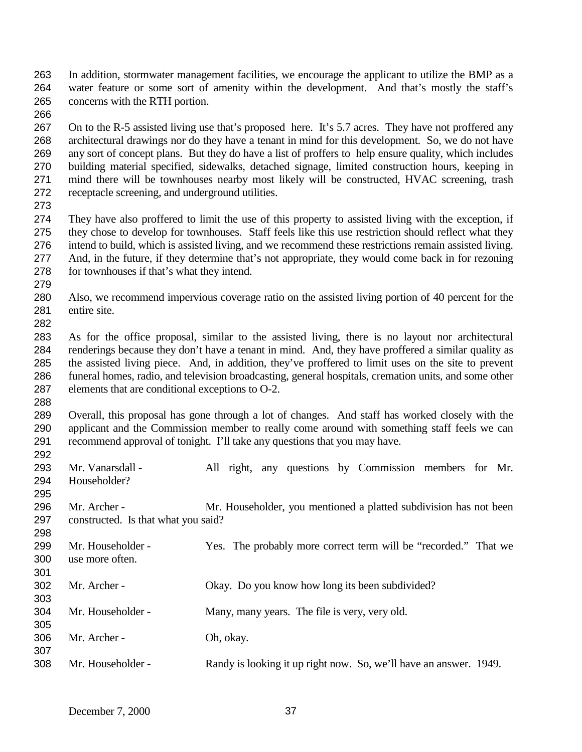In addition, stormwater management facilities, we encourage the applicant to utilize the BMP as a water feature or some sort of amenity within the development. And that's mostly the staff's concerns with the RTH portion.

On to the R-5 assisted living use that's proposed here. It's 5.7 acres. They have not proffered any architectural drawings nor do they have a tenant in mind for this development. So, we do not have any sort of concept plans. But they do have a list of proffers to help ensure quality, which includes building material specified, sidewalks, detached signage, limited construction hours, keeping in mind there will be townhouses nearby most likely will be constructed, HVAC screening, trash receptacle screening, and underground utilities.

They have also proffered to limit the use of this property to assisted living with the exception, if they chose to develop for townhouses. Staff feels like this use restriction should reflect what they intend to build, which is assisted living, and we recommend these restrictions remain assisted living. And, in the future, if they determine that's not appropriate, they would come back in for rezoning for townhouses if that's what they intend.

Also, we recommend impervious coverage ratio on the assisted living portion of 40 percent for the entire site.

As for the office proposal, similar to the assisted living, there is no layout nor architectural renderings because they don't have a tenant in mind. And, they have proffered a similar quality as the assisted living piece. And, in addition, they've proffered to limit uses on the site to prevent funeral homes, radio, and television broadcasting, general hospitals, cremation units, and some other elements that are conditional exceptions to O-2.

Overall, this proposal has gone through a lot of changes. And staff has worked closely with the applicant and the Commission member to really come around with something staff feels we can recommend approval of tonight. I'll take any questions that you may have.

Mr. Vanarsdall - All right, any questions by Commission members for Mr. Householder?

Mr. Archer - Mr. Householder, you mentioned a platted subdivision has not been constructed. Is that what you said?

Mr. Householder - Yes. The probably more correct term will be "recorded." That we use more often.

Mr. Archer - Okay. Do you know how long its been subdivided?

Mr. Householder - Many, many years. The file is very, very old.

Mr. Archer - Oh, okay.

Mr. Householder - Randy is looking it up right now. So, we'll have an answer. 1949.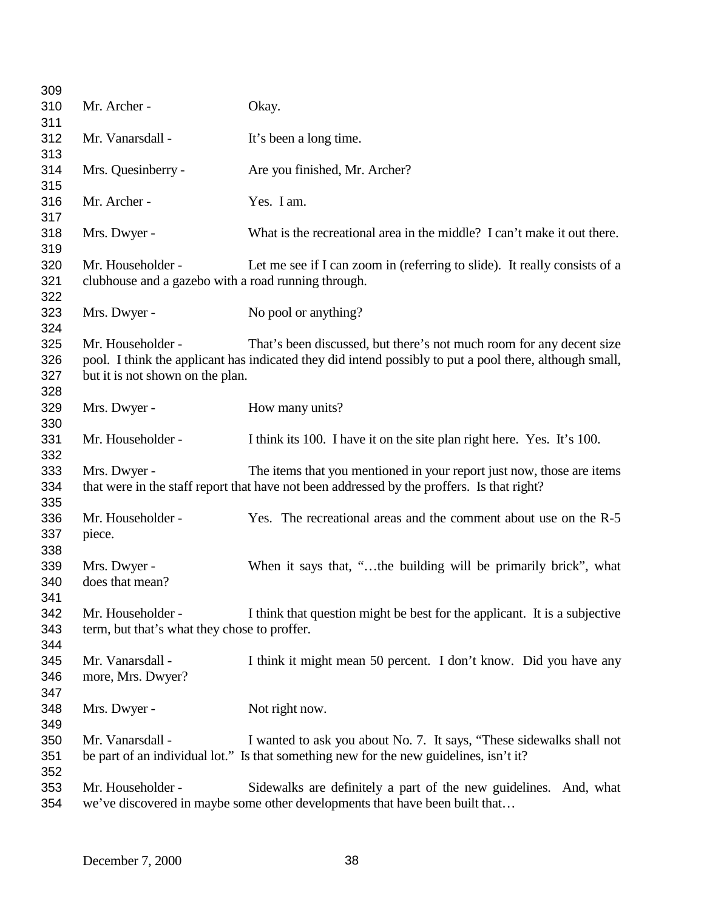Mr. Archer - Okay.

Mr. Vanarsdall - It's been a long time.

Mrs. Quesinberry - Are you finished, Mr. Archer?

Mr. Archer - Yes. I am.

Mrs. Dwyer - What is the recreational area in the middle? I can't make it out there.

Mr. Householder - Let me see if I can zoom in (referring to slide). It really consists of a clubhouse and a gazebo with a road running through.

Mrs. Dwyer - No pool or anything?

Mr. Householder - That's been discussed, but there's not much room for any decent size pool. I think the applicant has indicated they did intend possibly to put a pool there, although small, but it is not shown on the plan.

Mrs. Dwyer - How many units?

Mr. Householder - I think its 100. I have it on the site plan right here. Yes. It's 100.

Mrs. Dwyer - The items that you mentioned in your report just now, those are items that were in the staff report that have not been addressed by the proffers. Is that right?

Mr. Householder - Yes. The recreational areas and the comment about use on the R-5 piece.

Mrs. Dwyer - When it says that, "…the building will be primarily brick", what does that mean?

Mr. Householder - I think that question might be best for the applicant. It is a subjective term, but that's what they chose to proffer.

Mr. Vanarsdall - I think it might mean 50 percent. I don't know. Did you have any more, Mrs. Dwyer?

Mrs. Dwyer - Not right now.

Mr. Vanarsdall - I wanted to ask you about No. 7. It says, "These sidewalks shall not be part of an individual lot." Is that something new for the new guidelines, isn't it?

Mr. Householder - Sidewalks are definitely a part of the new guidelines. And, what we've discovered in maybe some other developments that have been built that…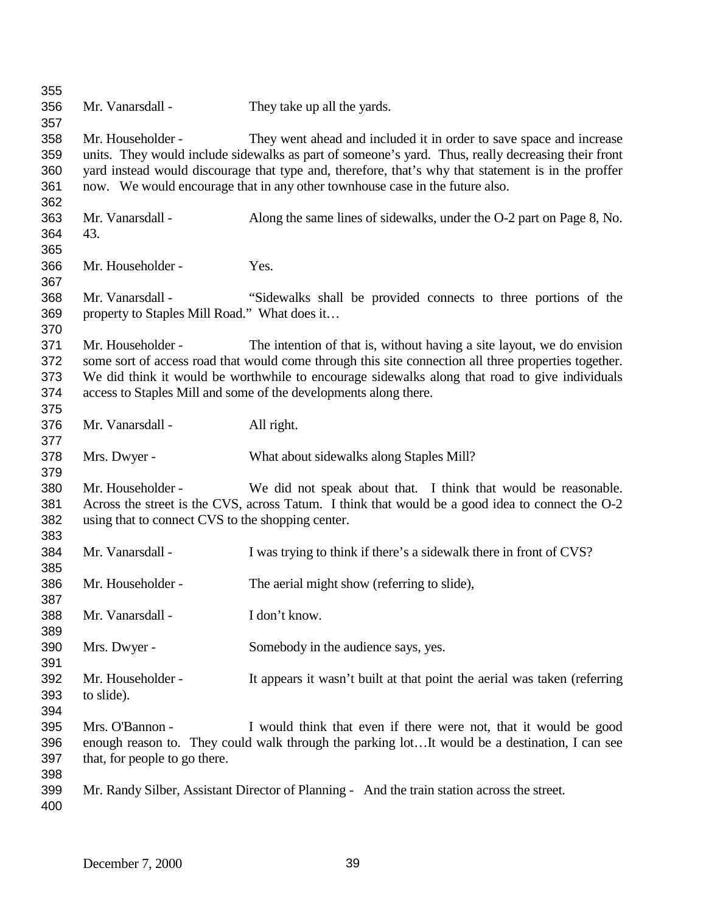Mr. Vanarsdall - They take up all the yards.

Mr. Householder - They went ahead and included it in order to save space and increase units. They would include sidewalks as part of someone's yard. Thus, really decreasing their front yard instead would discourage that type and, therefore, that's why that statement is in the proffer now. We would encourage that in any other townhouse case in the future also.

Mr. Vanarsdall - Along the same lines of sidewalks, under the O-2 part on Page 8, No. 43.

Mr. Householder - Yes.

Mr. Vanarsdall - "Sidewalks shall be provided connects to three portions of the property to Staples Mill Road." What does it…

Mr. Householder - The intention of that is, without having a site layout, we do envision some sort of access road that would come through this site connection all three properties together. We did think it would be worthwhile to encourage sidewalks along that road to give individuals access to Staples Mill and some of the developments along there.

Mr. Vanarsdall - All right.

Mrs. Dwyer - What about sidewalks along Staples Mill?

Mr. Householder - We did not speak about that. I think that would be reasonable. Across the street is the CVS, across Tatum. I think that would be a good idea to connect the O-2 using that to connect CVS to the shopping center.

Mr. Vanarsdall - I was trying to think if there's a sidewalk there in front of CVS?

Mr. Householder - The aerial might show (referring to slide),

Mr. Vanarsdall - I don't know.

Mrs. Dwyer - Somebody in the audience says, yes.

Mr. Householder - It appears it wasn't built at that point the aerial was taken (referring to slide).

Mrs. O'Bannon - I would think that even if there were not, that it would be good enough reason to. They could walk through the parking lot…It would be a destination, I can see that, for people to go there.

Mr. Randy Silber, Assistant Director of Planning - And the train station across the street.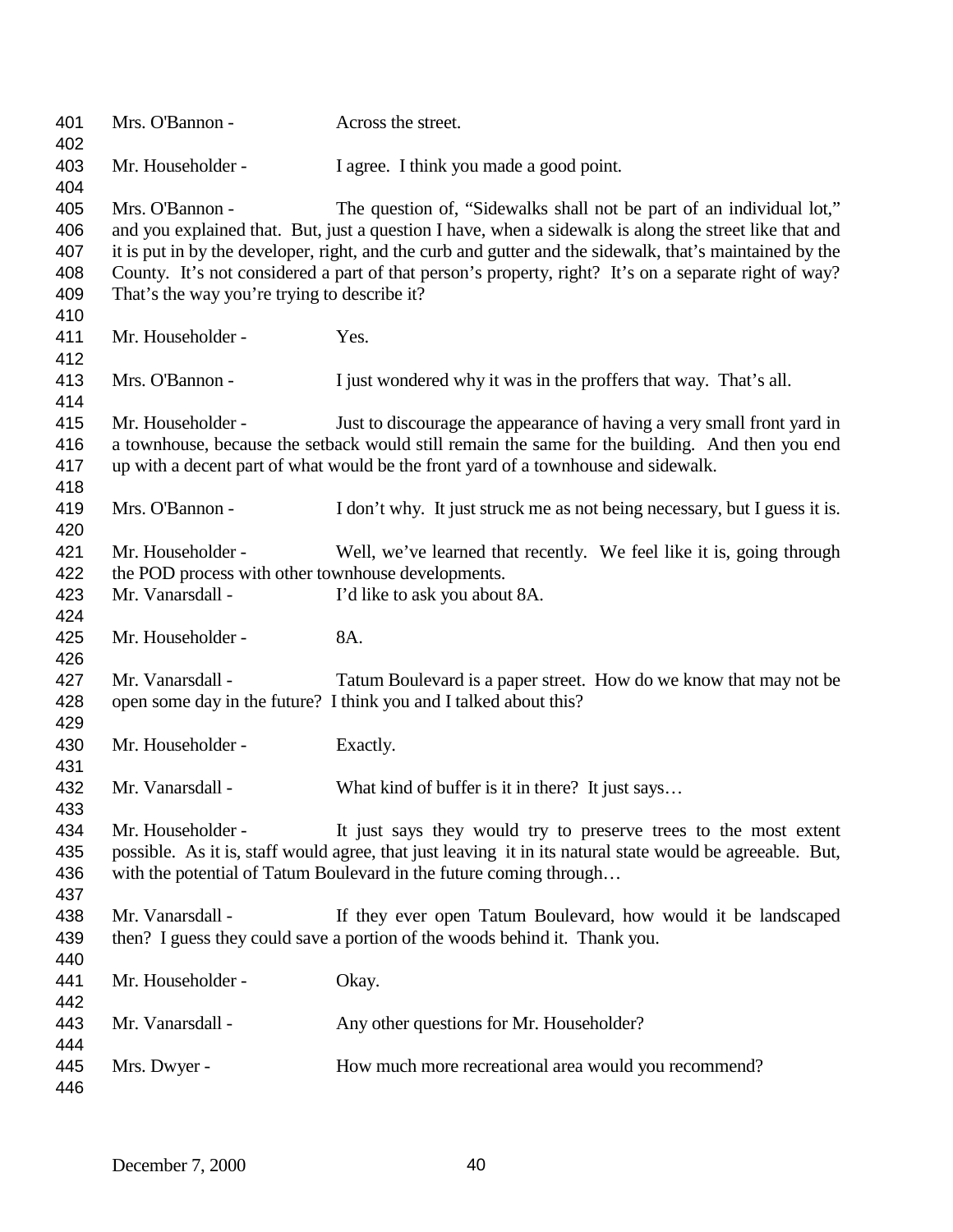Mrs. O'Bannon - Across the street.

Mr. Householder - I agree. I think you made a good point.

Mrs. O'Bannon - The question of, "Sidewalks shall not be part of an individual lot," and you explained that. But, just a question I have, when a sidewalk is along the street like that and it is put in by the developer, right, and the curb and gutter and the sidewalk, that's maintained by the County. It's not considered a part of that person's property, right? It's on a separate right of way? That's the way you're trying to describe it?

Mr. Householder - Yes.

Mrs. O'Bannon - I just wondered why it was in the proffers that way. That's all.

Mr. Householder - Just to discourage the appearance of having a very small front yard in a townhouse, because the setback would still remain the same for the building. And then you end up with a decent part of what would be the front yard of a townhouse and sidewalk.

Mrs. O'Bannon - I don't why. It just struck me as not being necessary, but I guess it is.

Mr. Householder - Well, we've learned that recently. We feel like it is, going through the POD process with other townhouse developments.

Mr. Vanarsdall - I'd like to ask you about 8A.

Mr. Householder - 8A.

Mr. Vanarsdall - Tatum Boulevard is a paper street. How do we know that may not be open some day in the future? I think you and I talked about this?

Mr. Householder - Exactly.

Mr. Vanarsdall - What kind of buffer is it in there? It just says…

Mr. Householder - It just says they would try to preserve trees to the most extent possible. As it is, staff would agree, that just leaving it in its natural state would be agreeable. But, with the potential of Tatum Boulevard in the future coming through…

Mr. Vanarsdall - If they ever open Tatum Boulevard, how would it be landscaped then? I guess they could save a portion of the woods behind it. Thank you.

Mr. Householder - Okay.

Mr. Vanarsdall - Any other questions for Mr. Householder?

Mrs. Dwyer - How much more recreational area would you recommend?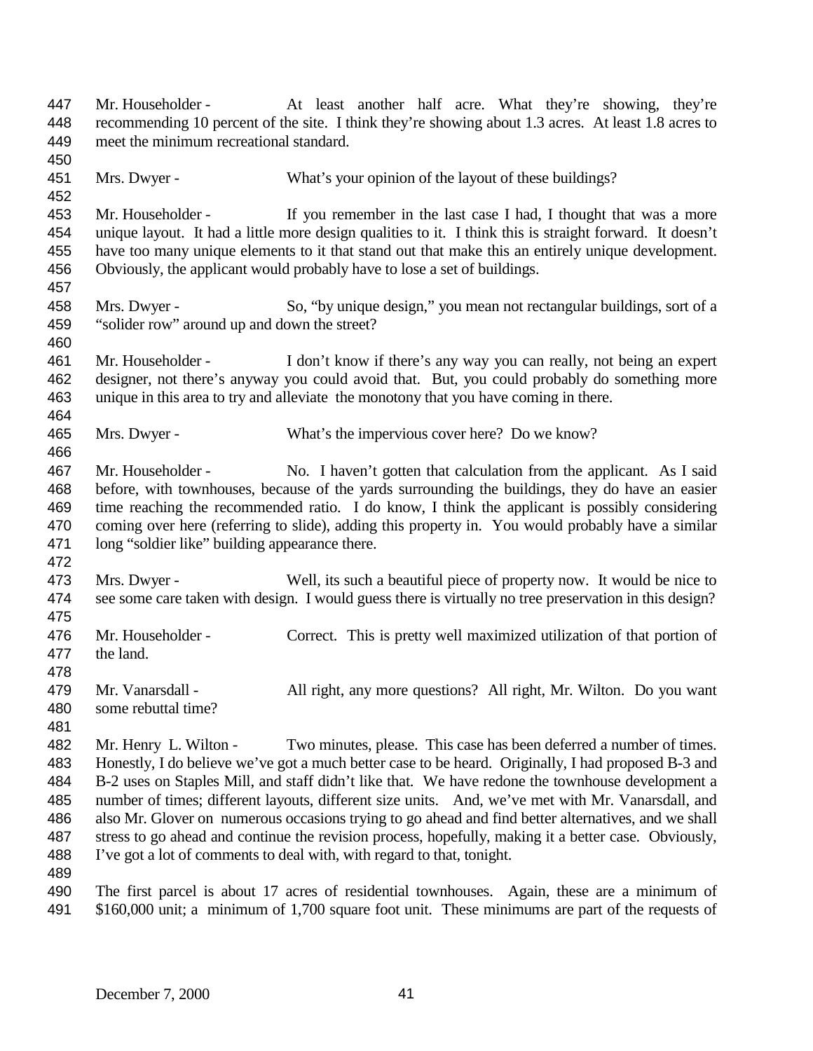Mr. Householder - At least another half acre. What they're showing, they're recommending 10 percent of the site. I think they're showing about 1.3 acres. At least 1.8 acres to meet the minimum recreational standard.

Mrs. Dwyer - What's your opinion of the layout of these buildings?

Mr. Householder - If you remember in the last case I had, I thought that was a more unique layout. It had a little more design qualities to it. I think this is straight forward. It doesn't have too many unique elements to it that stand out that make this an entirely unique development. Obviously, the applicant would probably have to lose a set of buildings.

Mrs. Dwyer - So, "by unique design," you mean not rectangular buildings, sort of a "solider row" around up and down the street?

Mr. Householder - I don't know if there's any way you can really, not being an expert designer, not there's anyway you could avoid that. But, you could probably do something more unique in this area to try and alleviate the monotony that you have coming in there.

Mrs. Dwyer - What's the impervious cover here? Do we know?

Mr. Householder - No. I haven't gotten that calculation from the applicant. As I said before, with townhouses, because of the yards surrounding the buildings, they do have an easier time reaching the recommended ratio. I do know, I think the applicant is possibly considering coming over here (referring to slide), adding this property in. You would probably have a similar long "soldier like" building appearance there.

Mrs. Dwyer - Well, its such a beautiful piece of property now. It would be nice to see some care taken with design. I would guess there is virtually no tree preservation in this design?

Mr. Householder - Correct. This is pretty well maximized utilization of that portion of the land.

Mr. Vanarsdall - All right, any more questions? All right, Mr. Wilton. Do you want some rebuttal time?

Mr. Henry L. Wilton - Two minutes, please. This case has been deferred a number of times. Honestly, I do believe we've got a much better case to be heard. Originally, I had proposed B-3 and B-2 uses on Staples Mill, and staff didn't like that. We have redone the townhouse development a number of times; different layouts, different size units. And, we've met with Mr. Vanarsdall, and also Mr. Glover on numerous occasions trying to go ahead and find better alternatives, and we shall stress to go ahead and continue the revision process, hopefully, making it a better case. Obviously, I've got a lot of comments to deal with, with regard to that, tonight.

The first parcel is about 17 acres of residential townhouses. Again, these are a minimum of $160,000 unit; a minimum of 1,700 square foot unit. These minimums are part of the requests of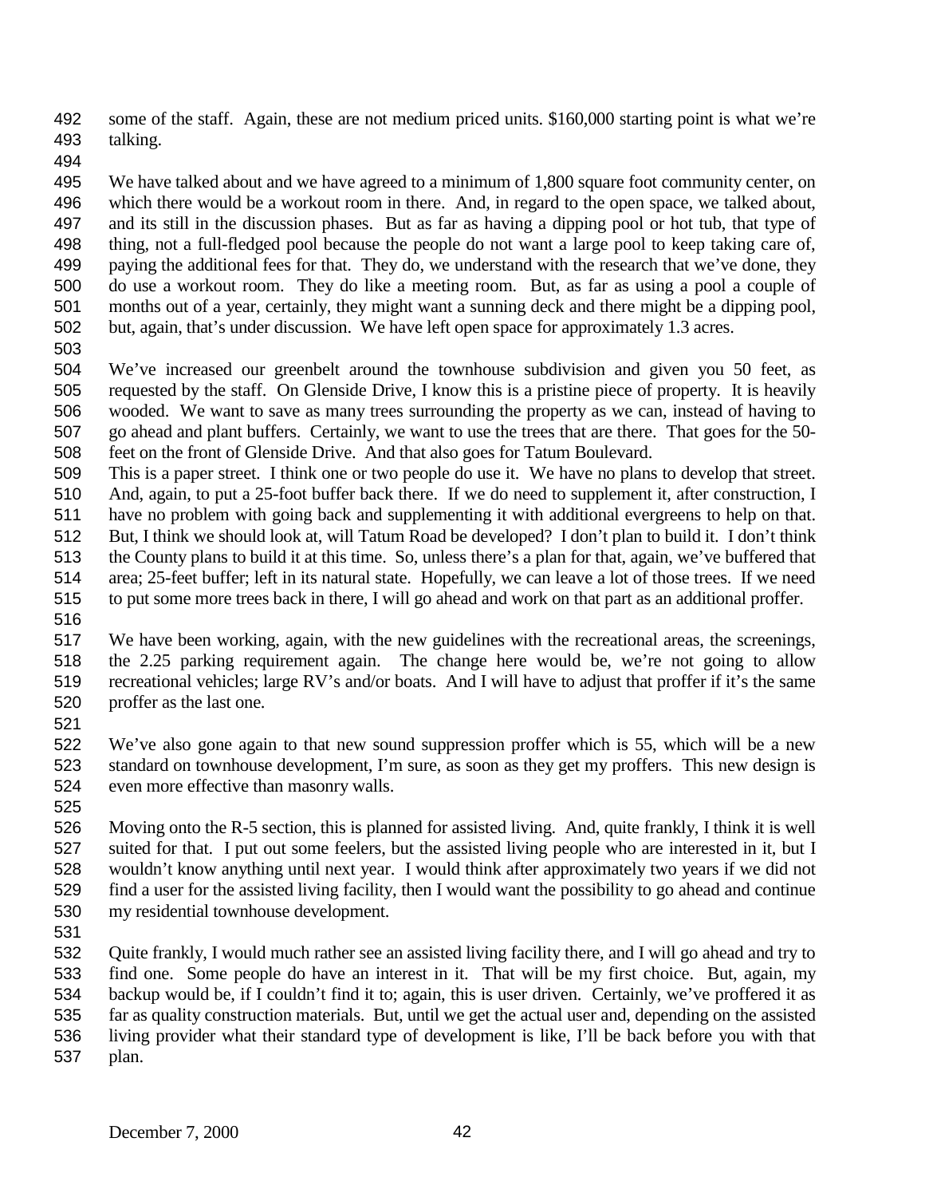some of the staff. Again, these are not medium priced units. $160,000 starting point is what we're talking.

We have talked about and we have agreed to a minimum of 1,800 square foot community center, on which there would be a workout room in there. And, in regard to the open space, we talked about, and its still in the discussion phases. But as far as having a dipping pool or hot tub, that type of thing, not a full-fledged pool because the people do not want a large pool to keep taking care of, paying the additional fees for that. They do, we understand with the research that we've done, they do use a workout room. They do like a meeting room. But, as far as using a pool a couple of months out of a year, certainly, they might want a sunning deck and there might be a dipping pool, but, again, that's under discussion. We have left open space for approximately 1.3 acres.

We've increased our greenbelt around the townhouse subdivision and given you 50 feet, as requested by the staff. On Glenside Drive, I know this is a pristine piece of property. It is heavily wooded. We want to save as many trees surrounding the property as we can, instead of having to go ahead and plant buffers. Certainly, we want to use the trees that are there. That goes for the 50-feet on the front of Glenside Drive. And that also goes for Tatum Boulevard.
This is a paper street. I think one or two people do use it. We have no plans to develop that street. And, again, to put a 25-foot buffer back there. If we do need to supplement it, after construction, I have no problem with going back and supplementing it with additional evergreens to help on that. But, I think we should look at, will Tatum Road be developed? I don't plan to build it. I don't think the County plans to build it at this time. So, unless there's a plan for that, again, we've buffered that area; 25-feet buffer; left in its natural state. Hopefully, we can leave a lot of those trees. If we need to put some more trees back in there, I will go ahead and work on that part as an additional proffer.

We have been working, again, with the new guidelines with the recreational areas, the screenings, the 2.25 parking requirement again. The change here would be, we're not going to allow recreational vehicles; large RV's and/or boats. And I will have to adjust that proffer if it's the same proffer as the last one.

We've also gone again to that new sound suppression proffer which is 55, which will be a new standard on townhouse development, I'm sure, as soon as they get my proffers. This new design is even more effective than masonry walls.

Moving onto the R-5 section, this is planned for assisted living. And, quite frankly, I think it is well suited for that. I put out some feelers, but the assisted living people who are interested in it, but I wouldn't know anything until next year. I would think after approximately two years if we did not find a user for the assisted living facility, then I would want the possibility to go ahead and continue my residential townhouse development.

Quite frankly, I would much rather see an assisted living facility there, and I will go ahead and try to find one. Some people do have an interest in it. That will be my first choice. But, again, my backup would be, if I couldn't find it to; again, this is user driven. Certainly, we've proffered it as far as quality construction materials. But, until we get the actual user and, depending on the assisted living provider what their standard type of development is like, I'll be back before you with that plan.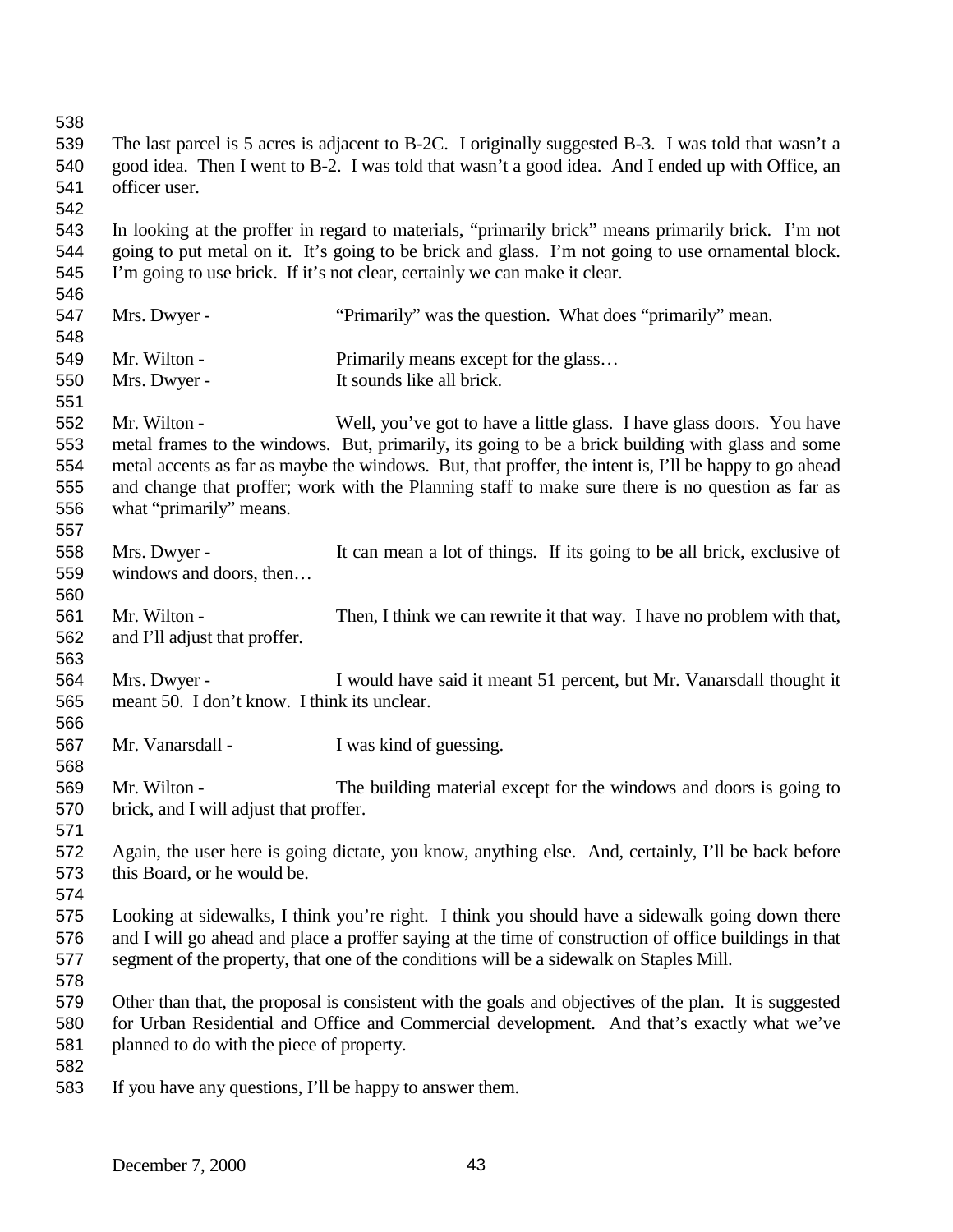The last parcel is 5 acres is adjacent to B-2C. I originally suggested B-3. I was told that wasn't a good idea. Then I went to B-2. I was told that wasn't a good idea. And I ended up with Office, an officer user.

In looking at the proffer in regard to materials, "primarily brick" means primarily brick. I'm not going to put metal on it. It's going to be brick and glass. I'm not going to use ornamental block. I'm going to use brick. If it's not clear, certainly we can make it clear.

Mrs. Dwyer - "Primarily" was the question. What does "primarily" mean.

Mr. Wilton - Primarily means except for the glass…

Mrs. Dwyer - It sounds like all brick.

Mr. Wilton - Well, you've got to have a little glass. I have glass doors. You have metal frames to the windows. But, primarily, its going to be a brick building with glass and some metal accents as far as maybe the windows. But, that proffer, the intent is, I'll be happy to go ahead and change that proffer; work with the Planning staff to make sure there is no question as far as what "primarily" means.

Mrs. Dwyer - It can mean a lot of things. If its going to be all brick, exclusive of windows and doors, then…

Mr. Wilton - Then, I think we can rewrite it that way. I have no problem with that, and I'll adjust that proffer.

Mrs. Dwyer - I would have said it meant 51 percent, but Mr. Vanarsdall thought it meant 50. I don't know. I think its unclear.

Mr. Vanarsdall - I was kind of guessing.

Mr. Wilton - The building material except for the windows and doors is going to brick, and I will adjust that proffer.

Again, the user here is going dictate, you know, anything else. And, certainly, I'll be back before this Board, or he would be.

Looking at sidewalks, I think you're right. I think you should have a sidewalk going down there and I will go ahead and place a proffer saying at the time of construction of office buildings in that segment of the property, that one of the conditions will be a sidewalk on Staples Mill.

Other than that, the proposal is consistent with the goals and objectives of the plan. It is suggested for Urban Residential and Office and Commercial development. And that's exactly what we've planned to do with the piece of property.

If you have any questions, I'll be happy to answer them.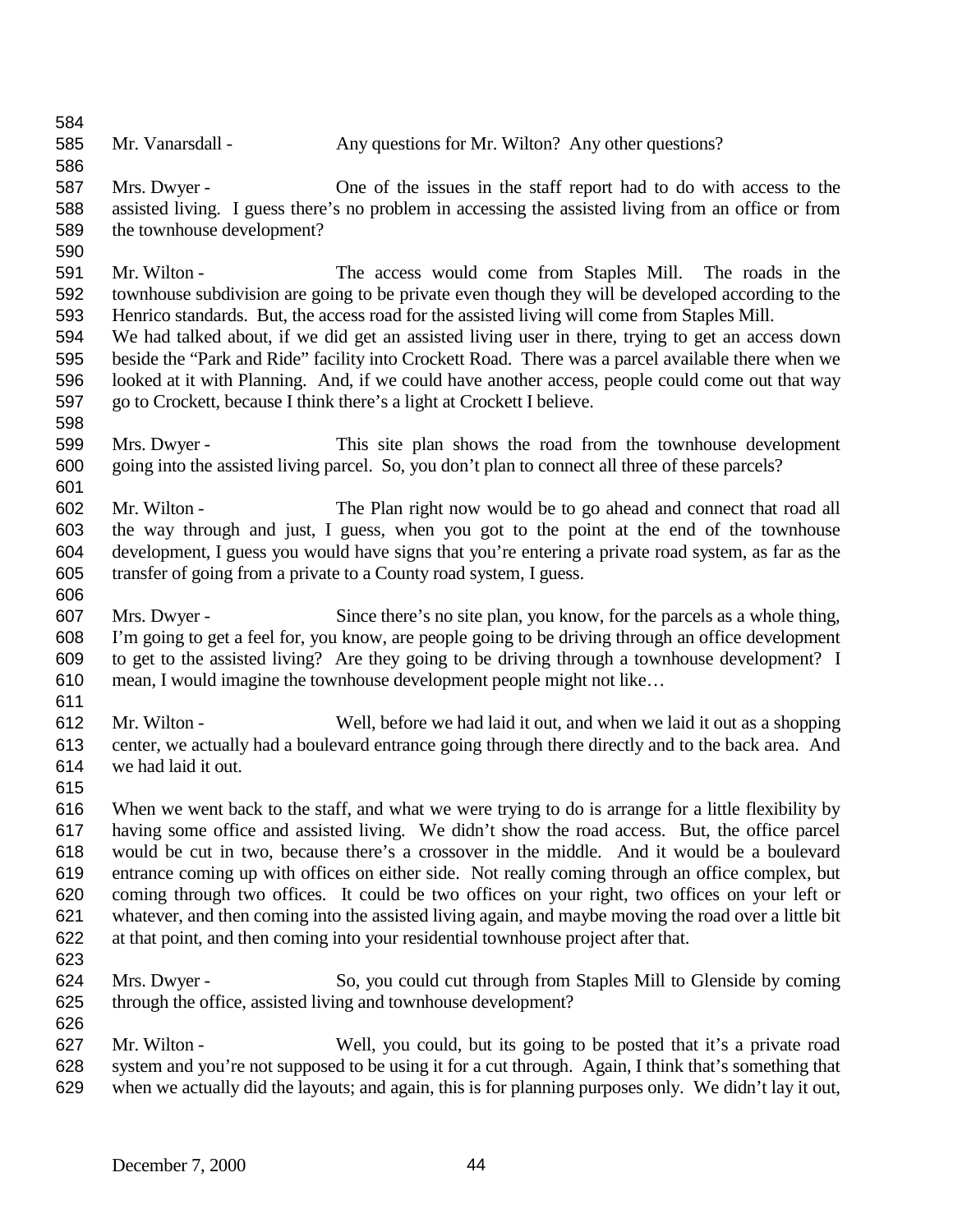Mr. Vanarsdall - Any questions for Mr. Wilton? Any other questions?

Mrs. Dwyer - One of the issues in the staff report had to do with access to the assisted living. I guess there's no problem in accessing the assisted living from an office or from the townhouse development?

Mr. Wilton - The access would come from Staples Mill. The roads in the townhouse subdivision are going to be private even though they will be developed according to the Henrico standards. But, the access road for the assisted living will come from Staples Mill. We had talked about, if we did get an assisted living user in there, trying to get an access down beside the "Park and Ride" facility into Crockett Road. There was a parcel available there when we looked at it with Planning. And, if we could have another access, people could come out that way go to Crockett, because I think there's a light at Crockett I believe.

Mrs. Dwyer - This site plan shows the road from the townhouse development going into the assisted living parcel. So, you don't plan to connect all three of these parcels?

Mr. Wilton - The Plan right now would be to go ahead and connect that road all the way through and just, I guess, when you got to the point at the end of the townhouse development, I guess you would have signs that you're entering a private road system, as far as the transfer of going from a private to a County road system, I guess.

Mrs. Dwyer - Since there's no site plan, you know, for the parcels as a whole thing, I'm going to get a feel for, you know, are people going to be driving through an office development to get to the assisted living? Are they going to be driving through a townhouse development? I mean, I would imagine the townhouse development people might not like…

Mr. Wilton - Well, before we had laid it out, and when we laid it out as a shopping center, we actually had a boulevard entrance going through there directly and to the back area. And we had laid it out.

When we went back to the staff, and what we were trying to do is arrange for a little flexibility by having some office and assisted living. We didn't show the road access. But, the office parcel would be cut in two, because there's a crossover in the middle. And it would be a boulevard entrance coming up with offices on either side. Not really coming through an office complex, but coming through two offices. It could be two offices on your right, two offices on your left or whatever, and then coming into the assisted living again, and maybe moving the road over a little bit at that point, and then coming into your residential townhouse project after that.

Mrs. Dwyer - So, you could cut through from Staples Mill to Glenside by coming through the office, assisted living and townhouse development?

Mr. Wilton - Well, you could, but its going to be posted that it's a private road system and you're not supposed to be using it for a cut through. Again, I think that's something that when we actually did the layouts; and again, this is for planning purposes only. We didn't lay it out,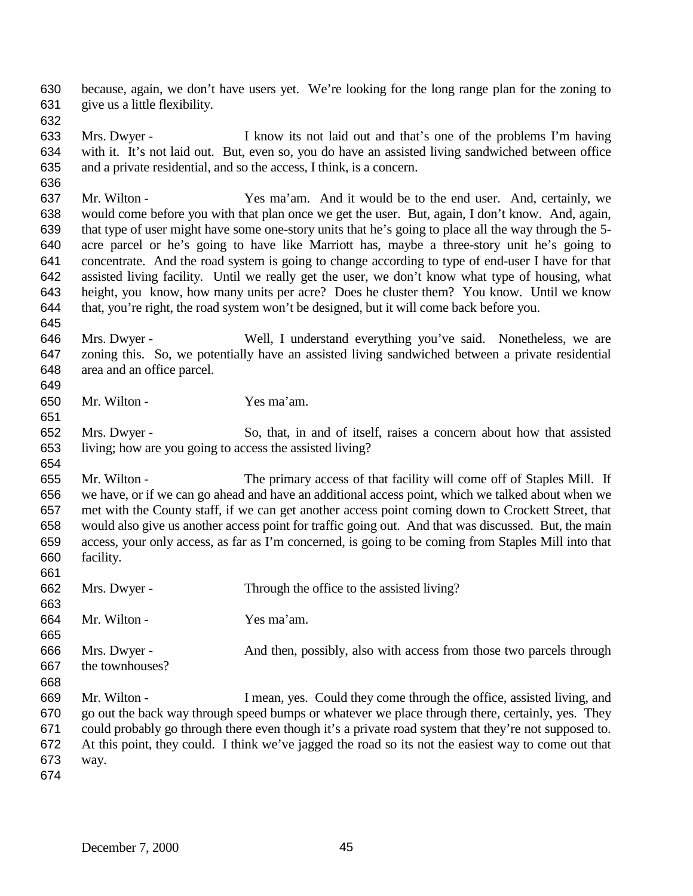because, again, we don't have users yet. We're looking for the long range plan for the zoning to give us a little flexibility.

Mrs. Dwyer - I know its not laid out and that's one of the problems I'm having with it. It's not laid out. But, even so, you do have an assisted living sandwiched between office and a private residential, and so the access, I think, is a concern.

Mr. Wilton - Yes ma'am. And it would be to the end user. And, certainly, we would come before you with that plan once we get the user. But, again, I don't know. And, again, that type of user might have some one-story units that he's going to place all the way through the 5-acre parcel or he's going to have like Marriott has, maybe a three-story unit he's going to concentrate. And the road system is going to change according to type of end-user I have for that assisted living facility. Until we really get the user, we don't know what type of housing, what height, you know, how many units per acre? Does he cluster them? You know. Until we know that, you're right, the road system won't be designed, but it will come back before you.

Mrs. Dwyer - Well, I understand everything you've said. Nonetheless, we are zoning this. So, we potentially have an assisted living sandwiched between a private residential area and an office parcel.

Mr. Wilton - Yes ma'am.

Mrs. Dwyer - So, that, in and of itself, raises a concern about how that assisted living; how are you going to access the assisted living?

Mr. Wilton - The primary access of that facility will come off of Staples Mill. If we have, or if we can go ahead and have an additional access point, which we talked about when we met with the County staff, if we can get another access point coming down to Crockett Street, that would also give us another access point for traffic going out. And that was discussed. But, the main access, your only access, as far as I'm concerned, is going to be coming from Staples Mill into that facility.

Mrs. Dwyer - Through the office to the assisted living?

Mr. Wilton - Yes ma'am.

Mrs. Dwyer - And then, possibly, also with access from those two parcels through the townhouses?

Mr. Wilton - I mean, yes. Could they come through the office, assisted living, and go out the back way through speed bumps or whatever we place through there, certainly, yes. They could probably go through there even though it's a private road system that they're not supposed to. At this point, they could. I think we've jagged the road so its not the easiest way to come out that way.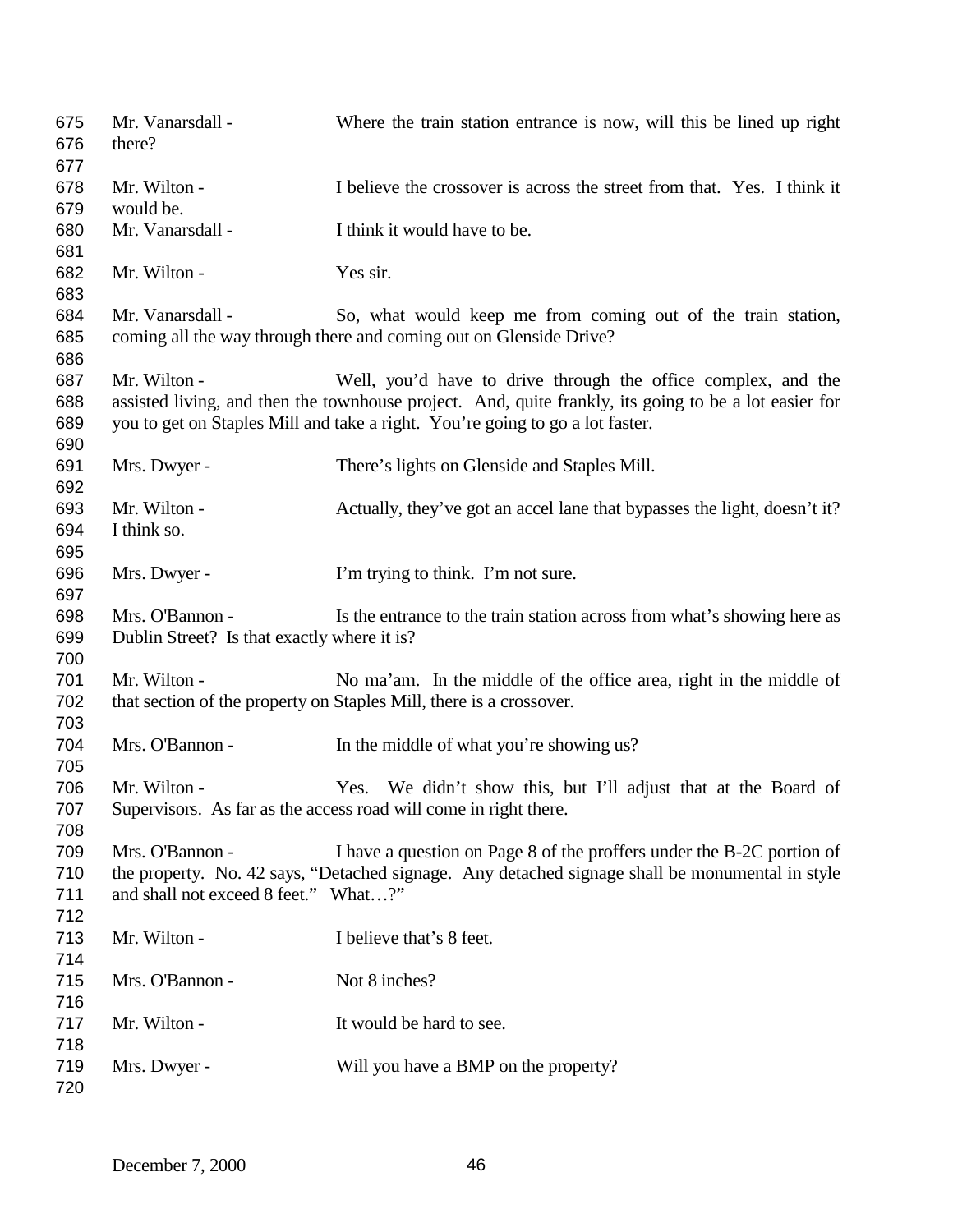Mr. Vanarsdall - Where the train station entrance is now, will this be lined up right there?

Mr. Wilton - I believe the crossover is across the street from that. Yes. I think it would be.

Mr. Vanarsdall - I think it would have to be.

Mr. Wilton - Yes sir.

Mr. Vanarsdall - So, what would keep me from coming out of the train station, coming all the way through there and coming out on Glenside Drive?

Mr. Wilton - Well, you'd have to drive through the office complex, and the assisted living, and then the townhouse project. And, quite frankly, its going to be a lot easier for you to get on Staples Mill and take a right. You're going to go a lot faster.

Mrs. Dwyer - There's lights on Glenside and Staples Mill.

Mr. Wilton - Actually, they've got an accel lane that bypasses the light, doesn't it? I think so.

Mrs. Dwyer - I'm trying to think. I'm not sure.

Mrs. O'Bannon - Is the entrance to the train station across from what's showing here as Dublin Street? Is that exactly where it is?

Mr. Wilton - No ma'am. In the middle of the office area, right in the middle of that section of the property on Staples Mill, there is a crossover.

Mrs. O'Bannon - In the middle of what you're showing us?

Mr. Wilton - Yes. We didn't show this, but I'll adjust that at the Board of Supervisors. As far as the access road will come in right there.

Mrs. O'Bannon - I have a question on Page 8 of the proffers under the B-2C portion of the property. No. 42 says, "Detached signage. Any detached signage shall be monumental in style and shall not exceed 8 feet." What…?"

Mr. Wilton - I believe that's 8 feet.

Mrs. O'Bannon - Not 8 inches?

Mr. Wilton - It would be hard to see.

Mrs. Dwyer - Will you have a BMP on the property?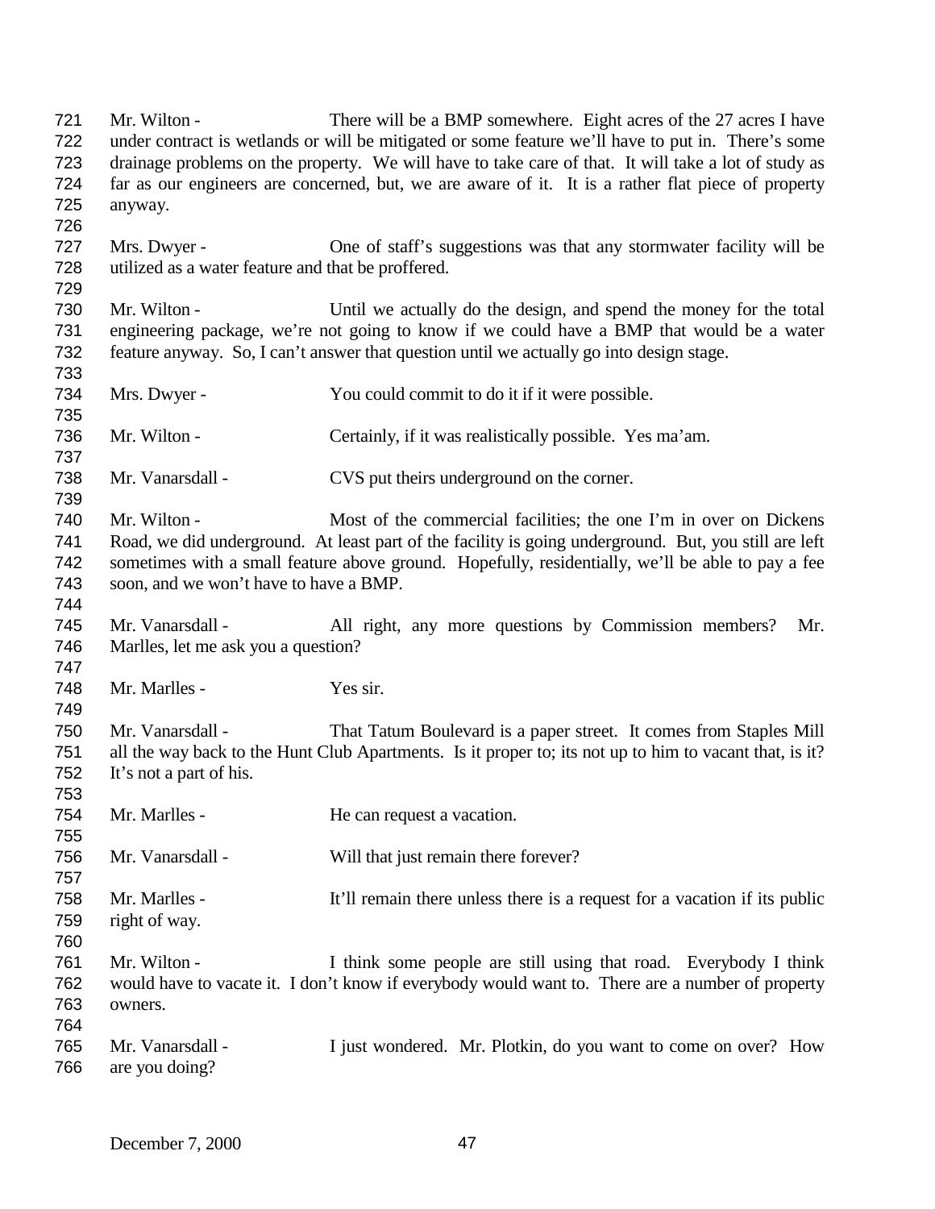Mr. Wilton - There will be a BMP somewhere. Eight acres of the 27 acres I have under contract is wetlands or will be mitigated or some feature we'll have to put in. There's some drainage problems on the property. We will have to take care of that. It will take a lot of study as far as our engineers are concerned, but, we are aware of it. It is a rather flat piece of property anyway.

Mrs. Dwyer - One of staff's suggestions was that any stormwater facility will be utilized as a water feature and that be proffered.

Mr. Wilton - Until we actually do the design, and spend the money for the total engineering package, we're not going to know if we could have a BMP that would be a water feature anyway. So, I can't answer that question until we actually go into design stage.

Mrs. Dwyer - You could commit to do it if it were possible.

Mr. Wilton - Certainly, if it was realistically possible. Yes ma'am.

Mr. Vanarsdall - CVS put theirs underground on the corner.

Mr. Wilton - Most of the commercial facilities; the one I'm in over on Dickens Road, we did underground. At least part of the facility is going underground. But, you still are left sometimes with a small feature above ground. Hopefully, residentially, we'll be able to pay a fee soon, and we won't have to have a BMP.

Mr. Vanarsdall - All right, any more questions by Commission members? Mr. Marlles, let me ask you a question?

Mr. Marlles - Yes sir.

Mr. Vanarsdall - That Tatum Boulevard is a paper street. It comes from Staples Mill all the way back to the Hunt Club Apartments. Is it proper to; its not up to him to vacant that, is it? It's not a part of his.

Mr. Marlles - He can request a vacation.

Mr. Vanarsdall - Will that just remain there forever?

Mr. Marlles - It'll remain there unless there is a request for a vacation if its public right of way.

Mr. Wilton - I think some people are still using that road. Everybody I think would have to vacate it. I don't know if everybody would want to. There are a number of property owners.

Mr. Vanarsdall - I just wondered. Mr. Plotkin, do you want to come on over? How are you doing?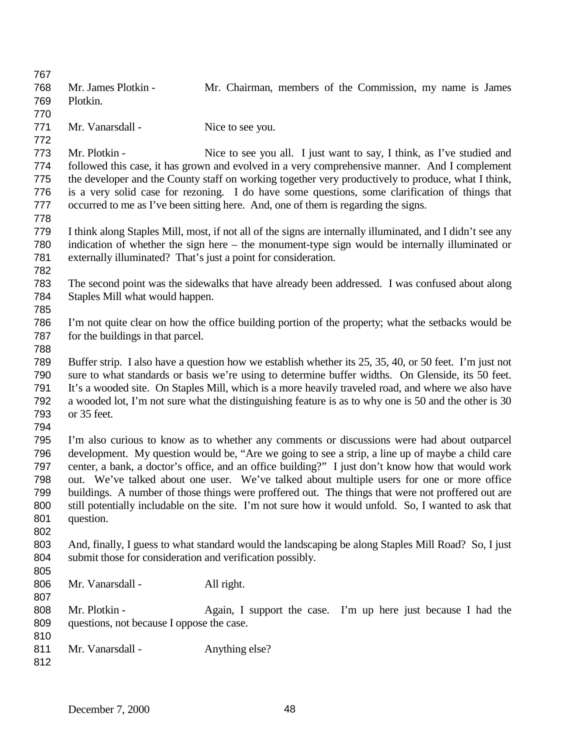Mr. James Plotkin - Mr. Chairman, members of the Commission, my name is James Plotkin.

Mr. Vanarsdall - Nice to see you.

Mr. Plotkin - Nice to see you all. I just want to say, I think, as I've studied and followed this case, it has grown and evolved in a very comprehensive manner. And I complement the developer and the County staff on working together very productively to produce, what I think, is a very solid case for rezoning. I do have some questions, some clarification of things that occurred to me as I've been sitting here. And, one of them is regarding the signs.

I think along Staples Mill, most, if not all of the signs are internally illuminated, and I didn't see any indication of whether the sign here – the monument-type sign would be internally illuminated or externally illuminated? That's just a point for consideration.

The second point was the sidewalks that have already been addressed. I was confused about along Staples Mill what would happen.

I'm not quite clear on how the office building portion of the property; what the setbacks would be for the buildings in that parcel.

Buffer strip. I also have a question how we establish whether its 25, 35, 40, or 50 feet. I'm just not sure to what standards or basis we're using to determine buffer widths. On Glenside, its 50 feet. It's a wooded site. On Staples Mill, which is a more heavily traveled road, and where we also have a wooded lot, I'm not sure what the distinguishing feature is as to why one is 50 and the other is 30 or 35 feet.

I'm also curious to know as to whether any comments or discussions were had about outparcel development. My question would be, "Are we going to see a strip, a line up of maybe a child care center, a bank, a doctor's office, and an office building?" I just don't know how that would work out. We've talked about one user. We've talked about multiple users for one or more office buildings. A number of those things were proffered out. The things that were not proffered out are still potentially includable on the site. I'm not sure how it would unfold. So, I wanted to ask that question.

And, finally, I guess to what standard would the landscaping be along Staples Mill Road? So, I just submit those for consideration and verification possibly.

Mr. Vanarsdall - All right.

Mr. Plotkin - Again, I support the case. I'm up here just because I had the questions, not because I oppose the case.

Mr. Vanarsdall - Anything else?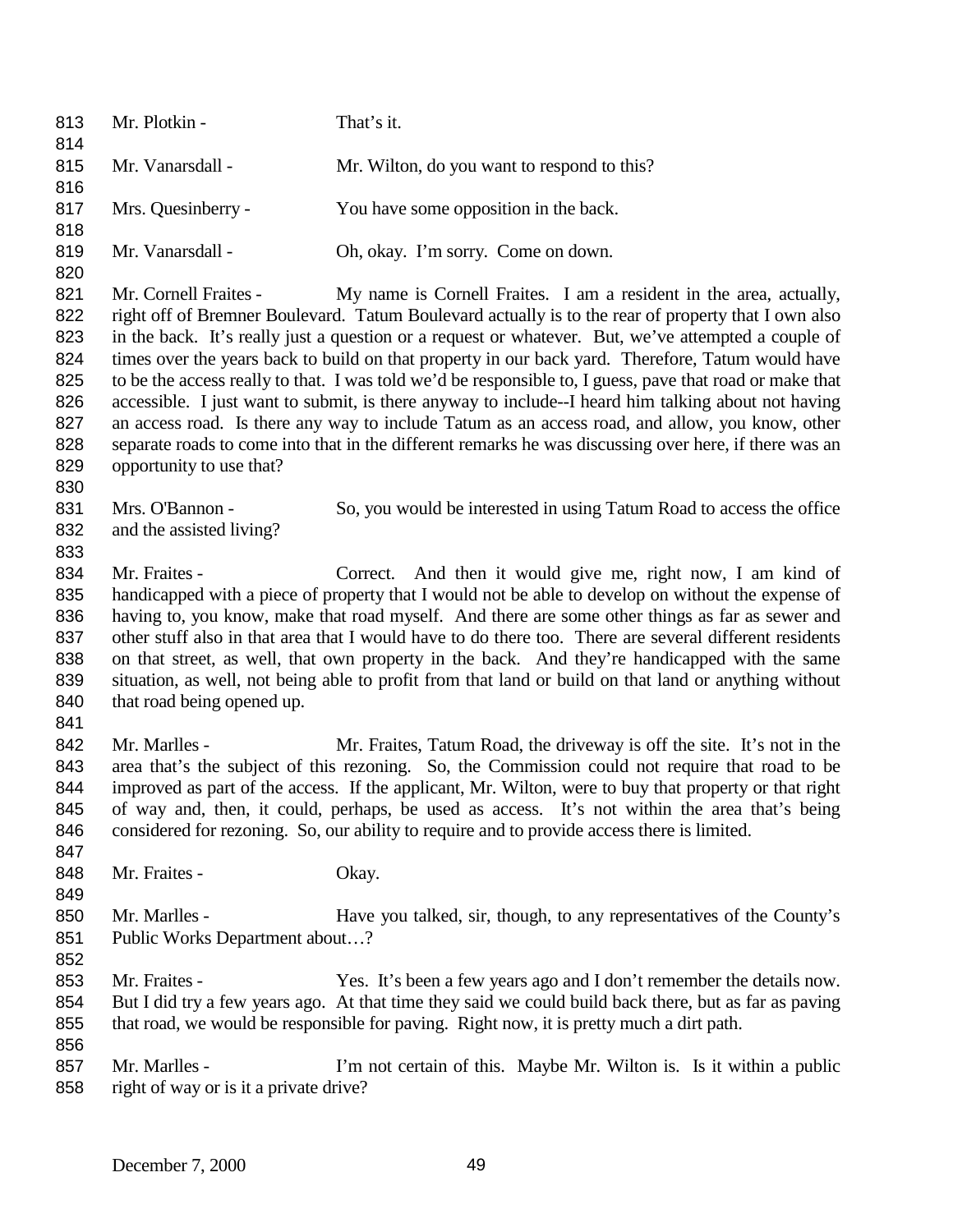Mr. Plotkin - That's it.

Mr. Vanarsdall - Mr. Wilton, do you want to respond to this?

Mrs. Quesinberry - You have some opposition in the back.

Mr. Vanarsdall - Oh, okay. I'm sorry. Come on down.

Mr. Cornell Fraites - My name is Cornell Fraites. I am a resident in the area, actually, right off of Bremner Boulevard. Tatum Boulevard actually is to the rear of property that I own also in the back. It's really just a question or a request or whatever. But, we've attempted a couple of times over the years back to build on that property in our back yard. Therefore, Tatum would have to be the access really to that. I was told we'd be responsible to, I guess, pave that road or make that accessible. I just want to submit, is there anyway to include--I heard him talking about not having an access road. Is there any way to include Tatum as an access road, and allow, you know, other separate roads to come into that in the different remarks he was discussing over here, if there was an opportunity to use that?

Mrs. O'Bannon - So, you would be interested in using Tatum Road to access the office and the assisted living?

Mr. Fraites - Correct. And then it would give me, right now, I am kind of handicapped with a piece of property that I would not be able to develop on without the expense of having to, you know, make that road myself. And there are some other things as far as sewer and other stuff also in that area that I would have to do there too. There are several different residents on that street, as well, that own property in the back. And they're handicapped with the same situation, as well, not being able to profit from that land or build on that land or anything without that road being opened up.

Mr. Marlles - Mr. Fraites, Tatum Road, the driveway is off the site. It's not in the area that's the subject of this rezoning. So, the Commission could not require that road to be improved as part of the access. If the applicant, Mr. Wilton, were to buy that property or that right of way and, then, it could, perhaps, be used as access. It's not within the area that's being considered for rezoning. So, our ability to require and to provide access there is limited.

Mr. Fraites - Okay.

Mr. Marlles - Have you talked, sir, though, to any representatives of the County's Public Works Department about…?

Mr. Fraites - Yes. It's been a few years ago and I don't remember the details now. But I did try a few years ago. At that time they said we could build back there, but as far as paving that road, we would be responsible for paving. Right now, it is pretty much a dirt path.

Mr. Marlles - I'm not certain of this. Maybe Mr. Wilton is. Is it within a public right of way or is it a private drive?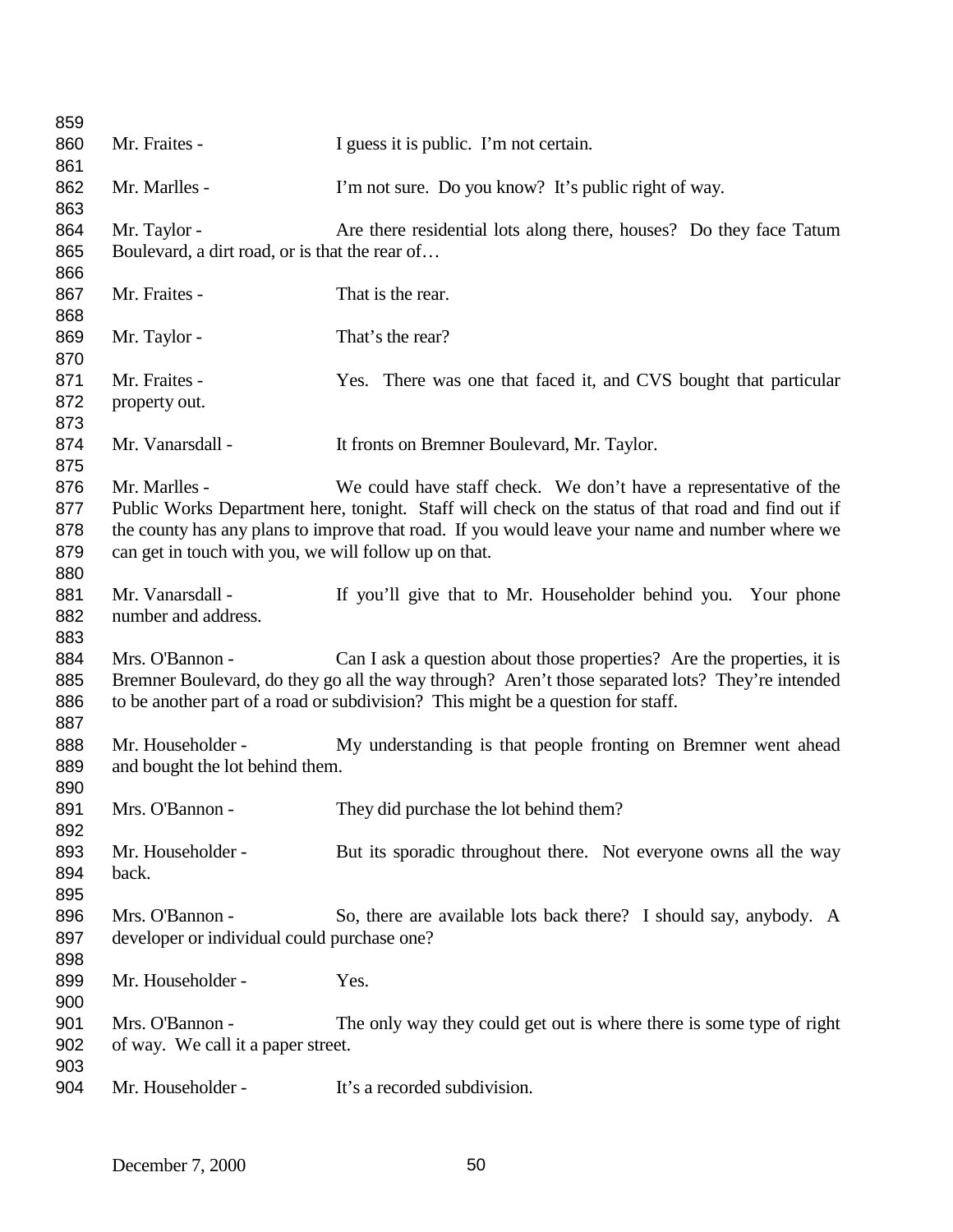Mr. Fraites - I guess it is public. I'm not certain.

Mr. Marlles - I'm not sure. Do you know? It's public right of way.

Mr. Taylor - Are there residential lots along there, houses? Do they face Tatum Boulevard, a dirt road, or is that the rear of…

Mr. Fraites - That is the rear.

Mr. Taylor - That's the rear?

Mr. Fraites - Yes. There was one that faced it, and CVS bought that particular property out.

Mr. Vanarsdall - It fronts on Bremner Boulevard, Mr. Taylor.

Mr. Marlles - We could have staff check. We don't have a representative of the Public Works Department here, tonight. Staff will check on the status of that road and find out if the county has any plans to improve that road. If you would leave your name and number where we can get in touch with you, we will follow up on that.

Mr. Vanarsdall - If you'll give that to Mr. Householder behind you. Your phone number and address.

Mrs. O'Bannon - Can I ask a question about those properties? Are the properties, it is Bremner Boulevard, do they go all the way through? Aren't those separated lots? They're intended to be another part of a road or subdivision? This might be a question for staff.

Mr. Householder - My understanding is that people fronting on Bremner went ahead and bought the lot behind them.

Mrs. O'Bannon - They did purchase the lot behind them?

Mr. Householder - But its sporadic throughout there. Not everyone owns all the way back.

Mrs. O'Bannon - So, there are available lots back there? I should say, anybody. A developer or individual could purchase one?

Mr. Householder - Yes.

Mrs. O'Bannon - The only way they could get out is where there is some type of right of way. We call it a paper street.

Mr. Householder - It's a recorded subdivision.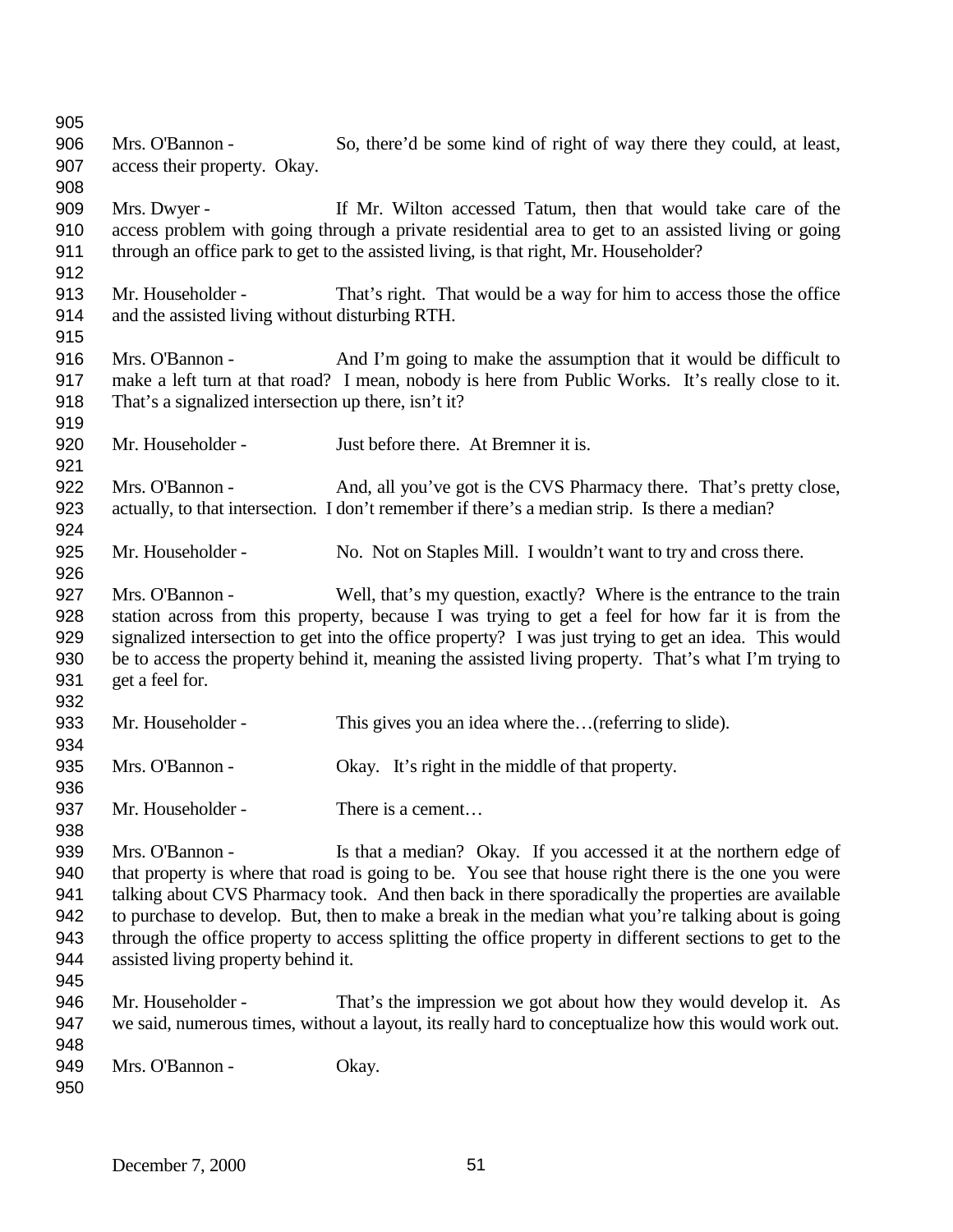Mrs. O'Bannon - So, there'd be some kind of right of way there they could, at least, access their property. Okay.

Mrs. Dwyer - If Mr. Wilton accessed Tatum, then that would take care of the access problem with going through a private residential area to get to an assisted living or going through an office park to get to the assisted living, is that right, Mr. Householder?

Mr. Householder - That's right. That would be a way for him to access those the office and the assisted living without disturbing RTH.

Mrs. O'Bannon - And I'm going to make the assumption that it would be difficult to make a left turn at that road? I mean, nobody is here from Public Works. It's really close to it. That's a signalized intersection up there, isn't it?

Mr. Householder - Just before there. At Bremner it is.

Mrs. O'Bannon - And, all you've got is the CVS Pharmacy there. That's pretty close, actually, to that intersection. I don't remember if there's a median strip. Is there a median?

Mr. Householder - No. Not on Staples Mill. I wouldn't want to try and cross there.

Mrs. O'Bannon - Well, that's my question, exactly? Where is the entrance to the train station across from this property, because I was trying to get a feel for how far it is from the signalized intersection to get into the office property? I was just trying to get an idea. This would be to access the property behind it, meaning the assisted living property. That's what I'm trying to get a feel for.

Mr. Householder - This gives you an idea where the…(referring to slide).

Mrs. O'Bannon - Okay. It's right in the middle of that property.

Mr. Householder - There is a cement…

Mrs. O'Bannon - Is that a median? Okay. If you accessed it at the northern edge of that property is where that road is going to be. You see that house right there is the one you were talking about CVS Pharmacy took. And then back in there sporadically the properties are available to purchase to develop. But, then to make a break in the median what you're talking about is going through the office property to access splitting the office property in different sections to get to the assisted living property behind it.

Mr. Householder - That's the impression we got about how they would develop it. As we said, numerous times, without a layout, its really hard to conceptualize how this would work out.

Mrs. O'Bannon - Okay.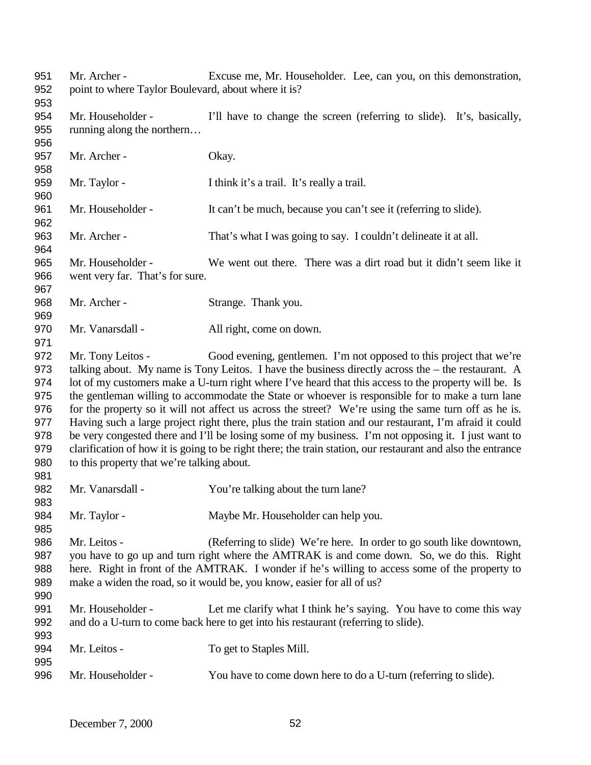Mr. Archer - Excuse me, Mr. Householder. Lee, can you, on this demonstration, point to where Taylor Boulevard, about where it is?

Mr. Householder - I'll have to change the screen (referring to slide). It's, basically, running along the northern…

Mr. Archer - Okay.

Mr. Taylor - I think it's a trail. It's really a trail.

Mr. Householder - It can't be much, because you can't see it (referring to slide).

Mr. Archer - That's what I was going to say. I couldn't delineate it at all.

Mr. Householder - We went out there. There was a dirt road but it didn't seem like it went very far. That's for sure.

Mr. Archer - Strange. Thank you.

Mr. Vanarsdall - All right, come on down.

Mr. Tony Leitos - Good evening, gentlemen. I'm not opposed to this project that we're talking about. My name is Tony Leitos. I have the business directly across the – the restaurant. A lot of my customers make a U-turn right where I've heard that this access to the property will be. Is the gentleman willing to accommodate the State or whoever is responsible for to make a turn lane for the property so it will not affect us across the street? We're using the same turn off as he is. Having such a large project right there, plus the train station and our restaurant, I'm afraid it could be very congested there and I'll be losing some of my business. I'm not opposing it. I just want to clarification of how it is going to be right there; the train station, our restaurant and also the entrance to this property that we're talking about.

Mr. Vanarsdall - You're talking about the turn lane?

Mr. Taylor - Maybe Mr. Householder can help you.

Mr. Leitos - (Referring to slide) We're here. In order to go south like downtown, you have to go up and turn right where the AMTRAK is and come down. So, we do this. Right here. Right in front of the AMTRAK. I wonder if he's willing to access some of the property to make a widen the road, so it would be, you know, easier for all of us?

Mr. Householder - Let me clarify what I think he's saying. You have to come this way and do a U-turn to come back here to get into his restaurant (referring to slide).

Mr. Leitos - To get to Staples Mill.

Mr. Householder - You have to come down here to do a U-turn (referring to slide).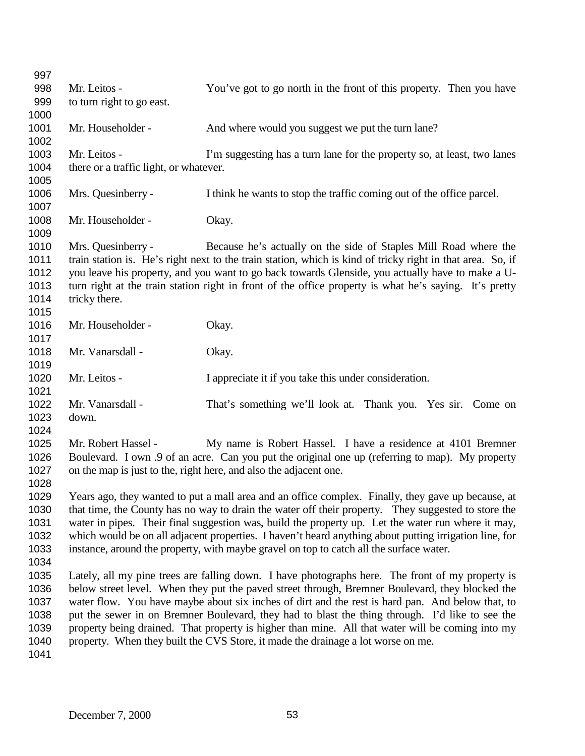Mr. Leitos - You've got to go north in the front of this property. Then you have to turn right to go east.

Mr. Householder - And where would you suggest we put the turn lane?

Mr. Leitos - I'm suggesting has a turn lane for the property so, at least, two lanes there or a traffic light, or whatever.

Mrs. Quesinberry - I think he wants to stop the traffic coming out of the office parcel.

Mr. Householder - Okay.

Mrs. Quesinberry - Because he's actually on the side of Staples Mill Road where the train station is. He's right next to the train station, which is kind of tricky right in that area. So, if you leave his property, and you want to go back towards Glenside, you actually have to make a U-turn right at the train station right in front of the office property is what he's saying. It's pretty tricky there.

Mr. Householder - Okay.

Mr. Vanarsdall - Okay.

Mr. Leitos - I appreciate it if you take this under consideration.

Mr. Vanarsdall - That's something we'll look at. Thank you. Yes sir. Come on down.

Mr. Robert Hassel - My name is Robert Hassel. I have a residence at 4101 Bremner Boulevard. I own .9 of an acre. Can you put the original one up (referring to map). My property on the map is just to the, right here, and also the adjacent one.

Years ago, they wanted to put a mall area and an office complex. Finally, they gave up because, at that time, the County has no way to drain the water off their property. They suggested to store the water in pipes. Their final suggestion was, build the property up. Let the water run where it may, which would be on all adjacent properties. I haven't heard anything about putting irrigation line, for instance, around the property, with maybe gravel on top to catch all the surface water.

Lately, all my pine trees are falling down. I have photographs here. The front of my property is below street level. When they put the paved street through, Bremner Boulevard, they blocked the water flow. You have maybe about six inches of dirt and the rest is hard pan. And below that, to put the sewer in on Bremner Boulevard, they had to blast the thing through. I'd like to see the property being drained. That property is higher than mine. All that water will be coming into my property. When they built the CVS Store, it made the drainage a lot worse on me.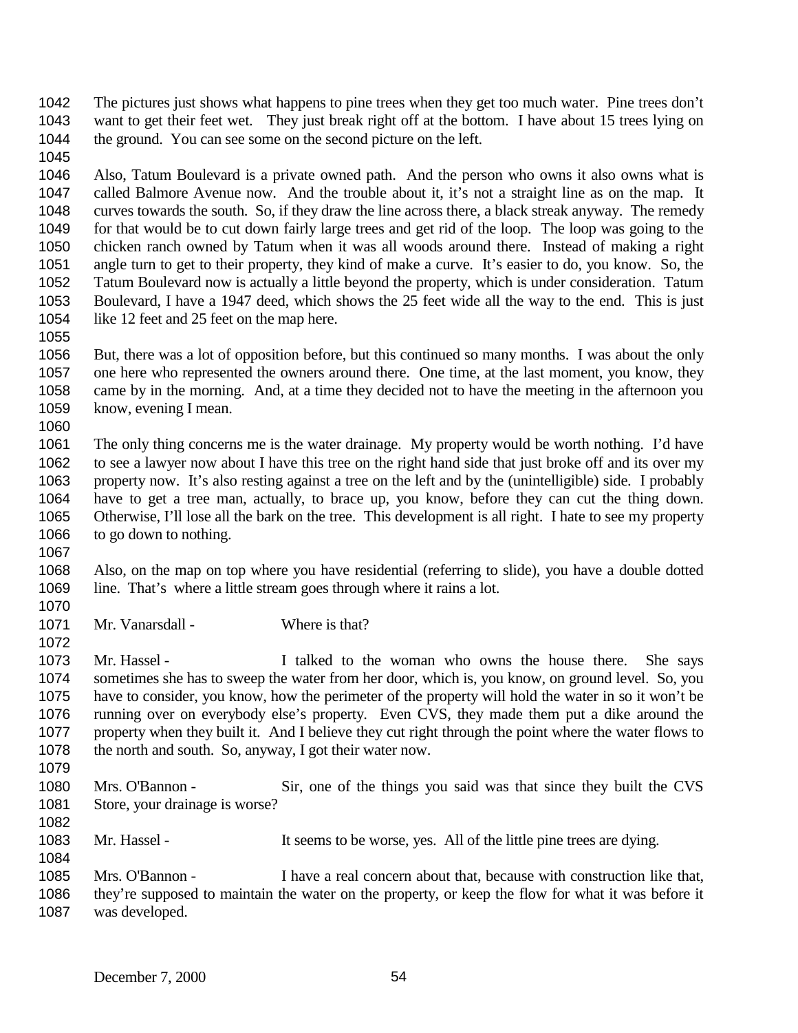The pictures just shows what happens to pine trees when they get too much water. Pine trees don't want to get their feet wet. They just break right off at the bottom. I have about 15 trees lying on the ground. You can see some on the second picture on the left.

Also, Tatum Boulevard is a private owned path. And the person who owns it also owns what is called Balmore Avenue now. And the trouble about it, it's not a straight line as on the map. It curves towards the south. So, if they draw the line across there, a black streak anyway. The remedy for that would be to cut down fairly large trees and get rid of the loop. The loop was going to the chicken ranch owned by Tatum when it was all woods around there. Instead of making a right angle turn to get to their property, they kind of make a curve. It's easier to do, you know. So, the Tatum Boulevard now is actually a little beyond the property, which is under consideration. Tatum Boulevard, I have a 1947 deed, which shows the 25 feet wide all the way to the end. This is just like 12 feet and 25 feet on the map here.

But, there was a lot of opposition before, but this continued so many months. I was about the only one here who represented the owners around there. One time, at the last moment, you know, they came by in the morning. And, at a time they decided not to have the meeting in the afternoon you know, evening I mean.

The only thing concerns me is the water drainage. My property would be worth nothing. I'd have to see a lawyer now about I have this tree on the right hand side that just broke off and its over my property now. It's also resting against a tree on the left and by the (unintelligible) side. I probably have to get a tree man, actually, to brace up, you know, before they can cut the thing down. Otherwise, I'll lose all the bark on the tree. This development is all right. I hate to see my property to go down to nothing.

Also, on the map on top where you have residential (referring to slide), you have a double dotted line. That's where a little stream goes through where it rains a lot.

Mr. Vanarsdall - Where is that?

Mr. Hassel - I talked to the woman who owns the house there. She says sometimes she has to sweep the water from her door, which is, you know, on ground level. So, you have to consider, you know, how the perimeter of the property will hold the water in so it won't be running over on everybody else's property. Even CVS, they made them put a dike around the property when they built it. And I believe they cut right through the point where the water flows to the north and south. So, anyway, I got their water now.

Mrs. O'Bannon - Sir, one of the things you said was that since they built the CVS Store, your drainage is worse?

Mr. Hassel - It seems to be worse, yes. All of the little pine trees are dying.

Mrs. O'Bannon - I have a real concern about that, because with construction like that, they're supposed to maintain the water on the property, or keep the flow for what it was before it was developed.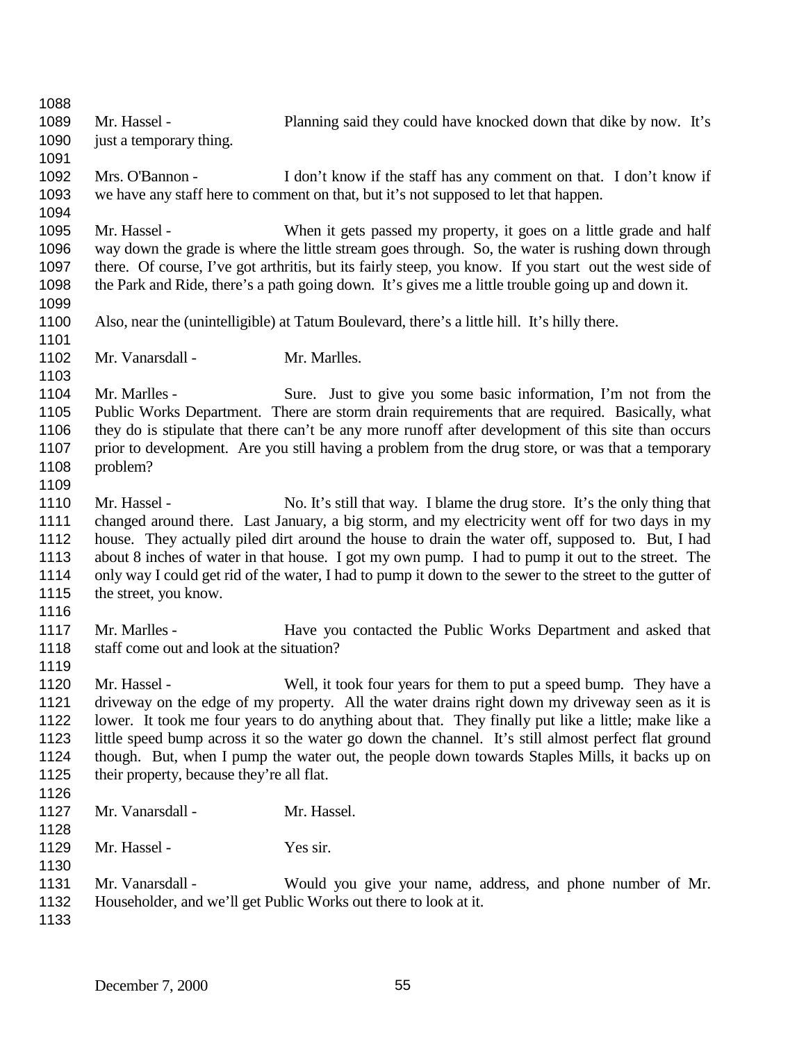Mr. Hassel - Planning said they could have knocked down that dike by now. It's just a temporary thing.

Mrs. O'Bannon - I don't know if the staff has any comment on that. I don't know if we have any staff here to comment on that, but it's not supposed to let that happen.

Mr. Hassel - When it gets passed my property, it goes on a little grade and half way down the grade is where the little stream goes through. So, the water is rushing down through there. Of course, I've got arthritis, but its fairly steep, you know. If you start out the west side of the Park and Ride, there's a path going down. It's gives me a little trouble going up and down it.

Also, near the (unintelligible) at Tatum Boulevard, there's a little hill. It's hilly there.

Mr. Vanarsdall - Mr. Marlles.

Mr. Marlles - Sure. Just to give you some basic information, I'm not from the Public Works Department. There are storm drain requirements that are required. Basically, what they do is stipulate that there can't be any more runoff after development of this site than occurs prior to development. Are you still having a problem from the drug store, or was that a temporary problem?

Mr. Hassel - No. It's still that way. I blame the drug store. It's the only thing that changed around there. Last January, a big storm, and my electricity went off for two days in my house. They actually piled dirt around the house to drain the water off, supposed to. But, I had about 8 inches of water in that house. I got my own pump. I had to pump it out to the street. The only way I could get rid of the water, I had to pump it down to the sewer to the street to the gutter of the street, you know.

Mr. Marlles - Have you contacted the Public Works Department and asked that staff come out and look at the situation?

Mr. Hassel - Well, it took four years for them to put a speed bump. They have a driveway on the edge of my property. All the water drains right down my driveway seen as it is lower. It took me four years to do anything about that. They finally put like a little; make like a little speed bump across it so the water go down the channel. It's still almost perfect flat ground though. But, when I pump the water out, the people down towards Staples Mills, it backs up on their property, because they're all flat.

Mr. Vanarsdall - Mr. Hassel.

Mr. Hassel - Yes sir.

Mr. Vanarsdall - Would you give your name, address, and phone number of Mr. Householder, and we'll get Public Works out there to look at it.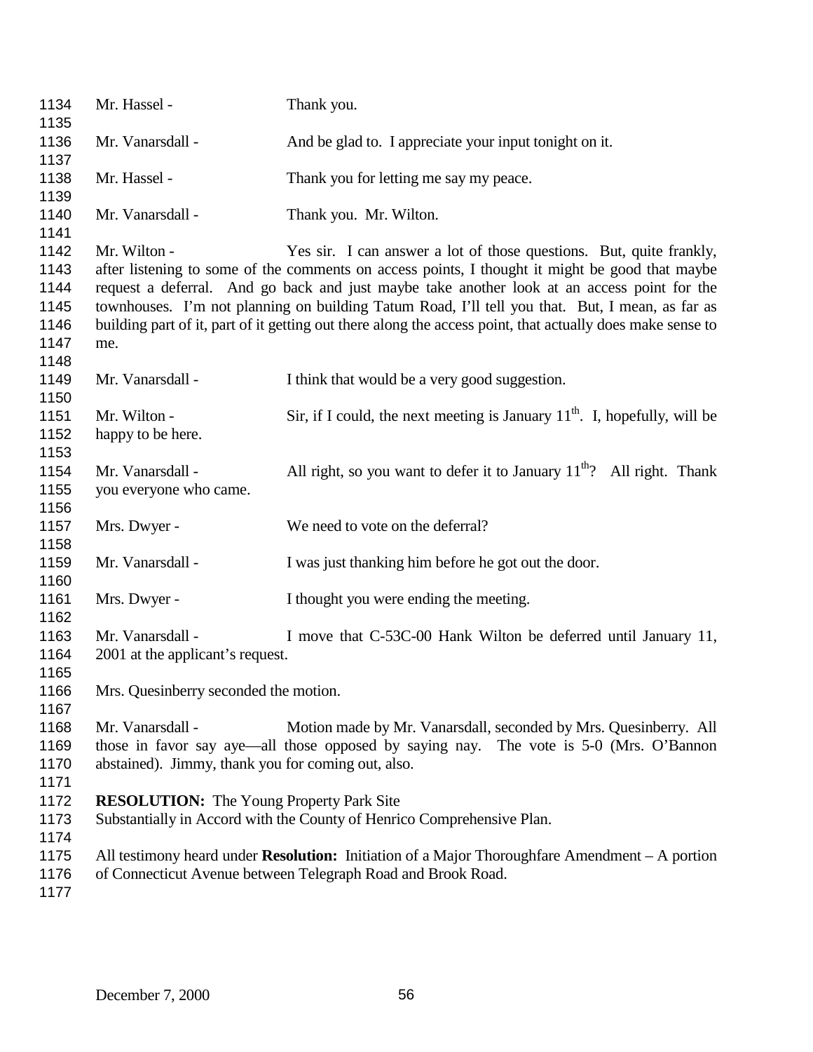Mr. Hassel - Thank you.

Mr. Vanarsdall - And be glad to. I appreciate your input tonight on it.

Mr. Hassel - Thank you for letting me say my peace.

Mr. Vanarsdall - Thank you. Mr. Wilton.

Mr. Wilton - Yes sir. I can answer a lot of those questions. But, quite frankly, after listening to some of the comments on access points, I thought it might be good that maybe request a deferral. And go back and just maybe take another look at an access point for the townhouses. I'm not planning on building Tatum Road, I'll tell you that. But, I mean, as far as building part of it, part of it getting out there along the access point, that actually does make sense to me.

Mr. Vanarsdall - I think that would be a very good suggestion.

Mr. Wilton - Sir, if I could, the next meeting is January 11th. I, hopefully, will be happy to be here.

Mr. Vanarsdall - All right, so you want to defer it to January 11th? All right. Thank you everyone who came.

Mrs. Dwyer - We need to vote on the deferral?

Mr. Vanarsdall - I was just thanking him before he got out the door.

Mrs. Dwyer - I thought you were ending the meeting.

Mr. Vanarsdall - I move that C-53C-00 Hank Wilton be deferred until January 11, 2001 at the applicant's request.

Mrs. Quesinberry seconded the motion.

Mr. Vanarsdall - Motion made by Mr. Vanarsdall, seconded by Mrs. Quesinberry. All those in favor say aye—all those opposed by saying nay. The vote is 5-0 (Mrs. O'Bannon abstained). Jimmy, thank you for coming out, also.

**RESOLUTION:** The Young Property Park Site
Substantially in Accord with the County of Henrico Comprehensive Plan.

All testimony heard under **Resolution:** Initiation of a Major Thoroughfare Amendment – A portion of Connecticut Avenue between Telegraph Road and Brook Road.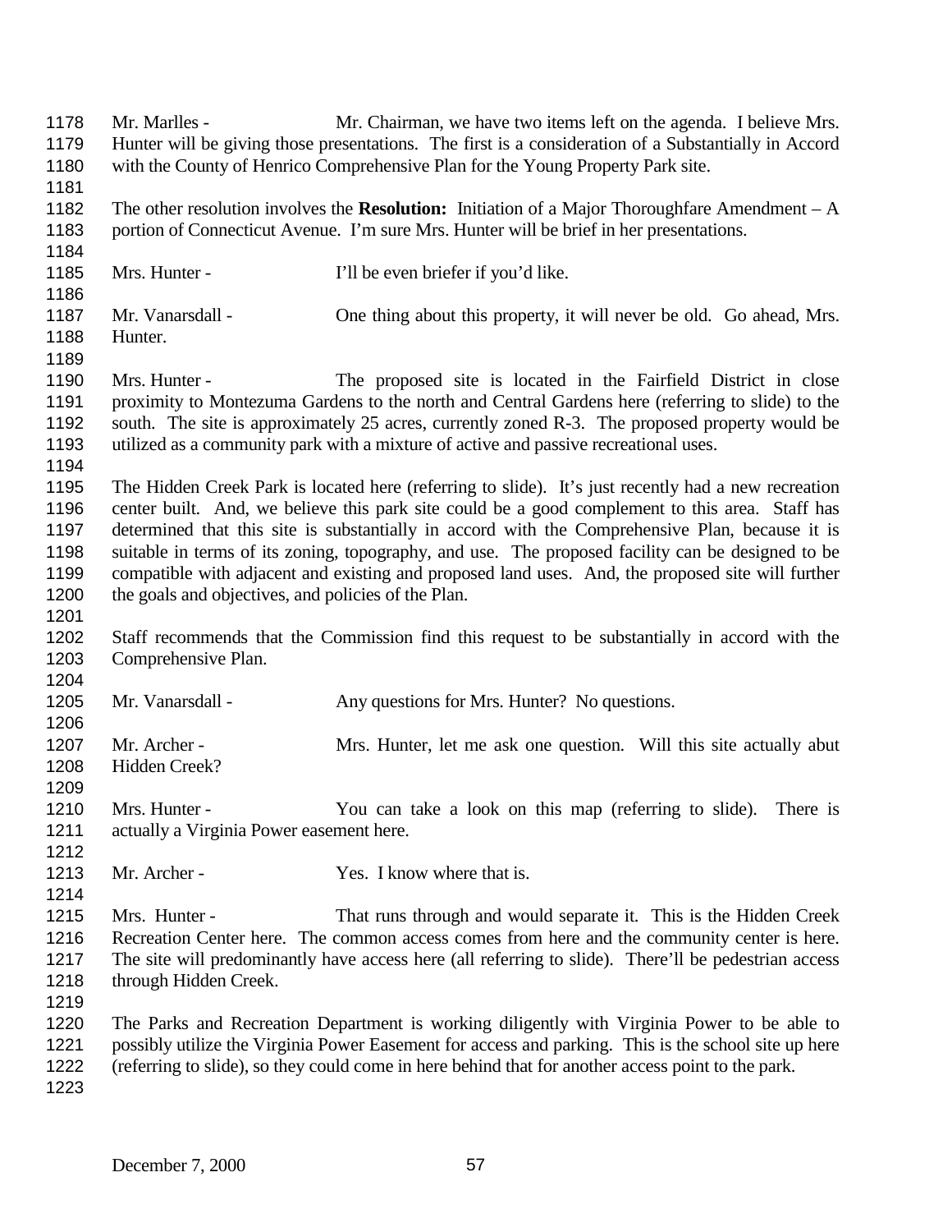Mr. Marlles - Mr. Chairman, we have two items left on the agenda. I believe Mrs. Hunter will be giving those presentations. The first is a consideration of a Substantially in Accord with the County of Henrico Comprehensive Plan for the Young Property Park site.

The other resolution involves the **Resolution:** Initiation of a Major Thoroughfare Amendment – A portion of Connecticut Avenue. I'm sure Mrs. Hunter will be brief in her presentations.

Mrs. Hunter - I'll be even briefer if you'd like.

Mr. Vanarsdall - One thing about this property, it will never be old. Go ahead, Mrs. Hunter.

Mrs. Hunter - The proposed site is located in the Fairfield District in close proximity to Montezuma Gardens to the north and Central Gardens here (referring to slide) to the south. The site is approximately 25 acres, currently zoned R-3. The proposed property would be utilized as a community park with a mixture of active and passive recreational uses.

The Hidden Creek Park is located here (referring to slide). It's just recently had a new recreation center built. And, we believe this park site could be a good complement to this area. Staff has determined that this site is substantially in accord with the Comprehensive Plan, because it is suitable in terms of its zoning, topography, and use. The proposed facility can be designed to be compatible with adjacent and existing and proposed land uses. And, the proposed site will further the goals and objectives, and policies of the Plan.

Staff recommends that the Commission find this request to be substantially in accord with the Comprehensive Plan.

Mr. Vanarsdall - Any questions for Mrs. Hunter? No questions.

Mr. Archer - Mrs. Hunter, let me ask one question. Will this site actually abut Hidden Creek?

Mrs. Hunter - You can take a look on this map (referring to slide). There is actually a Virginia Power easement here.

Mr. Archer - Yes. I know where that is.

Mrs. Hunter - That runs through and would separate it. This is the Hidden Creek Recreation Center here. The common access comes from here and the community center is here. The site will predominantly have access here (all referring to slide). There'll be pedestrian access through Hidden Creek.

The Parks and Recreation Department is working diligently with Virginia Power to be able to possibly utilize the Virginia Power Easement for access and parking. This is the school site up here (referring to slide), so they could come in here behind that for another access point to the park.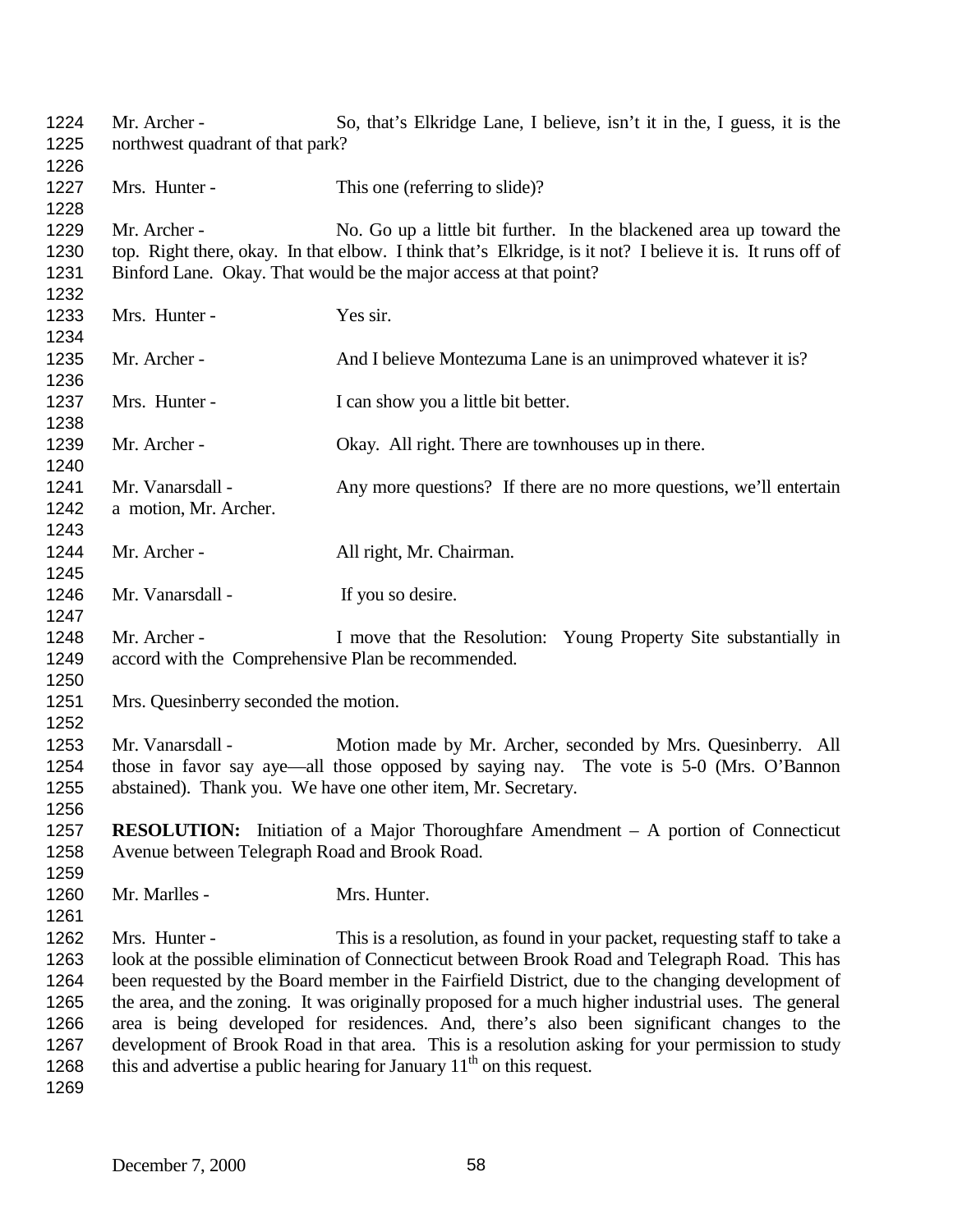Mr. Archer - So, that's Elkridge Lane, I believe, isn't it in the, I guess, it is the northwest quadrant of that park?

Mrs. Hunter - This one (referring to slide)?

Mr. Archer - No. Go up a little bit further. In the blackened area up toward the top. Right there, okay. In that elbow. I think that's Elkridge, is it not? I believe it is. It runs off of Binford Lane. Okay. That would be the major access at that point?

Mrs. Hunter - Yes sir.

Mr. Archer - And I believe Montezuma Lane is an unimproved whatever it is?

Mrs. Hunter - I can show you a little bit better.

Mr. Archer - Okay. All right. There are townhouses up in there.

Mr. Vanarsdall - Any more questions? If there are no more questions, we'll entertain a motion, Mr. Archer.

Mr. Archer - All right, Mr. Chairman.

Mr. Vanarsdall - If you so desire.

Mr. Archer - I move that the Resolution: Young Property Site substantially in accord with the Comprehensive Plan be recommended.

Mrs. Quesinberry seconded the motion.

Mr. Vanarsdall - Motion made by Mr. Archer, seconded by Mrs. Quesinberry. All those in favor say aye—all those opposed by saying nay. The vote is 5-0 (Mrs. O'Bannon abstained). Thank you. We have one other item, Mr. Secretary.

**RESOLUTION:** Initiation of a Major Thoroughfare Amendment – A portion of Connecticut Avenue between Telegraph Road and Brook Road.

Mr. Marlles - Mrs. Hunter.

Mrs. Hunter - This is a resolution, as found in your packet, requesting staff to take a look at the possible elimination of Connecticut between Brook Road and Telegraph Road. This has been requested by the Board member in the Fairfield District, due to the changing development of the area, and the zoning. It was originally proposed for a much higher industrial uses. The general area is being developed for residences. And, there's also been significant changes to the development of Brook Road in that area. This is a resolution asking for your permission to study this and advertise a public hearing for January 11th on this request.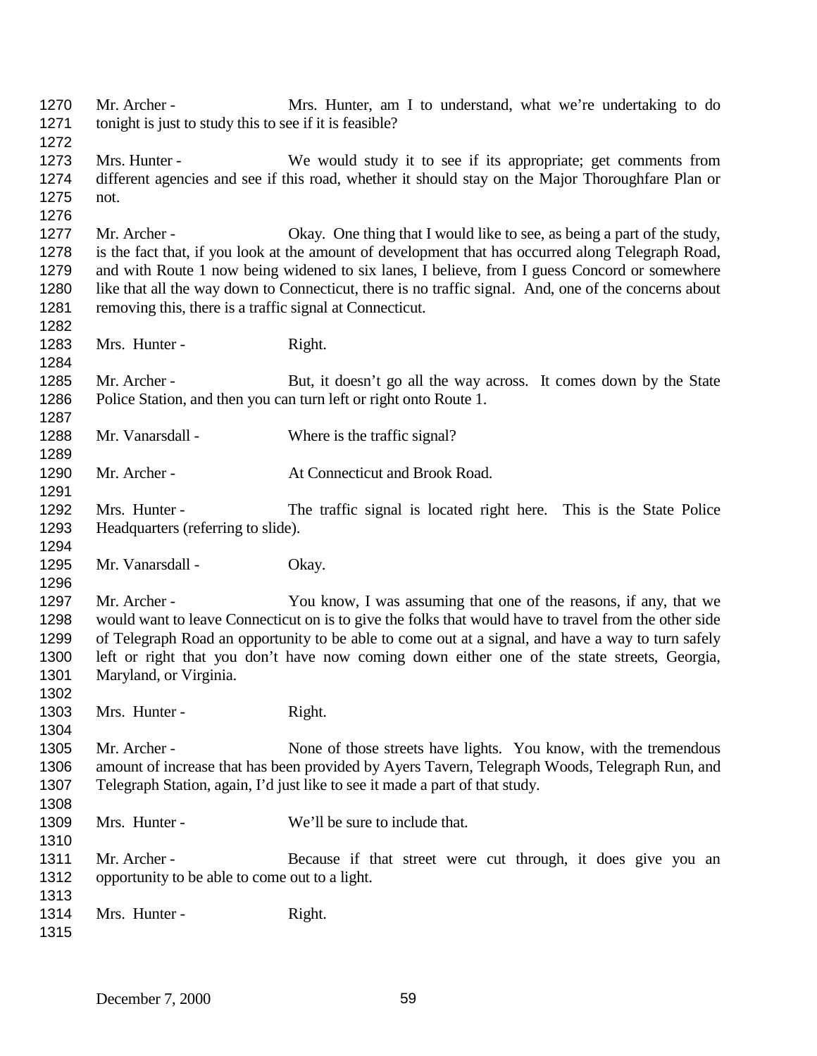Mr. Archer - Mrs. Hunter, am I to understand, what we're undertaking to do tonight is just to study this to see if it is feasible?

Mrs. Hunter - We would study it to see if its appropriate; get comments from different agencies and see if this road, whether it should stay on the Major Thoroughfare Plan or not.

Mr. Archer - Okay. One thing that I would like to see, as being a part of the study, is the fact that, if you look at the amount of development that has occurred along Telegraph Road, and with Route 1 now being widened to six lanes, I believe, from I guess Concord or somewhere like that all the way down to Connecticut, there is no traffic signal. And, one of the concerns about removing this, there is a traffic signal at Connecticut.

Mrs. Hunter - Right.

Mr. Archer - But, it doesn't go all the way across. It comes down by the State Police Station, and then you can turn left or right onto Route 1.

Mr. Vanarsdall - Where is the traffic signal?

Mr. Archer - At Connecticut and Brook Road.

Mrs. Hunter - The traffic signal is located right here. This is the State Police Headquarters (referring to slide).

Mr. Vanarsdall - Okay.

Mr. Archer - You know, I was assuming that one of the reasons, if any, that we would want to leave Connecticut on is to give the folks that would have to travel from the other side of Telegraph Road an opportunity to be able to come out at a signal, and have a way to turn safely left or right that you don't have now coming down either one of the state streets, Georgia, Maryland, or Virginia.

Mrs. Hunter - Right.

Mr. Archer - None of those streets have lights. You know, with the tremendous amount of increase that has been provided by Ayers Tavern, Telegraph Woods, Telegraph Run, and Telegraph Station, again, I'd just like to see it made a part of that study.

Mrs. Hunter - We'll be sure to include that.

Mr. Archer - Because if that street were cut through, it does give you an opportunity to be able to come out to a light.

Mrs. Hunter - Right.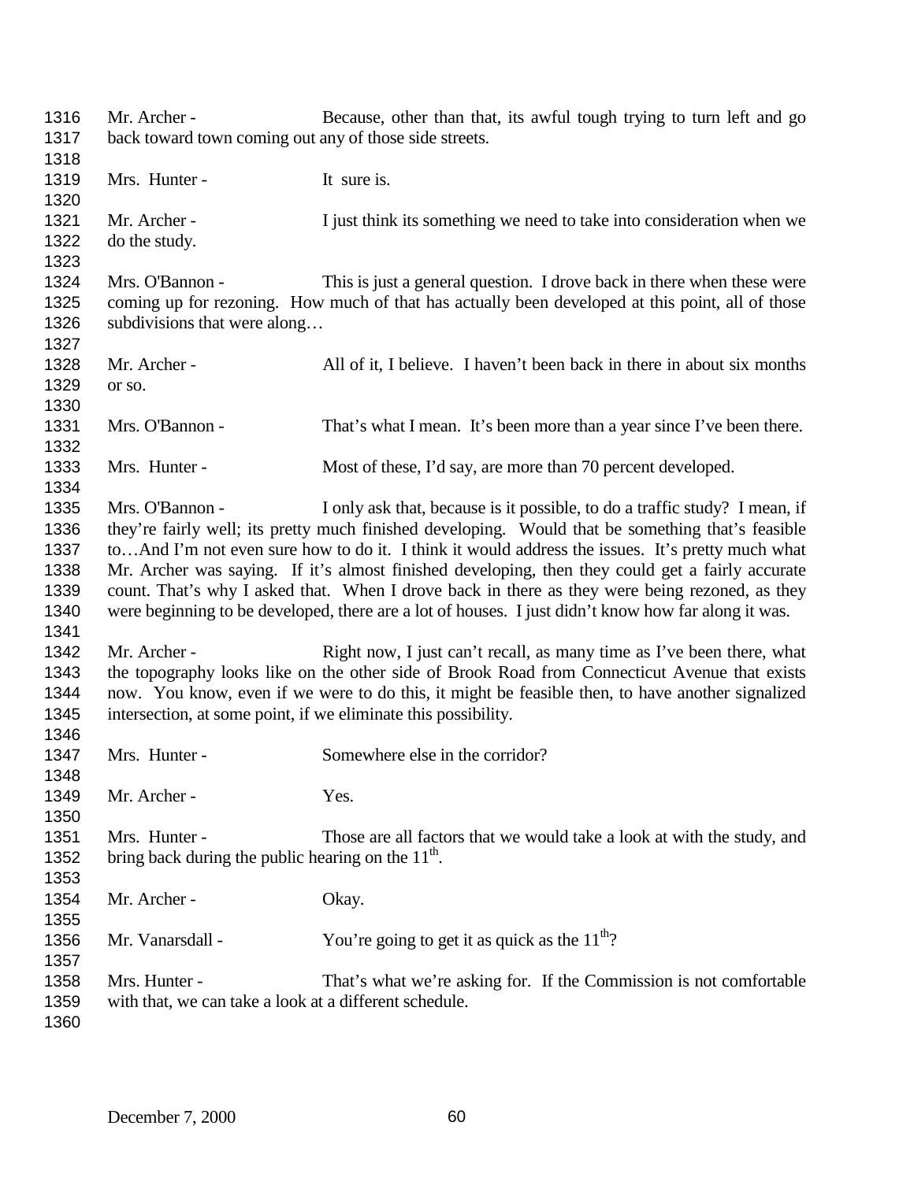Mr. Archer - Because, other than that, its awful tough trying to turn left and go back toward town coming out any of those side streets.

Mrs. Hunter - It sure is.

Mr. Archer - I just think its something we need to take into consideration when we do the study.

Mrs. O'Bannon - This is just a general question. I drove back in there when these were coming up for rezoning. How much of that has actually been developed at this point, all of those subdivisions that were along…

Mr. Archer - All of it, I believe. I haven't been back in there in about six months or so.

Mrs. O'Bannon - That's what I mean. It's been more than a year since I've been there.

Mrs. Hunter - Most of these, I'd say, are more than 70 percent developed.

Mrs. O'Bannon - I only ask that, because is it possible, to do a traffic study? I mean, if they're fairly well; its pretty much finished developing. Would that be something that's feasible to…And I'm not even sure how to do it. I think it would address the issues. It's pretty much what Mr. Archer was saying. If it's almost finished developing, then they could get a fairly accurate count. That's why I asked that. When I drove back in there as they were being rezoned, as they were beginning to be developed, there are a lot of houses. I just didn't know how far along it was.

Mr. Archer - Right now, I just can't recall, as many time as I've been there, what the topography looks like on the other side of Brook Road from Connecticut Avenue that exists now. You know, even if we were to do this, it might be feasible then, to have another signalized intersection, at some point, if we eliminate this possibility.

Mrs. Hunter - Somewhere else in the corridor?

Mr. Archer - Yes.

Mrs. Hunter - Those are all factors that we would take a look at with the study, and bring back during the public hearing on the 11th.

Mr. Archer - Okay.

Mr. Vanarsdall - You're going to get it as quick as the 11th?

Mrs. Hunter - That's what we're asking for. If the Commission is not comfortable with that, we can take a look at a different schedule.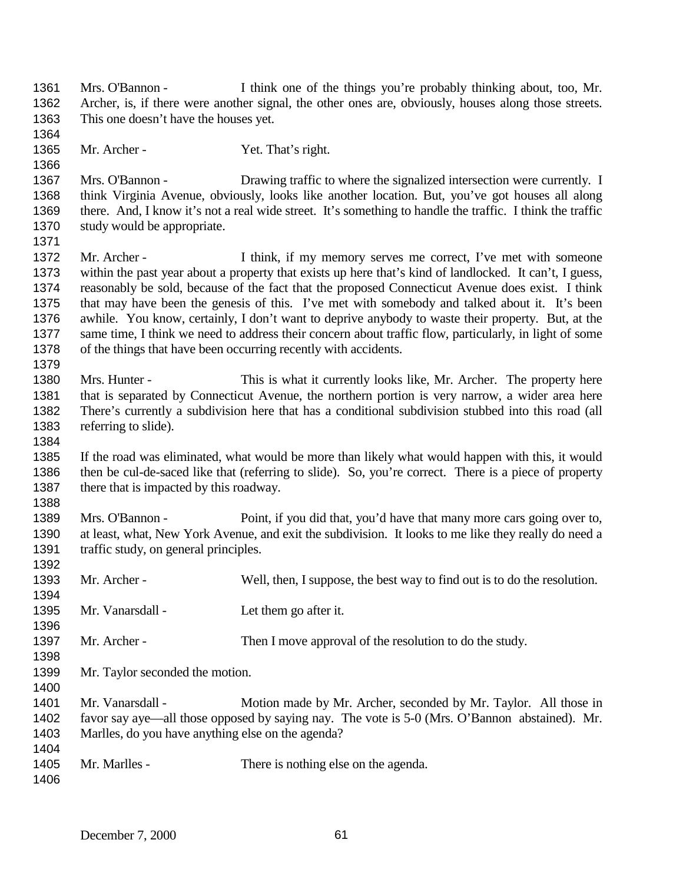Mrs. O'Bannon - I think one of the things you're probably thinking about, too, Mr. Archer, is, if there were another signal, the other ones are, obviously, houses along those streets. This one doesn't have the houses yet.

Mr. Archer - Yet. That's right.

Mrs. O'Bannon - Drawing traffic to where the signalized intersection were currently. I think Virginia Avenue, obviously, looks like another location. But, you've got houses all along there. And, I know it's not a real wide street. It's something to handle the traffic. I think the traffic study would be appropriate.

Mr. Archer - I think, if my memory serves me correct, I've met with someone within the past year about a property that exists up here that's kind of landlocked. It can't, I guess, reasonably be sold, because of the fact that the proposed Connecticut Avenue does exist. I think that may have been the genesis of this. I've met with somebody and talked about it. It's been awhile. You know, certainly, I don't want to deprive anybody to waste their property. But, at the same time, I think we need to address their concern about traffic flow, particularly, in light of some of the things that have been occurring recently with accidents.

Mrs. Hunter - This is what it currently looks like, Mr. Archer. The property here that is separated by Connecticut Avenue, the northern portion is very narrow, a wider area here There's currently a subdivision here that has a conditional subdivision stubbed into this road (all referring to slide).

If the road was eliminated, what would be more than likely what would happen with this, it would then be cul-de-saced like that (referring to slide). So, you're correct. There is a piece of property there that is impacted by this roadway.

Mrs. O'Bannon - Point, if you did that, you'd have that many more cars going over to, at least, what, New York Avenue, and exit the subdivision. It looks to me like they really do need a traffic study, on general principles.

Mr. Archer - Well, then, I suppose, the best way to find out is to do the resolution.

Mr. Vanarsdall - Let them go after it.

Mr. Archer - Then I move approval of the resolution to do the study.

Mr. Taylor seconded the motion.

Mr. Vanarsdall - Motion made by Mr. Archer, seconded by Mr. Taylor. All those in favor say aye—all those opposed by saying nay. The vote is 5-0 (Mrs. O'Bannon abstained). Mr. Marlles, do you have anything else on the agenda?

Mr. Marlles - There is nothing else on the agenda.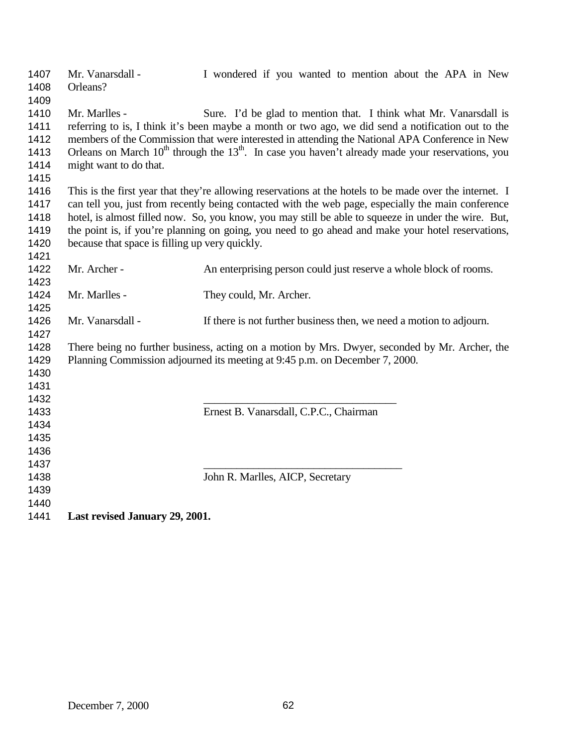Mr. Vanarsdall - I wondered if you wanted to mention about the APA in New Orleans?

Mr. Marlles - Sure. I'd be glad to mention that. I think what Mr. Vanarsdall is referring to is, I think it's been maybe a month or two ago, we did send a notification out to the members of the Commission that were interested in attending the National APA Conference in New Orleans on March 10th through the 13th. In case you haven't already made your reservations, you might want to do that.

This is the first year that they're allowing reservations at the hotels to be made over the internet. I can tell you, just from recently being contacted with the web page, especially the main conference hotel, is almost filled now. So, you know, you may still be able to squeeze in under the wire. But, the point is, if you're planning on going, you need to go ahead and make your hotel reservations, because that space is filling up very quickly.

Mr. Archer - An enterprising person could just reserve a whole block of rooms.

Mr. Marlles - They could, Mr. Archer.

Mr. Vanarsdall - If there is not further business then, we need a motion to adjourn.

There being no further business, acting on a motion by Mrs. Dwyer, seconded by Mr. Archer, the Planning Commission adjourned its meeting at 9:45 p.m. on December 7, 2000.

\_\_\_\_\_\_\_\_\_\_\_\_\_\_\_\_\_\_\_\_\_\_\_\_\_\_\_\_\_\_\_\_\_\_\_

Ernest B. Vanarsdall, C.P.C., Chairman

\_\_\_\_\_\_\_\_\_\_\_\_\_\_\_\_\_\_\_\_\_\_\_\_\_\_\_\_\_\_\_\_\_\_\_

John R. Marlles, AICP, Secretary

**Last revised January 29, 2001.**